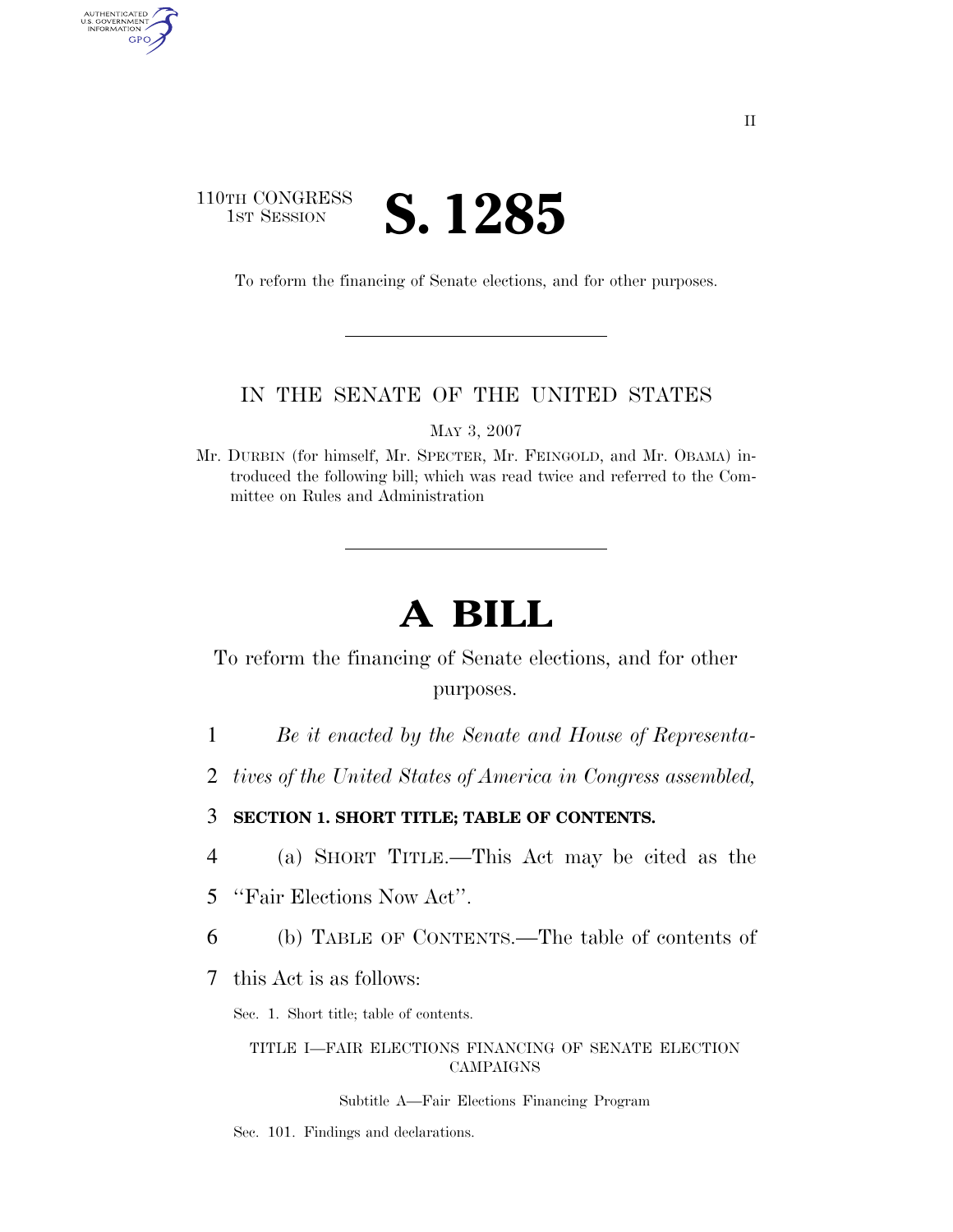110TH CONGRESS
1ST SESSION

# S. 1285

To reform the financing of Senate elections, and for other purposes.

---

IN THE SENATE OF THE UNITED STATES

MAY 3, 2007

Mr. DURBIN (for himself, Mr. SPECTER, Mr. FEINGOLD, and Mr. OBAMA) introduced the following bill; which was read twice and referred to the Committee on Rules and Administration

---

# A BILL

To reform the financing of Senate elections, and for other purposes.

1 *Be it enacted by the Senate and House of Representa-*
2 *tives of the United States of America in Congress assembled,*

3 **SECTION 1. SHORT TITLE; TABLE OF CONTENTS.**

4 (a) SHORT TITLE.—This Act may be cited as the
5 ''Fair Elections Now Act''.

6 (b) TABLE OF CONTENTS.—The table of contents of
7 this Act is as follows:

Sec. 1. Short title; table of contents.

TITLE I—FAIR ELECTIONS FINANCING OF SENATE ELECTION CAMPAIGNS

Subtitle A—Fair Elections Financing Program

Sec. 101. Findings and declarations.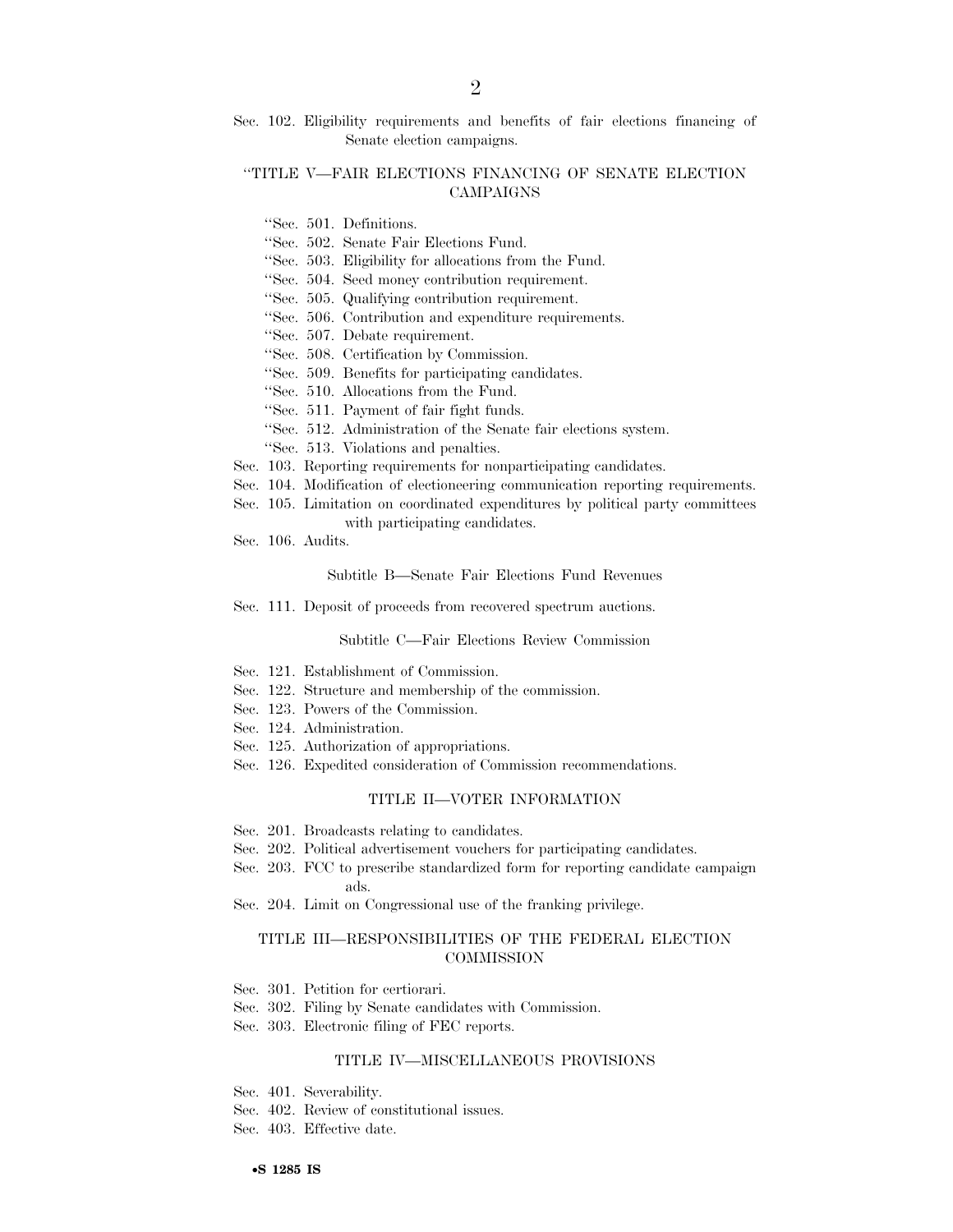Sec. 102. Eligibility requirements and benefits of fair elections financing of Senate election campaigns.

"TITLE V—FAIR ELECTIONS FINANCING OF SENATE ELECTION CAMPAIGNS

"Sec. 501. Definitions.
"Sec. 502. Senate Fair Elections Fund.
"Sec. 503. Eligibility for allocations from the Fund.
"Sec. 504. Seed money contribution requirement.
"Sec. 505. Qualifying contribution requirement.
"Sec. 506. Contribution and expenditure requirements.
"Sec. 507. Debate requirement.
"Sec. 508. Certification by Commission.
"Sec. 509. Benefits for participating candidates.
"Sec. 510. Allocations from the Fund.
"Sec. 511. Payment of fair fight funds.
"Sec. 512. Administration of the Senate fair elections system.
"Sec. 513. Violations and penalties.

Sec. 103. Reporting requirements for nonparticipating candidates.
Sec. 104. Modification of electioneering communication reporting requirements.
Sec. 105. Limitation on coordinated expenditures by political party committees with participating candidates.
Sec. 106. Audits.

Subtitle B—Senate Fair Elections Fund Revenues

Sec. 111. Deposit of proceeds from recovered spectrum auctions.

Subtitle C—Fair Elections Review Commission

Sec. 121. Establishment of Commission.
Sec. 122. Structure and membership of the commission.
Sec. 123. Powers of the Commission.
Sec. 124. Administration.
Sec. 125. Authorization of appropriations.
Sec. 126. Expedited consideration of Commission recommendations.

TITLE II—VOTER INFORMATION

Sec. 201. Broadcasts relating to candidates.
Sec. 202. Political advertisement vouchers for participating candidates.
Sec. 203. FCC to prescribe standardized form for reporting candidate campaign ads.
Sec. 204. Limit on Congressional use of the franking privilege.

TITLE III—RESPONSIBILITIES OF THE FEDERAL ELECTION COMMISSION

Sec. 301. Petition for certiorari.
Sec. 302. Filing by Senate candidates with Commission.
Sec. 303. Electronic filing of FEC reports.

TITLE IV—MISCELLANEOUS PROVISIONS

Sec. 401. Severability.
Sec. 402. Review of constitutional issues.
Sec. 403. Effective date.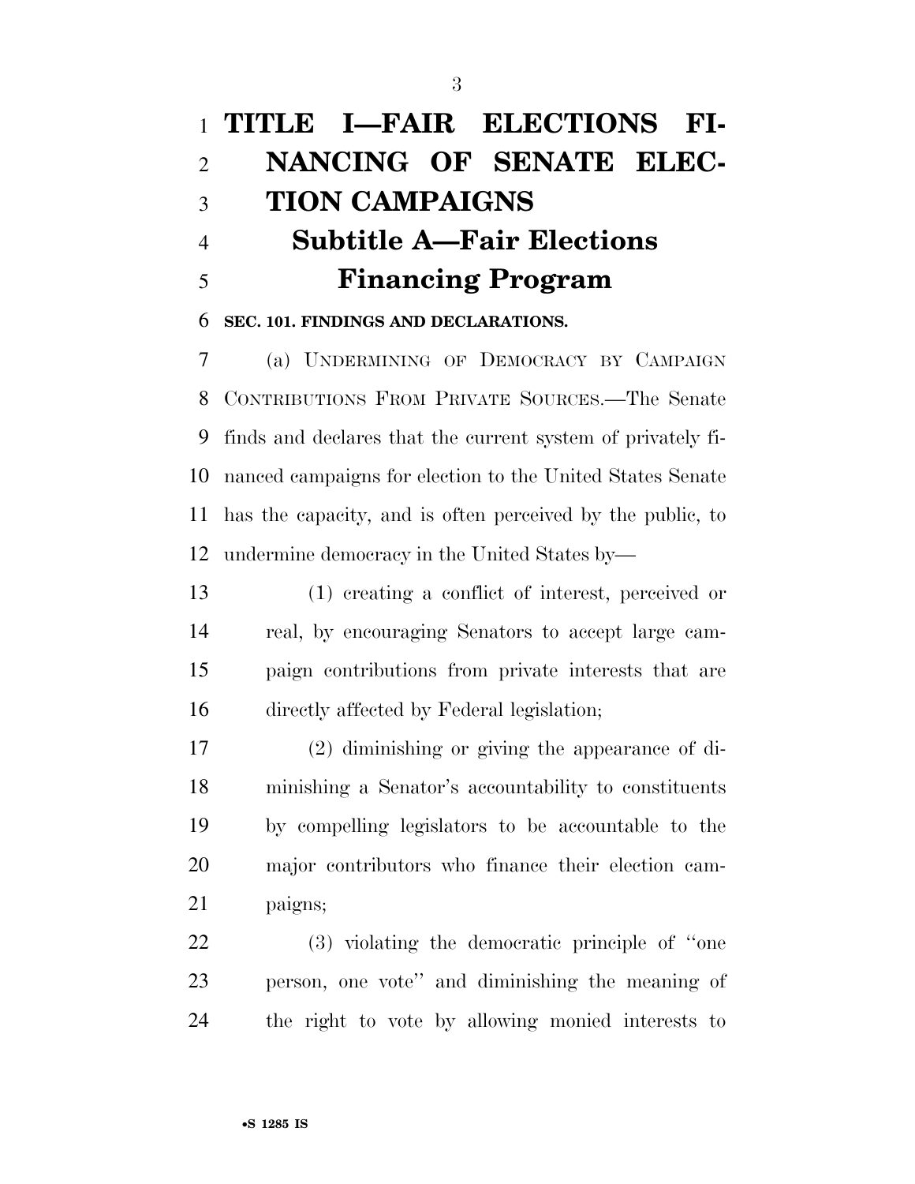# TITLE I—FAIR ELECTIONS FINANCING OF SENATE ELECTION CAMPAIGNS

## Subtitle A—Fair Elections Financing Program

### SEC. 101. FINDINGS AND DECLARATIONS.

(a) UNDERMINING OF DEMOCRACY BY CAMPAIGN CONTRIBUTIONS FROM PRIVATE SOURCES.—The Senate finds and declares that the current system of privately financed campaigns for election to the United States Senate has the capacity, and is often perceived by the public, to undermine democracy in the United States by—

(1) creating a conflict of interest, perceived or real, by encouraging Senators to accept large campaign contributions from private interests that are directly affected by Federal legislation;

(2) diminishing or giving the appearance of diminishing a Senator's accountability to constituents by compelling legislators to be accountable to the major contributors who finance their election campaigns;

(3) violating the democratic principle of "one person, one vote" and diminishing the meaning of the right to vote by allowing monied interests to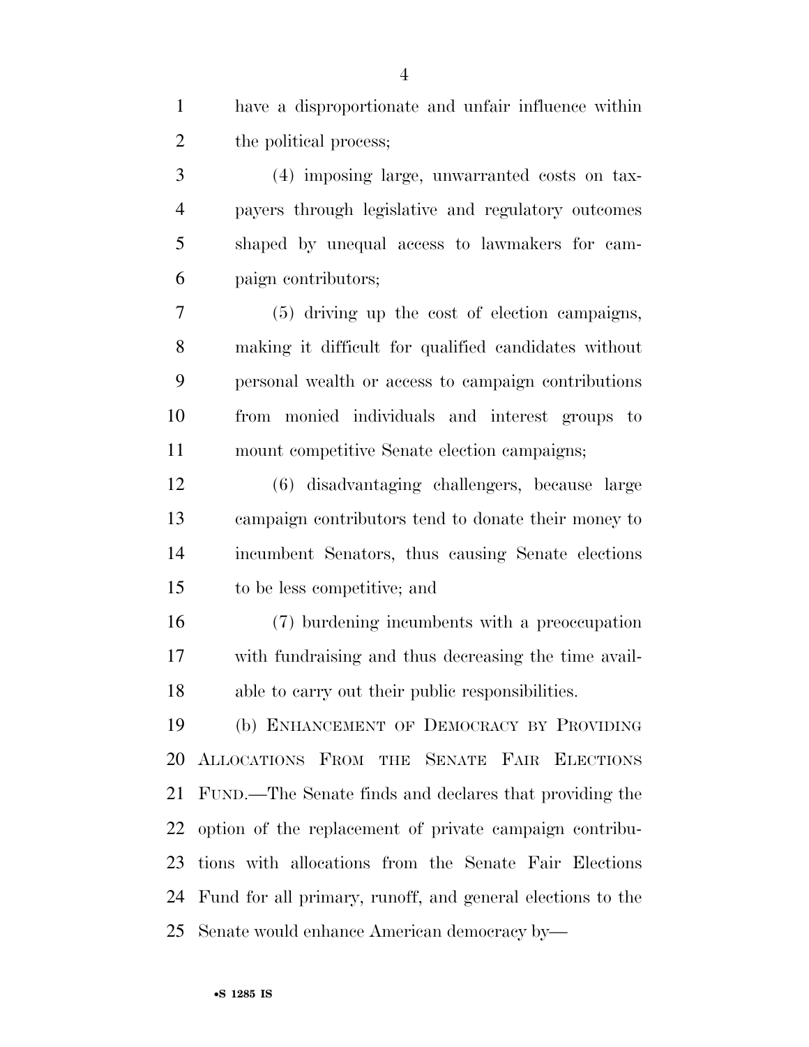have a disproportionate and unfair influence within the political process;

(4) imposing large, unwarranted costs on taxpayers through legislative and regulatory outcomes shaped by unequal access to lawmakers for campaign contributors;

(5) driving up the cost of election campaigns, making it difficult for qualified candidates without personal wealth or access to campaign contributions from monied individuals and interest groups to mount competitive Senate election campaigns;

(6) disadvantaging challengers, because large campaign contributors tend to donate their money to incumbent Senators, thus causing Senate elections to be less competitive; and

(7) burdening incumbents with a preoccupation with fundraising and thus decreasing the time available to carry out their public responsibilities.

(b) ENHANCEMENT OF DEMOCRACY BY PROVIDING ALLOCATIONS FROM THE SENATE FAIR ELECTIONS FUND.—The Senate finds and declares that providing the option of the replacement of private campaign contributions with allocations from the Senate Fair Elections Fund for all primary, runoff, and general elections to the Senate would enhance American democracy by—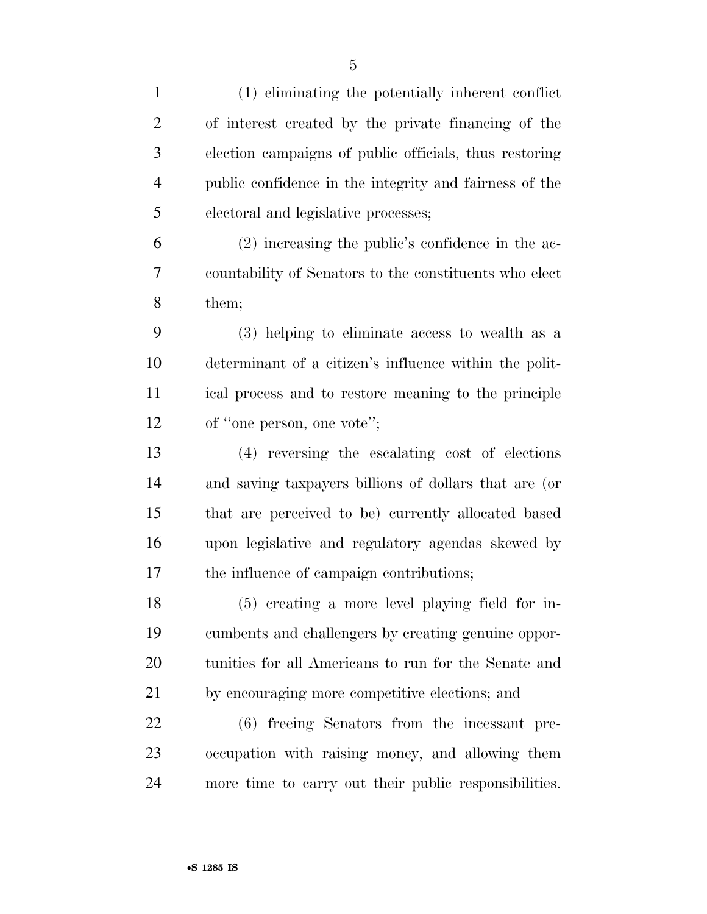(1) eliminating the potentially inherent conflict of interest created by the private financing of the election campaigns of public officials, thus restoring public confidence in the integrity and fairness of the electoral and legislative processes;

(2) increasing the public's confidence in the accountability of Senators to the constituents who elect them;

(3) helping to eliminate access to wealth as a determinant of a citizen's influence within the political process and to restore meaning to the principle of ''one person, one vote'';

(4) reversing the escalating cost of elections and saving taxpayers billions of dollars that are (or that are perceived to be) currently allocated based upon legislative and regulatory agendas skewed by the influence of campaign contributions;

(5) creating a more level playing field for incumbents and challengers by creating genuine opportunities for all Americans to run for the Senate and by encouraging more competitive elections; and

(6) freeing Senators from the incessant preoccupation with raising money, and allowing them more time to carry out their public responsibilities.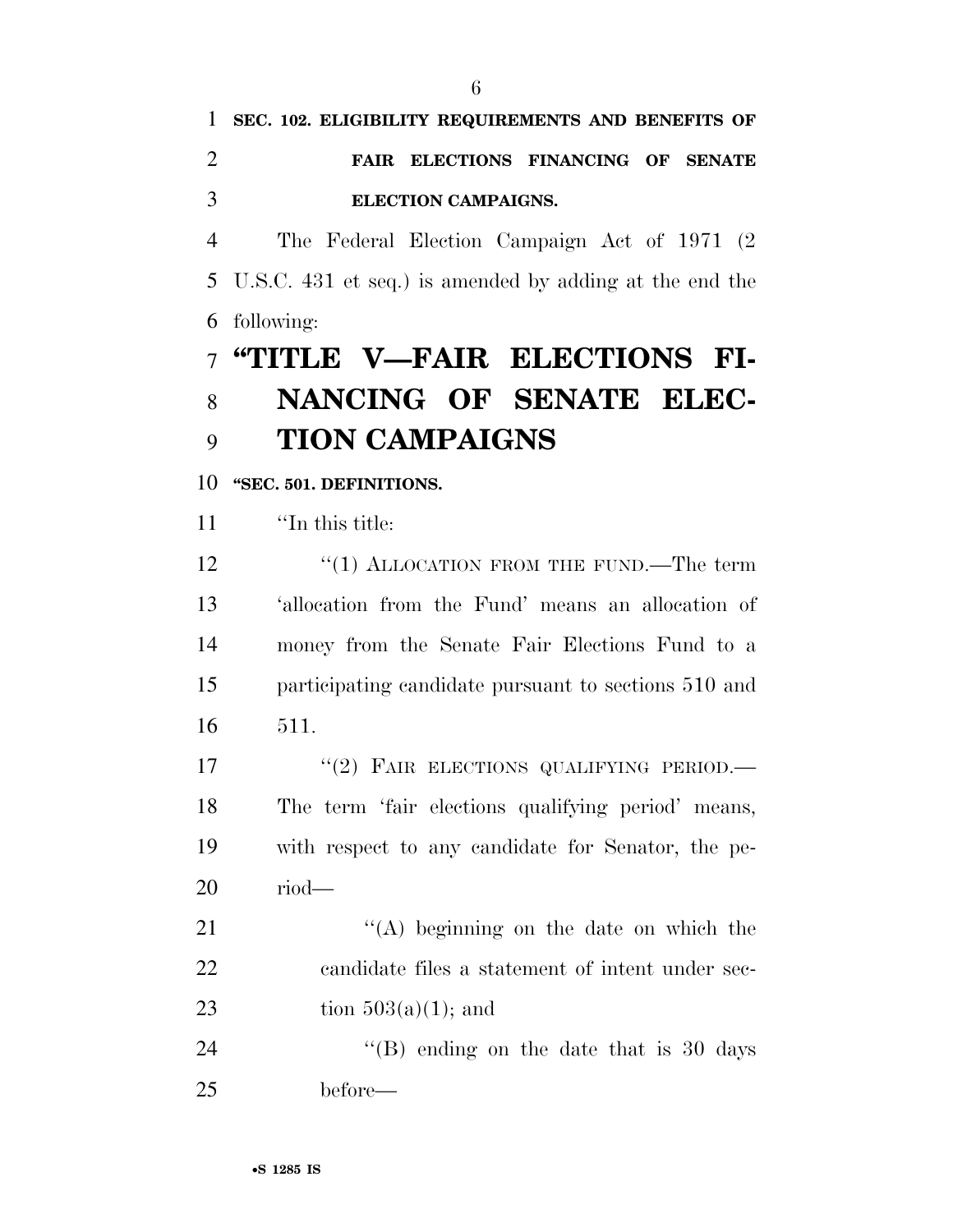**SEC. 102. ELIGIBILITY REQUIREMENTS AND BENEFITS OF FAIR ELECTIONS FINANCING OF SENATE ELECTION CAMPAIGNS.**

The Federal Election Campaign Act of 1971 (2 U.S.C. 431 et seq.) is amended by adding at the end the following:

# "TITLE V—FAIR ELECTIONS FINANCING OF SENATE ELECTION CAMPAIGNS

**"SEC. 501. DEFINITIONS.**

"In this title:

"(1) ALLOCATION FROM THE FUND.—The term 'allocation from the Fund' means an allocation of money from the Senate Fair Elections Fund to a participating candidate pursuant to sections 510 and 511.

"(2) FAIR ELECTIONS QUALIFYING PERIOD.—The term 'fair elections qualifying period' means, with respect to any candidate for Senator, the period—

"(A) beginning on the date on which the candidate files a statement of intent under section 503(a)(1); and

"(B) ending on the date that is 30 days before—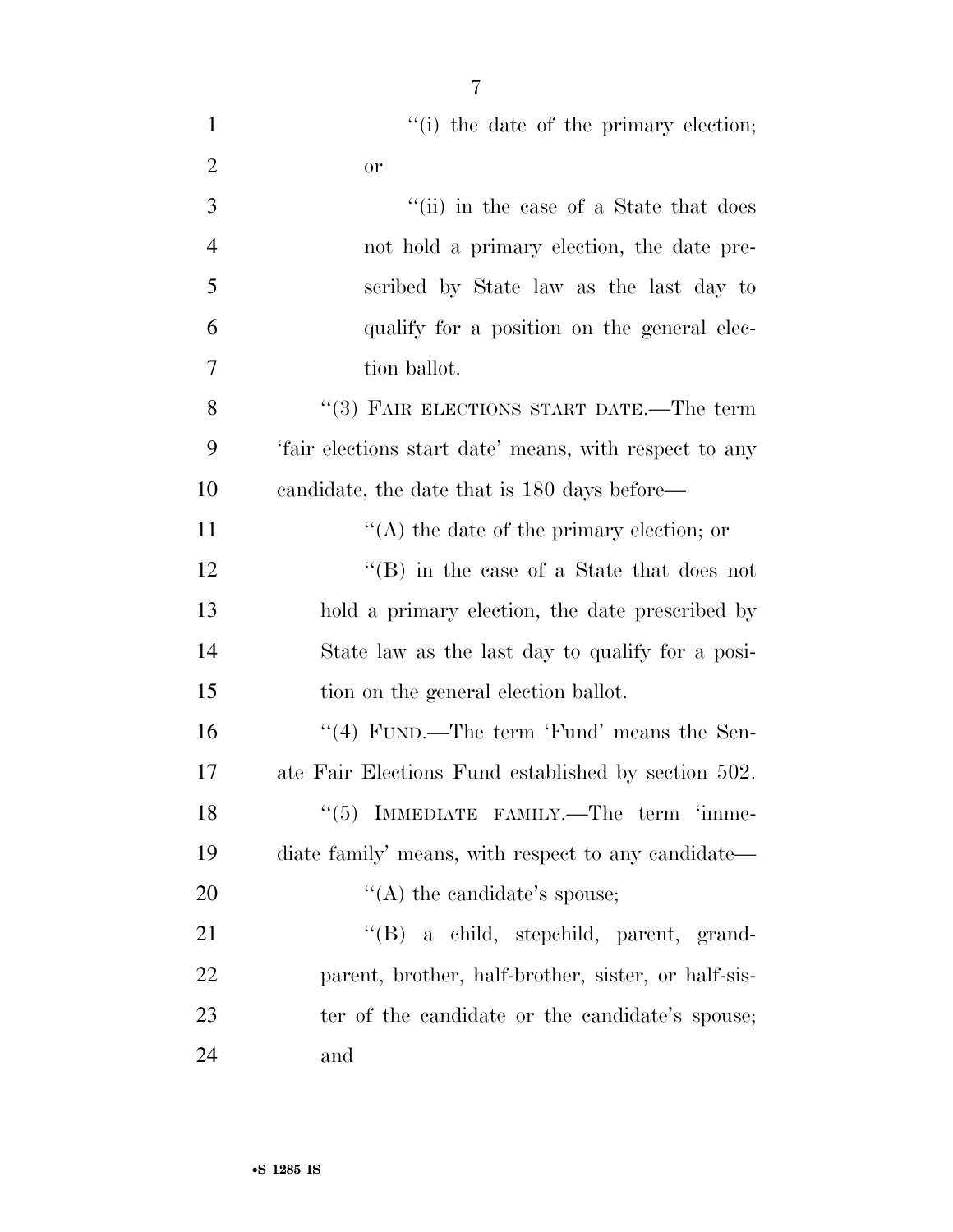''(i) the date of the primary election; or

''(ii) in the case of a State that does not hold a primary election, the date prescribed by State law as the last day to qualify for a position on the general election ballot.

''(3) FAIR ELECTIONS START DATE.—The term 'fair elections start date' means, with respect to any candidate, the date that is 180 days before—

''(A) the date of the primary election; or

''(B) in the case of a State that does not hold a primary election, the date prescribed by State law as the last day to qualify for a position on the general election ballot.

''(4) FUND.—The term 'Fund' means the Senate Fair Elections Fund established by section 502.

''(5) IMMEDIATE FAMILY.—The term 'immediate family' means, with respect to any candidate—

''(A) the candidate's spouse;

''(B) a child, stepchild, parent, grandparent, brother, half-brother, sister, or half-sister of the candidate or the candidate's spouse; and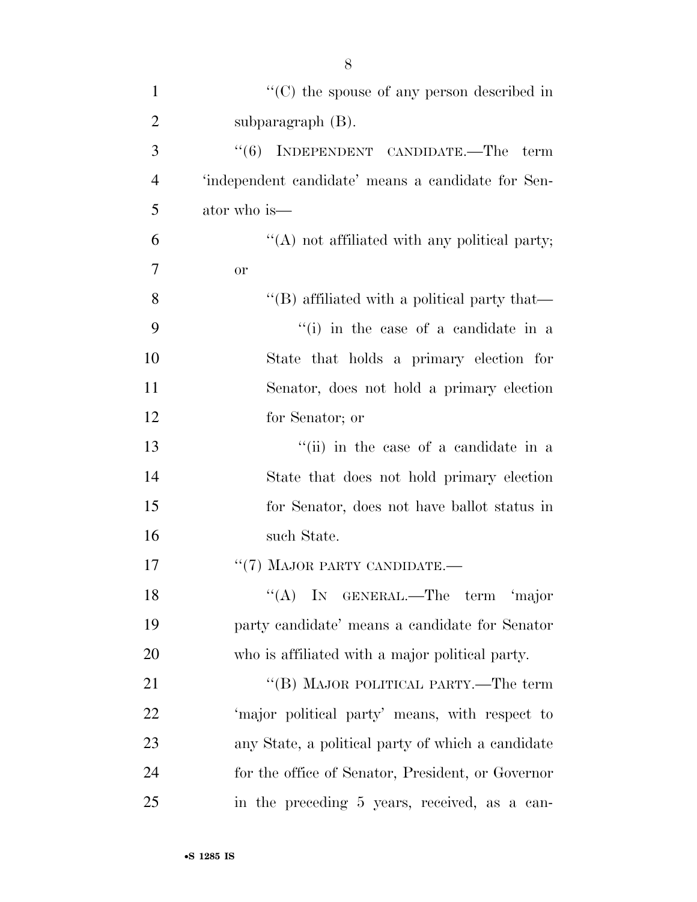''(C) the spouse of any person described in subparagraph (B).

''(6) INDEPENDENT CANDIDATE.—The term 'independent candidate' means a candidate for Senator who is—

''(A) not affiliated with any political party; or

''(B) affiliated with a political party that—

''(i) in the case of a candidate in a State that holds a primary election for Senator, does not hold a primary election for Senator; or

''(ii) in the case of a candidate in a State that does not hold primary election for Senator, does not have ballot status in such State.

''(7) MAJOR PARTY CANDIDATE.—

''(A) IN GENERAL.—The term 'major party candidate' means a candidate for Senator who is affiliated with a major political party.

''(B) MAJOR POLITICAL PARTY.—The term 'major political party' means, with respect to any State, a political party of which a candidate for the office of Senator, President, or Governor in the preceding 5 years, received, as a can-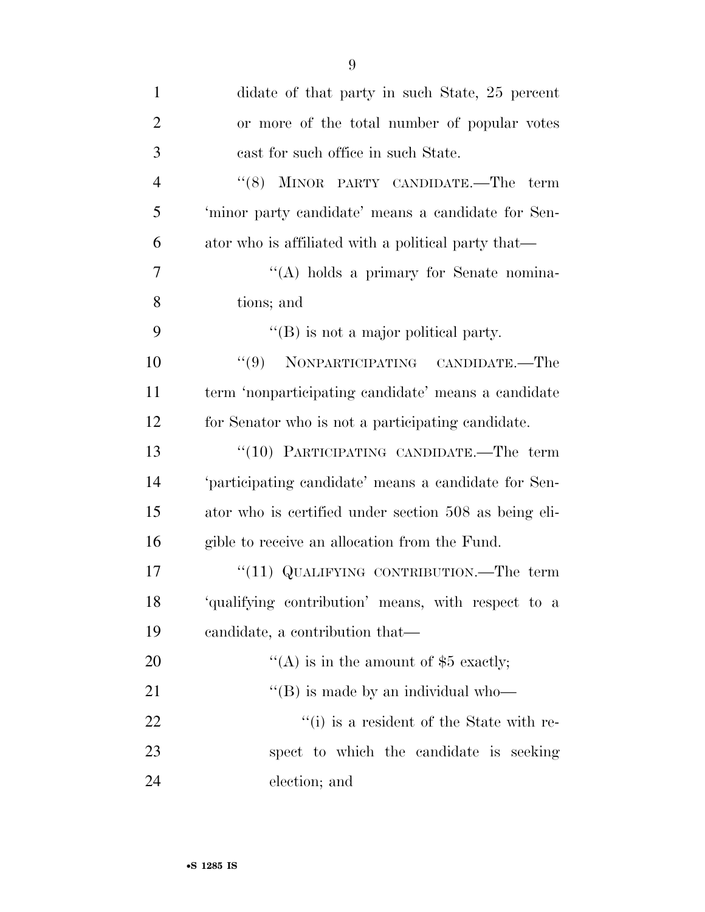didate of that party in such State, 25 percent or more of the total number of popular votes cast for such office in such State.

"(8) MINOR PARTY CANDIDATE.—The term 'minor party candidate' means a candidate for Senator who is affiliated with a political party that—

"(A) holds a primary for Senate nominations; and

"(B) is not a major political party.

"(9) NONPARTICIPATING CANDIDATE.—The term 'nonparticipating candidate' means a candidate for Senator who is not a participating candidate.

"(10) PARTICIPATING CANDIDATE.—The term 'participating candidate' means a candidate for Senator who is certified under section 508 as being eligible to receive an allocation from the Fund.

"(11) QUALIFYING CONTRIBUTION.—The term 'qualifying contribution' means, with respect to a candidate, a contribution that—

"(A) is in the amount of $5 exactly;

"(B) is made by an individual who—

"(i) is a resident of the State with respect to which the candidate is seeking election; and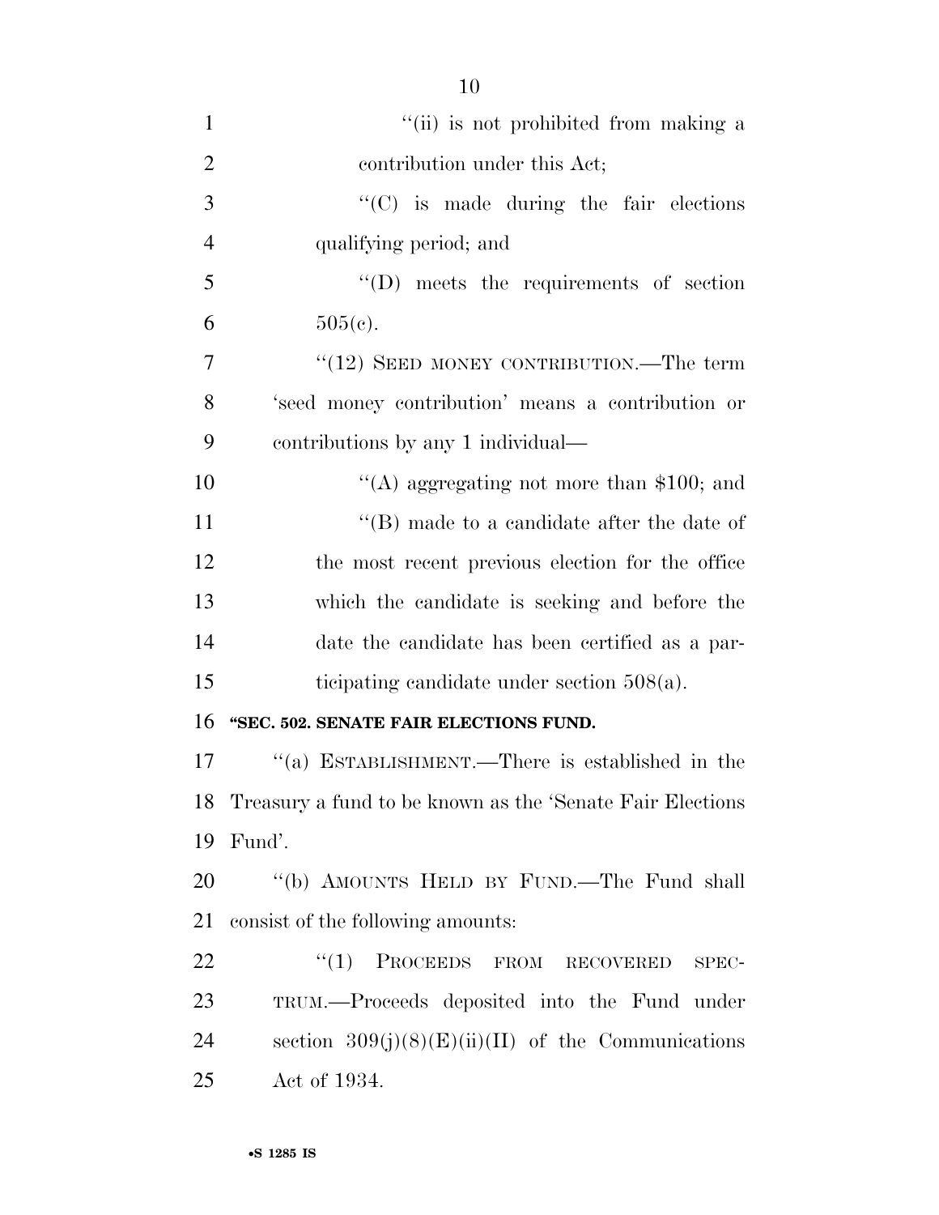"(ii) is not prohibited from making a contribution under this Act;

"(C) is made during the fair elections qualifying period; and

"(D) meets the requirements of section 505(c).

"(12) SEED MONEY CONTRIBUTION.—The term 'seed money contribution' means a contribution or contributions by any 1 individual—

"(A) aggregating not more than $100; and

"(B) made to a candidate after the date of the most recent previous election for the office which the candidate is seeking and before the date the candidate has been certified as a participating candidate under section 508(a).

**"SEC. 502. SENATE FAIR ELECTIONS FUND.**

"(a) ESTABLISHMENT.—There is established in the Treasury a fund to be known as the 'Senate Fair Elections Fund'.

"(b) AMOUNTS HELD BY FUND.—The Fund shall consist of the following amounts:

"(1) PROCEEDS FROM RECOVERED SPECTRUM.—Proceeds deposited into the Fund under section 309(j)(8)(E)(ii)(II) of the Communications Act of 1934.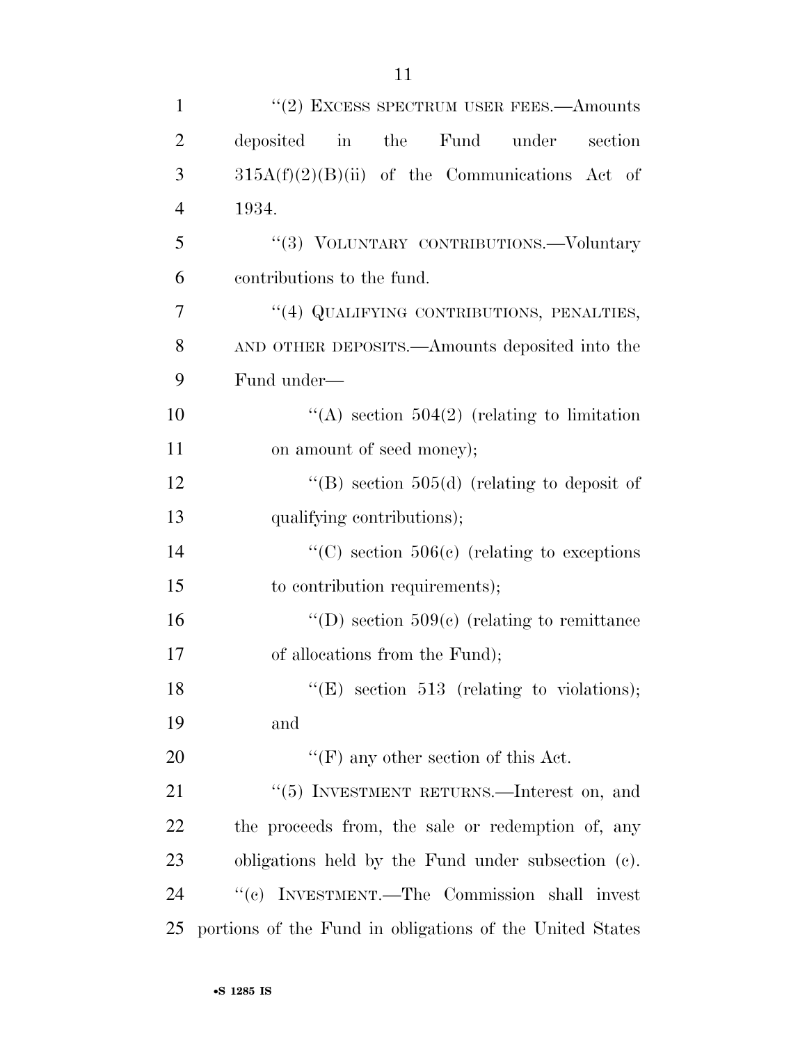"(2) EXCESS SPECTRUM USER FEES.—Amounts deposited in the Fund under section 315A(f)(2)(B)(ii) of the Communications Act of 1934.

"(3) VOLUNTARY CONTRIBUTIONS.—Voluntary contributions to the fund.

"(4) QUALIFYING CONTRIBUTIONS, PENALTIES, AND OTHER DEPOSITS.—Amounts deposited into the Fund under—

"(A) section 504(2) (relating to limitation on amount of seed money);

"(B) section 505(d) (relating to deposit of qualifying contributions);

"(C) section 506(c) (relating to exceptions to contribution requirements);

"(D) section 509(c) (relating to remittance of allocations from the Fund);

"(E) section 513 (relating to violations); and

"(F) any other section of this Act.

"(5) INVESTMENT RETURNS.—Interest on, and the proceeds from, the sale or redemption of, any obligations held by the Fund under subsection (c).

"(c) INVESTMENT.—The Commission shall invest portions of the Fund in obligations of the United States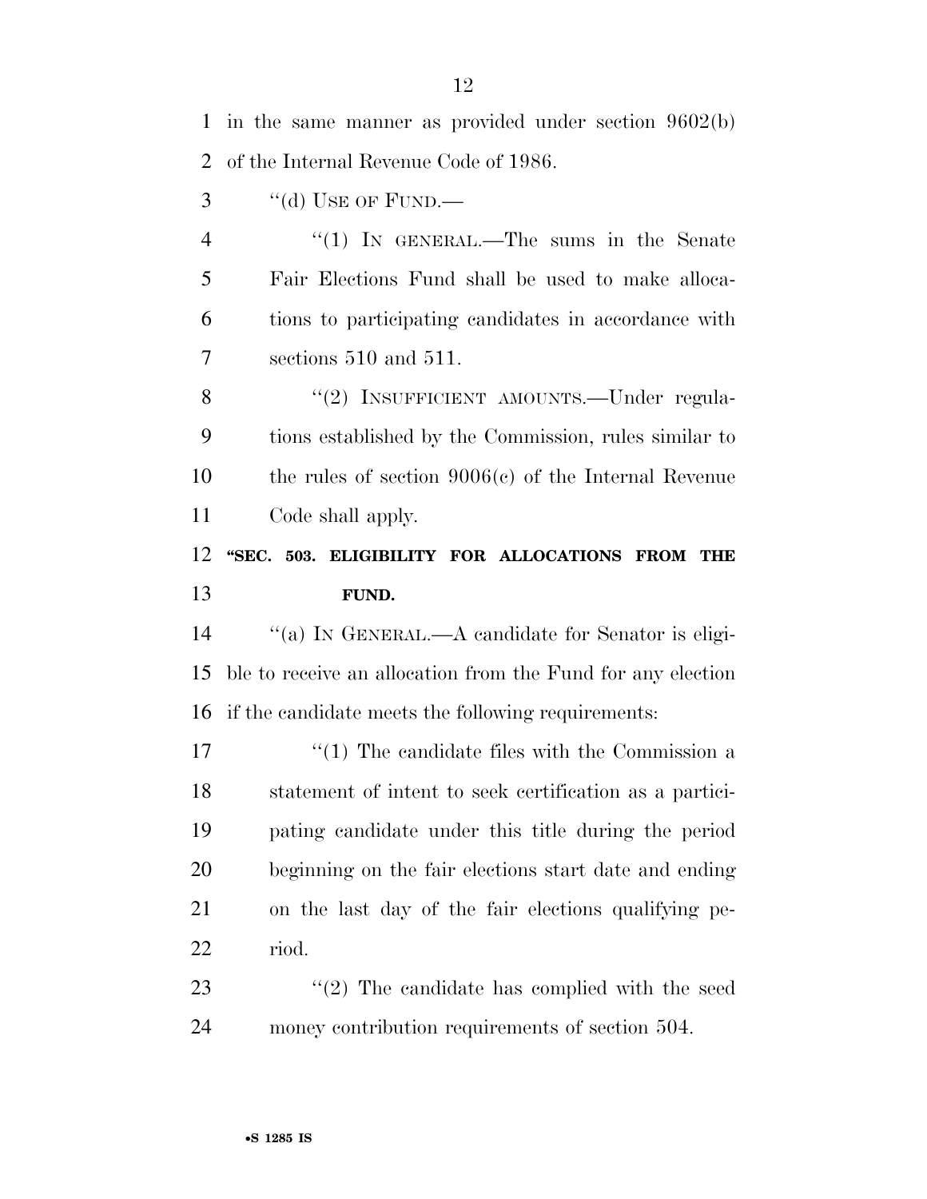in the same manner as provided under section 9602(b) of the Internal Revenue Code of 1986.

''(d) USE OF FUND.—

''(1) IN GENERAL.—The sums in the Senate Fair Elections Fund shall be used to make allocations to participating candidates in accordance with sections 510 and 511.

''(2) INSUFFICIENT AMOUNTS.—Under regulations established by the Commission, rules similar to the rules of section 9006(c) of the Internal Revenue Code shall apply.

**''SEC. 503. ELIGIBILITY FOR ALLOCATIONS FROM THE FUND.**

''(a) IN GENERAL.—A candidate for Senator is eligible to receive an allocation from the Fund for any election if the candidate meets the following requirements:

''(1) The candidate files with the Commission a statement of intent to seek certification as a participating candidate under this title during the period beginning on the fair elections start date and ending on the last day of the fair elections qualifying period.

''(2) The candidate has complied with the seed money contribution requirements of section 504.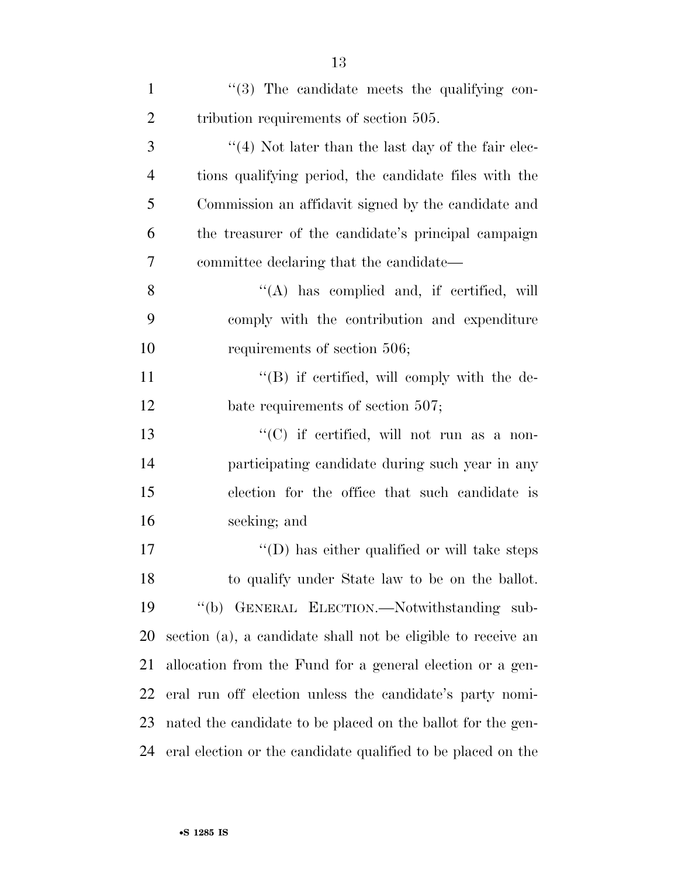''(3) The candidate meets the qualifying contribution requirements of section 505.

''(4) Not later than the last day of the fair elections qualifying period, the candidate files with the Commission an affidavit signed by the candidate and the treasurer of the candidate's principal campaign committee declaring that the candidate—

''(A) has complied and, if certified, will comply with the contribution and expenditure requirements of section 506;

''(B) if certified, will comply with the debate requirements of section 507;

''(C) if certified, will not run as a nonparticipating candidate during such year in any election for the office that such candidate is seeking; and

''(D) has either qualified or will take steps to qualify under State law to be on the ballot.

''(b) GENERAL ELECTION.—Notwithstanding subsection (a), a candidate shall not be eligible to receive an allocation from the Fund for a general election or a general run off election unless the candidate's party nominated the candidate to be placed on the ballot for the general election or the candidate qualified to be placed on the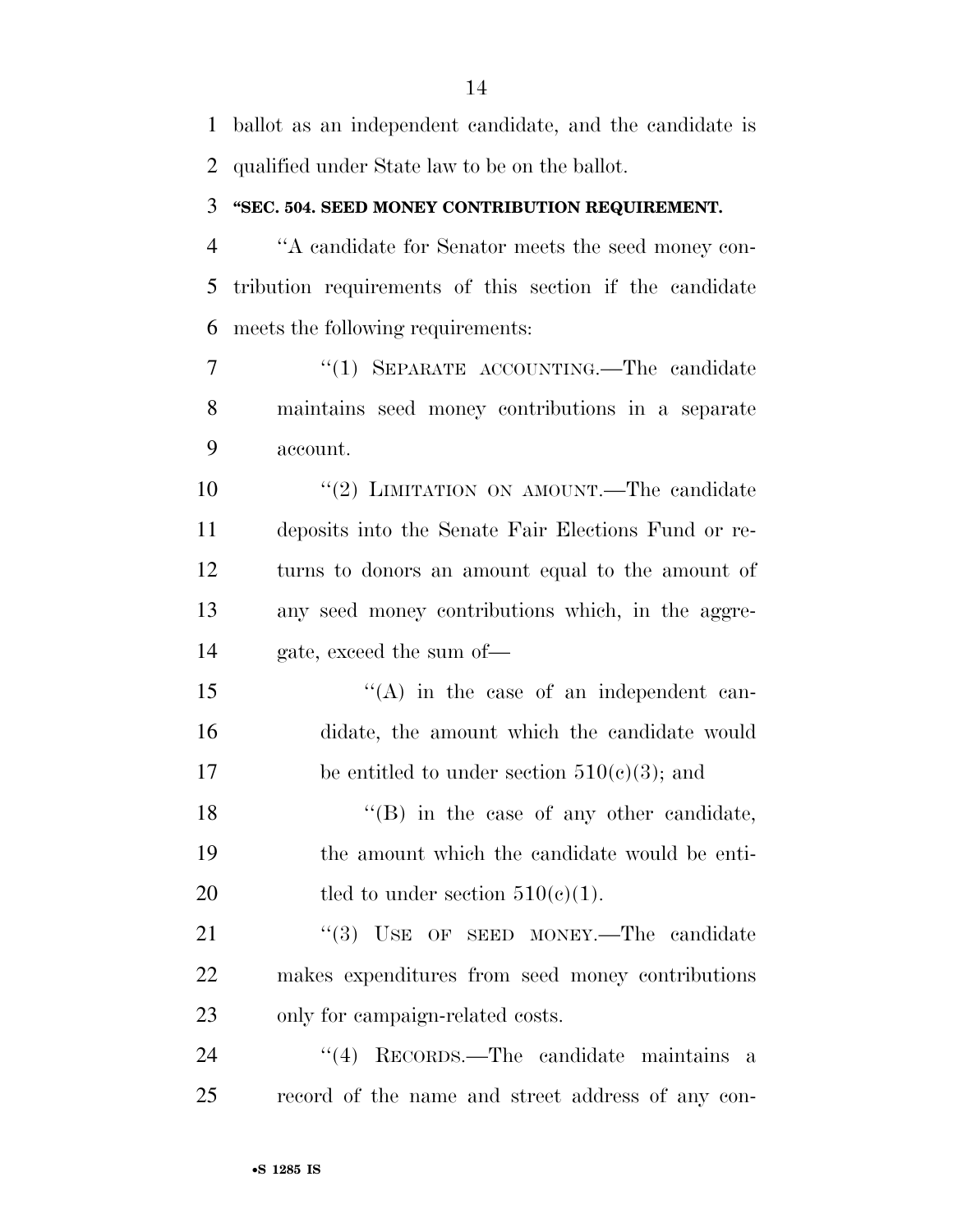ballot as an independent candidate, and the candidate is qualified under State law to be on the ballot.

**"SEC. 504. SEED MONEY CONTRIBUTION REQUIREMENT.**

"A candidate for Senator meets the seed money contribution requirements of this section if the candidate meets the following requirements:

"(1) SEPARATE ACCOUNTING.—The candidate maintains seed money contributions in a separate account.

"(2) LIMITATION ON AMOUNT.—The candidate deposits into the Senate Fair Elections Fund or returns to donors an amount equal to the amount of any seed money contributions which, in the aggregate, exceed the sum of—

"(A) in the case of an independent candidate, the amount which the candidate would be entitled to under section 510(c)(3); and

"(B) in the case of any other candidate, the amount which the candidate would be entitled to under section 510(c)(1).

"(3) USE OF SEED MONEY.—The candidate makes expenditures from seed money contributions only for campaign-related costs.

"(4) RECORDS.—The candidate maintains a record of the name and street address of any con-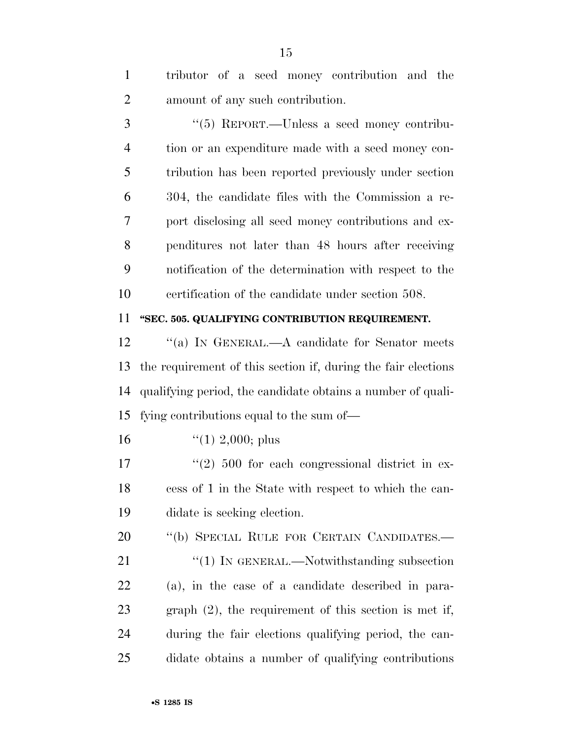tributor of a seed money contribution and the amount of any such contribution.

"(5) REPORT.—Unless a seed money contribution or an expenditure made with a seed money contribution has been reported previously under section 304, the candidate files with the Commission a report disclosing all seed money contributions and expenditures not later than 48 hours after receiving notification of the determination with respect to the certification of the candidate under section 508.

**"SEC. 505. QUALIFYING CONTRIBUTION REQUIREMENT.**

"(a) IN GENERAL.—A candidate for Senator meets the requirement of this section if, during the fair elections qualifying period, the candidate obtains a number of qualifying contributions equal to the sum of—

"(1) 2,000; plus

"(2) 500 for each congressional district in excess of 1 in the State with respect to which the candidate is seeking election.

"(b) SPECIAL RULE FOR CERTAIN CANDIDATES.—

"(1) IN GENERAL.—Notwithstanding subsection (a), in the case of a candidate described in paragraph (2), the requirement of this section is met if, during the fair elections qualifying period, the candidate obtains a number of qualifying contributions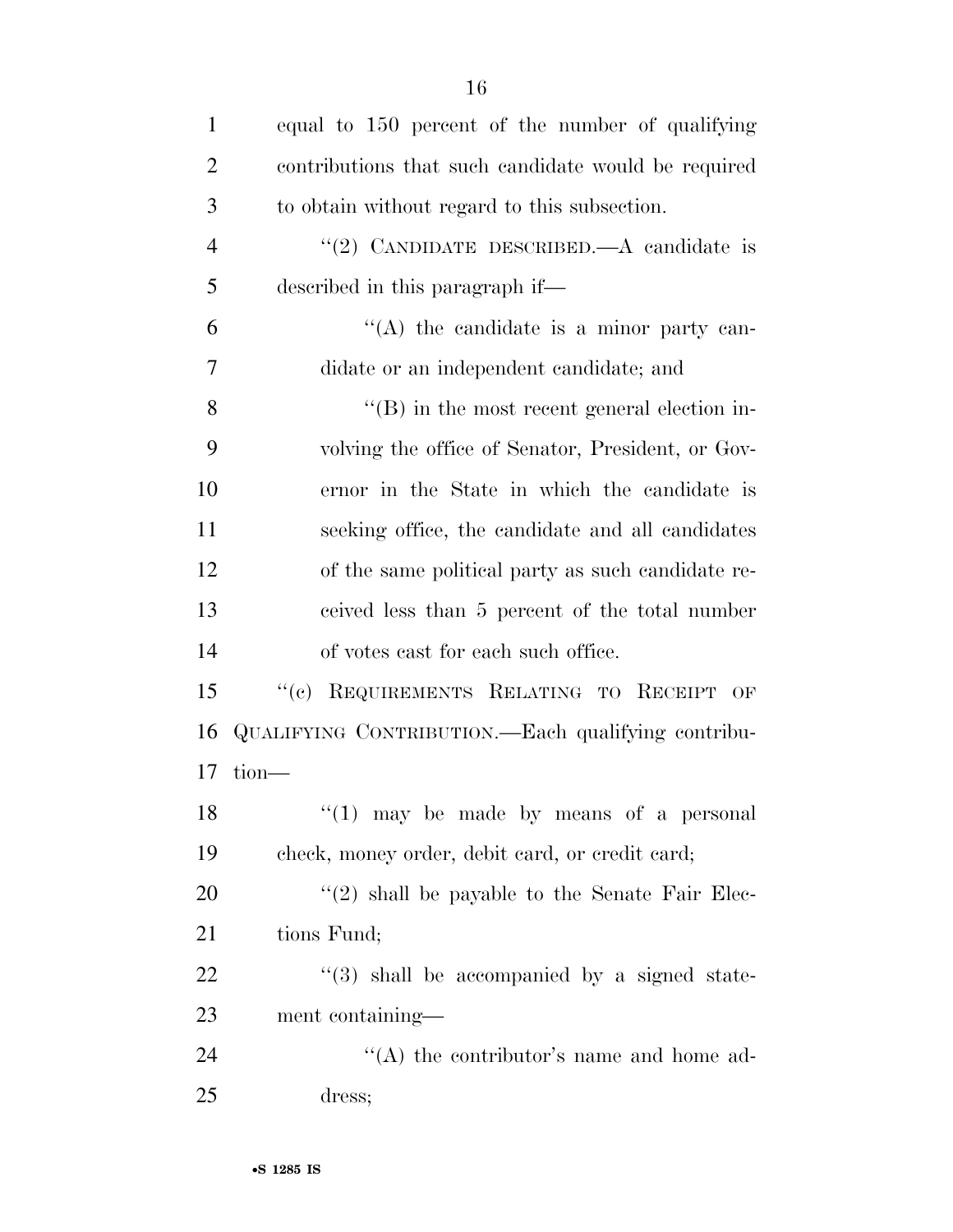equal to 150 percent of the number of qualifying contributions that such candidate would be required to obtain without regard to this subsection.

''(2) CANDIDATE DESCRIBED.—A candidate is described in this paragraph if—

''(A) the candidate is a minor party candidate or an independent candidate; and

''(B) in the most recent general election involving the office of Senator, President, or Governor in the State in which the candidate is seeking office, the candidate and all candidates of the same political party as such candidate received less than 5 percent of the total number of votes cast for each such office.

''(c) REQUIREMENTS RELATING TO RECEIPT OF QUALIFYING CONTRIBUTION.—Each qualifying contribution—

''(1) may be made by means of a personal check, money order, debit card, or credit card;

''(2) shall be payable to the Senate Fair Elections Fund;

''(3) shall be accompanied by a signed statement containing—

''(A) the contributor's name and home address;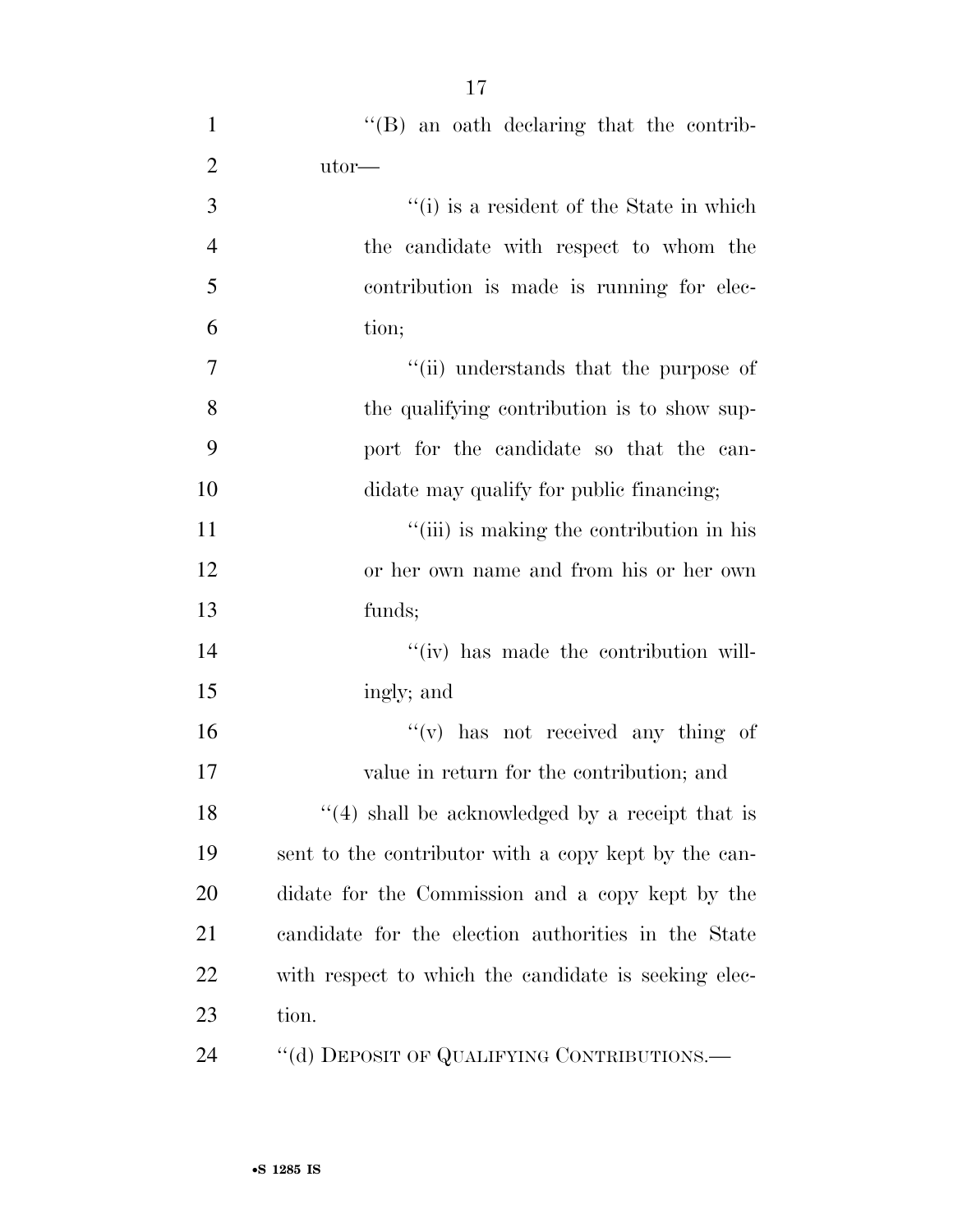''(B) an oath declaring that the contributor—

''(i) is a resident of the State in which the candidate with respect to whom the contribution is made is running for election;

''(ii) understands that the purpose of the qualifying contribution is to show support for the candidate so that the candidate may qualify for public financing;

''(iii) is making the contribution in his or her own name and from his or her own funds;

''(iv) has made the contribution willingly; and

''(v) has not received any thing of value in return for the contribution; and

''(4) shall be acknowledged by a receipt that is sent to the contributor with a copy kept by the candidate for the Commission and a copy kept by the candidate for the election authorities in the State with respect to which the candidate is seeking election.

''(d) DEPOSIT OF QUALIFYING CONTRIBUTIONS.—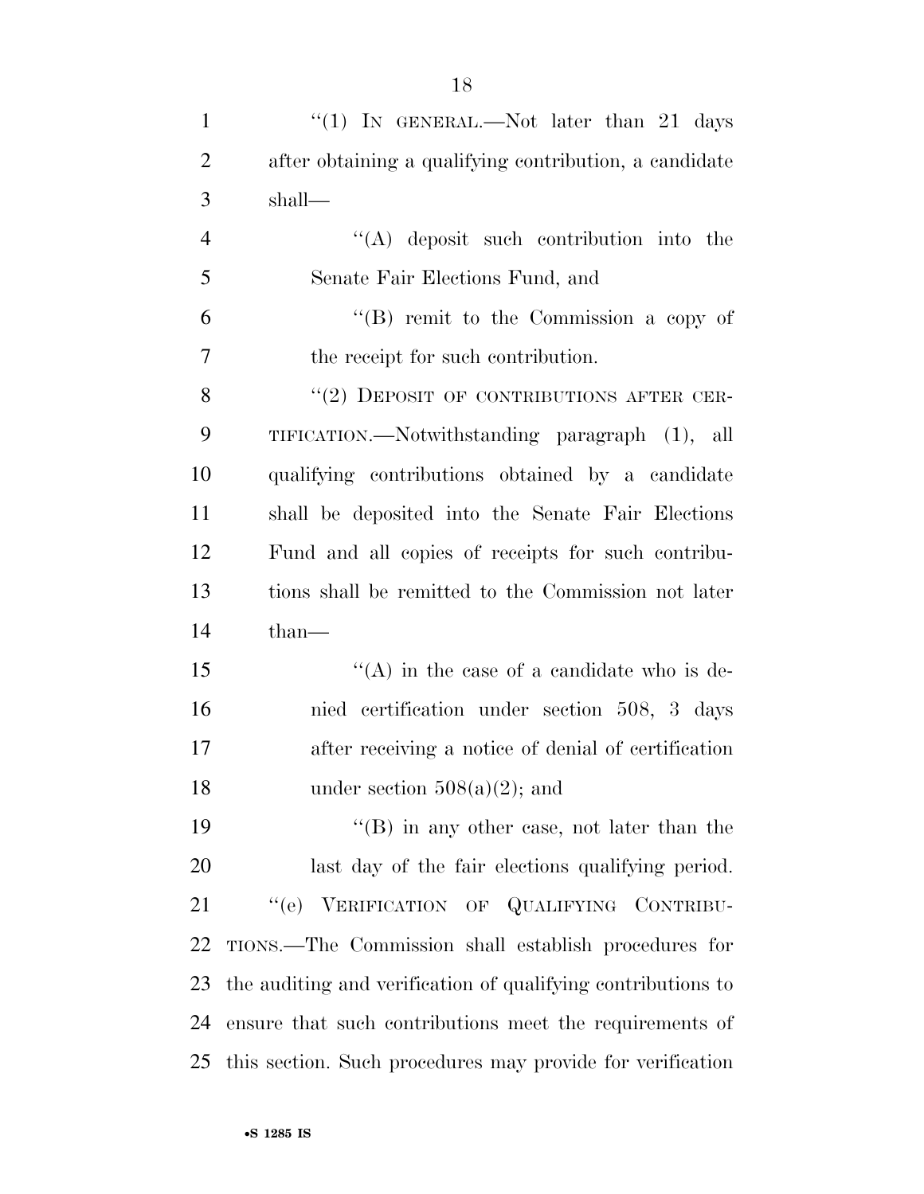''(1) IN GENERAL.—Not later than 21 days after obtaining a qualifying contribution, a candidate shall—

''(A) deposit such contribution into the Senate Fair Elections Fund, and

''(B) remit to the Commission a copy of the receipt for such contribution.

''(2) DEPOSIT OF CONTRIBUTIONS AFTER CERTIFICATION.—Notwithstanding paragraph (1), all qualifying contributions obtained by a candidate shall be deposited into the Senate Fair Elections Fund and all copies of receipts for such contributions shall be remitted to the Commission not later than—

''(A) in the case of a candidate who is denied certification under section 508, 3 days after receiving a notice of denial of certification under section 508(a)(2); and

''(B) in any other case, not later than the last day of the fair elections qualifying period.

''(e) VERIFICATION OF QUALIFYING CONTRIBUTIONS.—The Commission shall establish procedures for the auditing and verification of qualifying contributions to ensure that such contributions meet the requirements of this section. Such procedures may provide for verification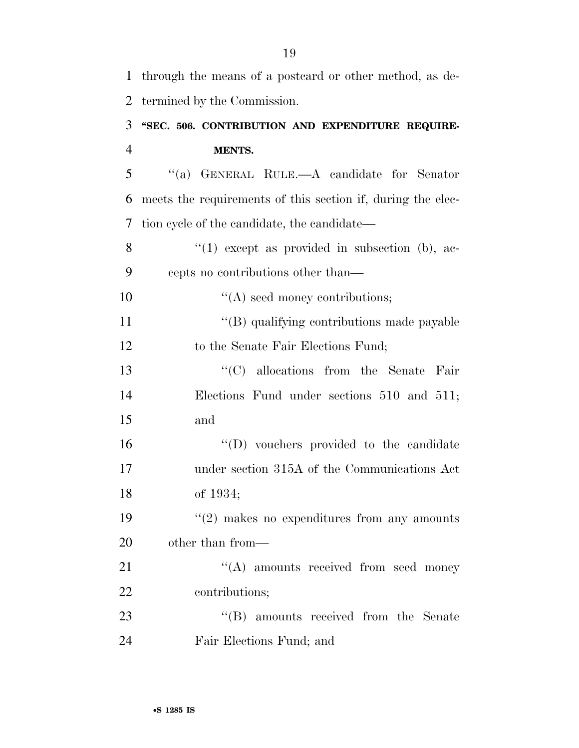through the means of a postcard or other method, as determined by the Commission.

### "SEC. 506. CONTRIBUTION AND EXPENDITURE REQUIREMENTS.

"(a) GENERAL RULE.—A candidate for Senator meets the requirements of this section if, during the election cycle of the candidate, the candidate—

"(1) except as provided in subsection (b), accepts no contributions other than—

"(A) seed money contributions;

"(B) qualifying contributions made payable to the Senate Fair Elections Fund;

"(C) allocations from the Senate Fair Elections Fund under sections 510 and 511; and

"(D) vouchers provided to the candidate under section 315A of the Communications Act of 1934;

"(2) makes no expenditures from any amounts other than from—

"(A) amounts received from seed money contributions;

"(B) amounts received from the Senate Fair Elections Fund; and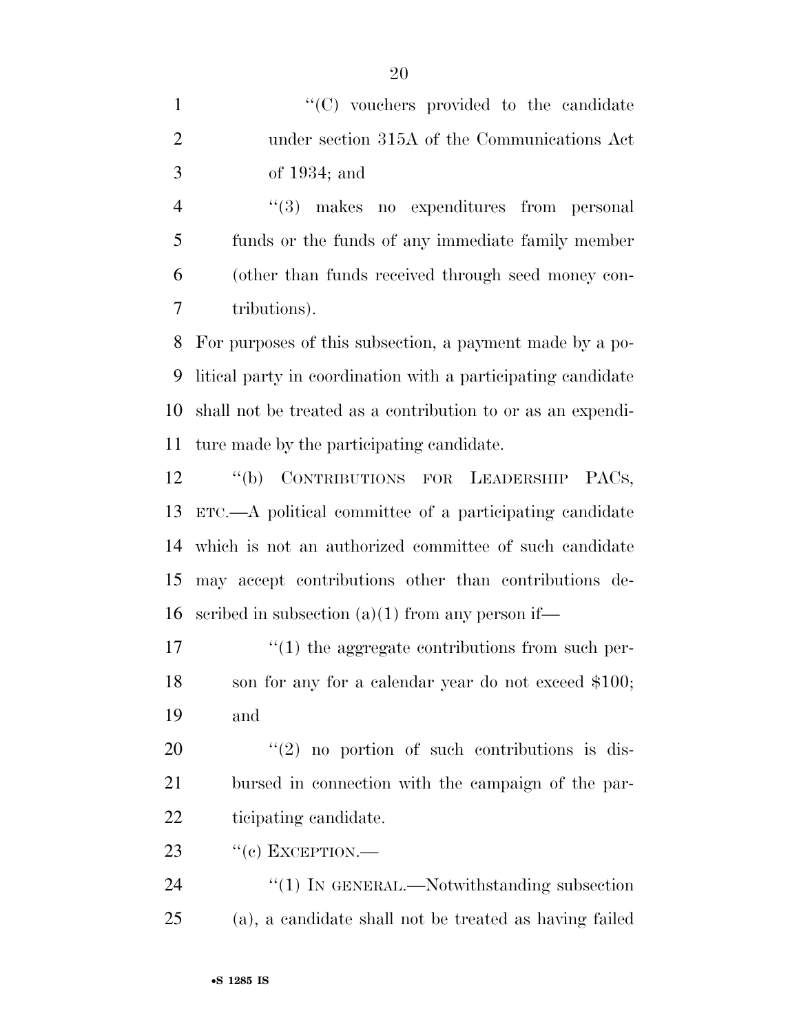''(C) vouchers provided to the candidate under section 315A of the Communications Act of 1934; and

''(3) makes no expenditures from personal funds or the funds of any immediate family member (other than funds received through seed money contributions).

For purposes of this subsection, a payment made by a political party in coordination with a participating candidate shall not be treated as a contribution to or as an expenditure made by the participating candidate.

''(b) CONTRIBUTIONS FOR LEADERSHIP PACS, ETC.—A political committee of a participating candidate which is not an authorized committee of such candidate may accept contributions other than contributions described in subsection (a)(1) from any person if—

''(1) the aggregate contributions from such person for any for a calendar year do not exceed $100; and

''(2) no portion of such contributions is disbursed in connection with the campaign of the participating candidate.

''(c) EXCEPTION.—

''(1) IN GENERAL.—Notwithstanding subsection (a), a candidate shall not be treated as having failed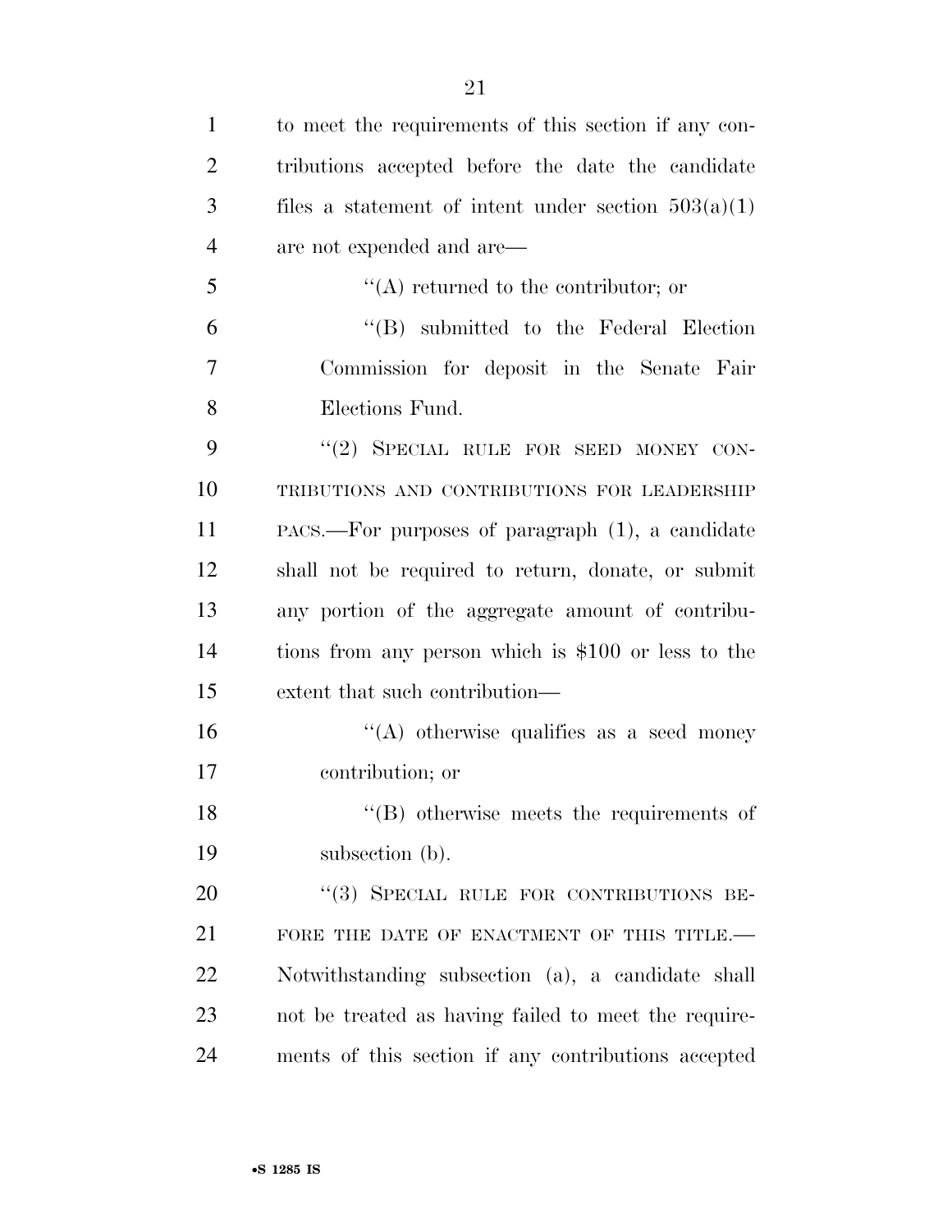to meet the requirements of this section if any contributions accepted before the date the candidate files a statement of intent under section 503(a)(1) are not expended and are—

"(A) returned to the contributor; or

"(B) submitted to the Federal Election Commission for deposit in the Senate Fair Elections Fund.

"(2) SPECIAL RULE FOR SEED MONEY CONTRIBUTIONS AND CONTRIBUTIONS FOR LEADERSHIP PACS.—For purposes of paragraph (1), a candidate shall not be required to return, donate, or submit any portion of the aggregate amount of contributions from any person which is $100 or less to the extent that such contribution—

"(A) otherwise qualifies as a seed money contribution; or

"(B) otherwise meets the requirements of subsection (b).

"(3) SPECIAL RULE FOR CONTRIBUTIONS BEFORE THE DATE OF ENACTMENT OF THIS TITLE.—Notwithstanding subsection (a), a candidate shall not be treated as having failed to meet the requirements of this section if any contributions accepted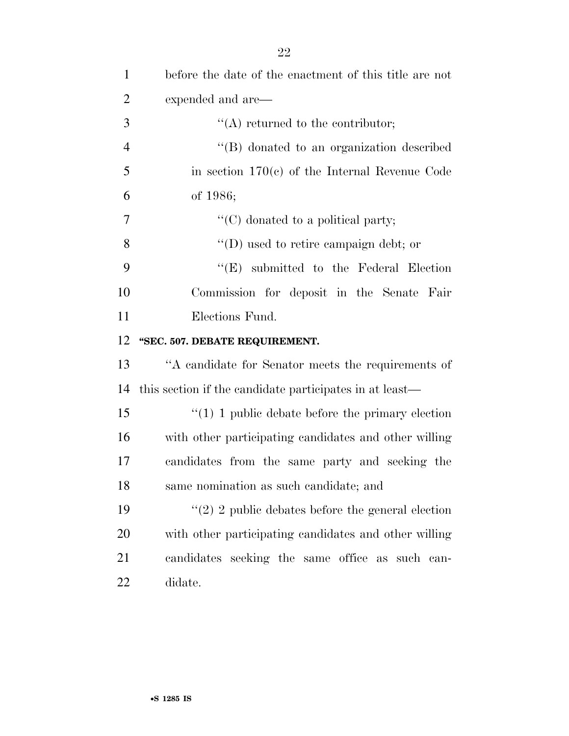before the date of the enactment of this title are not expended and are—

"(A) returned to the contributor;

"(B) donated to an organization described in section 170(c) of the Internal Revenue Code of 1986;

"(C) donated to a political party;

"(D) used to retire campaign debt; or

"(E) submitted to the Federal Election Commission for deposit in the Senate Fair Elections Fund.

**"SEC. 507. DEBATE REQUIREMENT.**

"A candidate for Senator meets the requirements of this section if the candidate participates in at least—

"(1) 1 public debate before the primary election with other participating candidates and other willing candidates from the same party and seeking the same nomination as such candidate; and

"(2) 2 public debates before the general election with other participating candidates and other willing candidates seeking the same office as such candidate.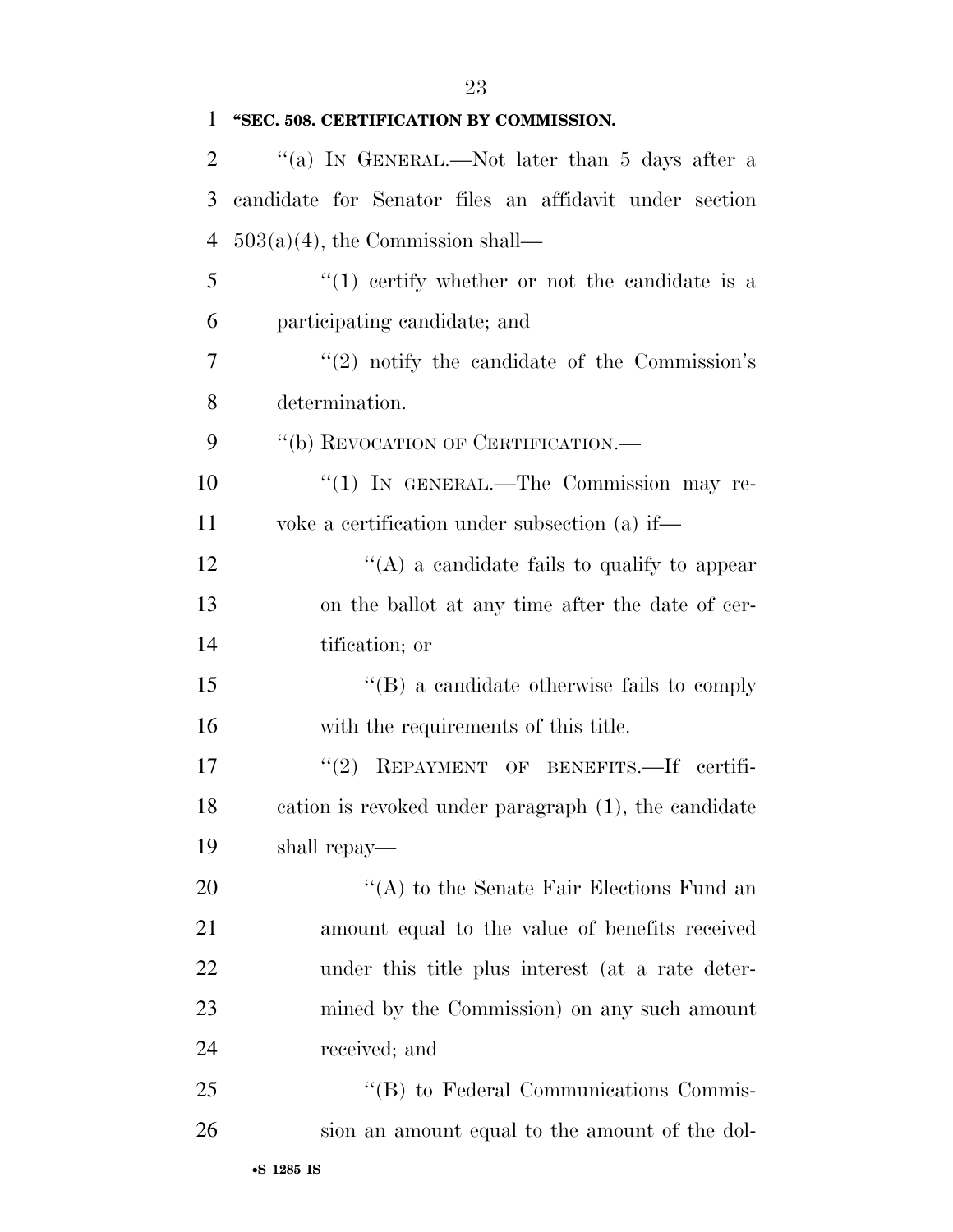**"SEC. 508. CERTIFICATION BY COMMISSION.**

"(a) IN GENERAL.—Not later than 5 days after a candidate for Senator files an affidavit under section 503(a)(4), the Commission shall—

"(1) certify whether or not the candidate is a participating candidate; and

"(2) notify the candidate of the Commission's determination.

"(b) REVOCATION OF CERTIFICATION.—

"(1) IN GENERAL.—The Commission may revoke a certification under subsection (a) if—

"(A) a candidate fails to qualify to appear on the ballot at any time after the date of certification; or

"(B) a candidate otherwise fails to comply with the requirements of this title.

"(2) REPAYMENT OF BENEFITS.—If certification is revoked under paragraph (1), the candidate shall repay—

"(A) to the Senate Fair Elections Fund an amount equal to the value of benefits received under this title plus interest (at a rate determined by the Commission) on any such amount received; and

"(B) to Federal Communications Commission an amount equal to the amount of the dol-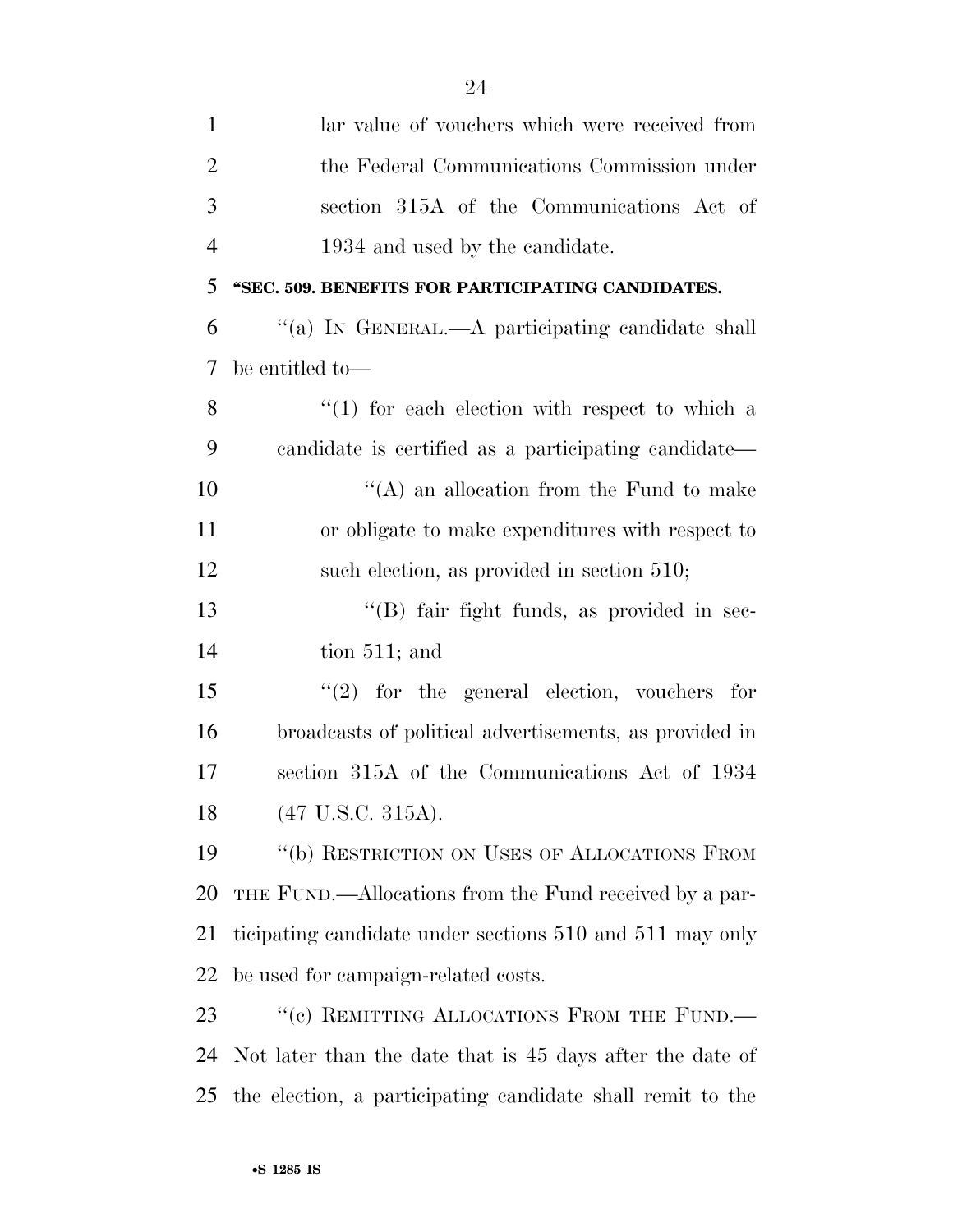lar value of vouchers which were received from the Federal Communications Commission under section 315A of the Communications Act of 1934 and used by the candidate.

**"SEC. 509. BENEFITS FOR PARTICIPATING CANDIDATES.**

"(a) IN GENERAL.—A participating candidate shall be entitled to—

"(1) for each election with respect to which a candidate is certified as a participating candidate—

"(A) an allocation from the Fund to make or obligate to make expenditures with respect to such election, as provided in section 510;

"(B) fair fight funds, as provided in section 511; and

"(2) for the general election, vouchers for broadcasts of political advertisements, as provided in section 315A of the Communications Act of 1934 (47 U.S.C. 315A).

"(b) RESTRICTION ON USES OF ALLOCATIONS FROM THE FUND.—Allocations from the Fund received by a participating candidate under sections 510 and 511 may only be used for campaign-related costs.

"(c) REMITTING ALLOCATIONS FROM THE FUND.—Not later than the date that is 45 days after the date of the election, a participating candidate shall remit to the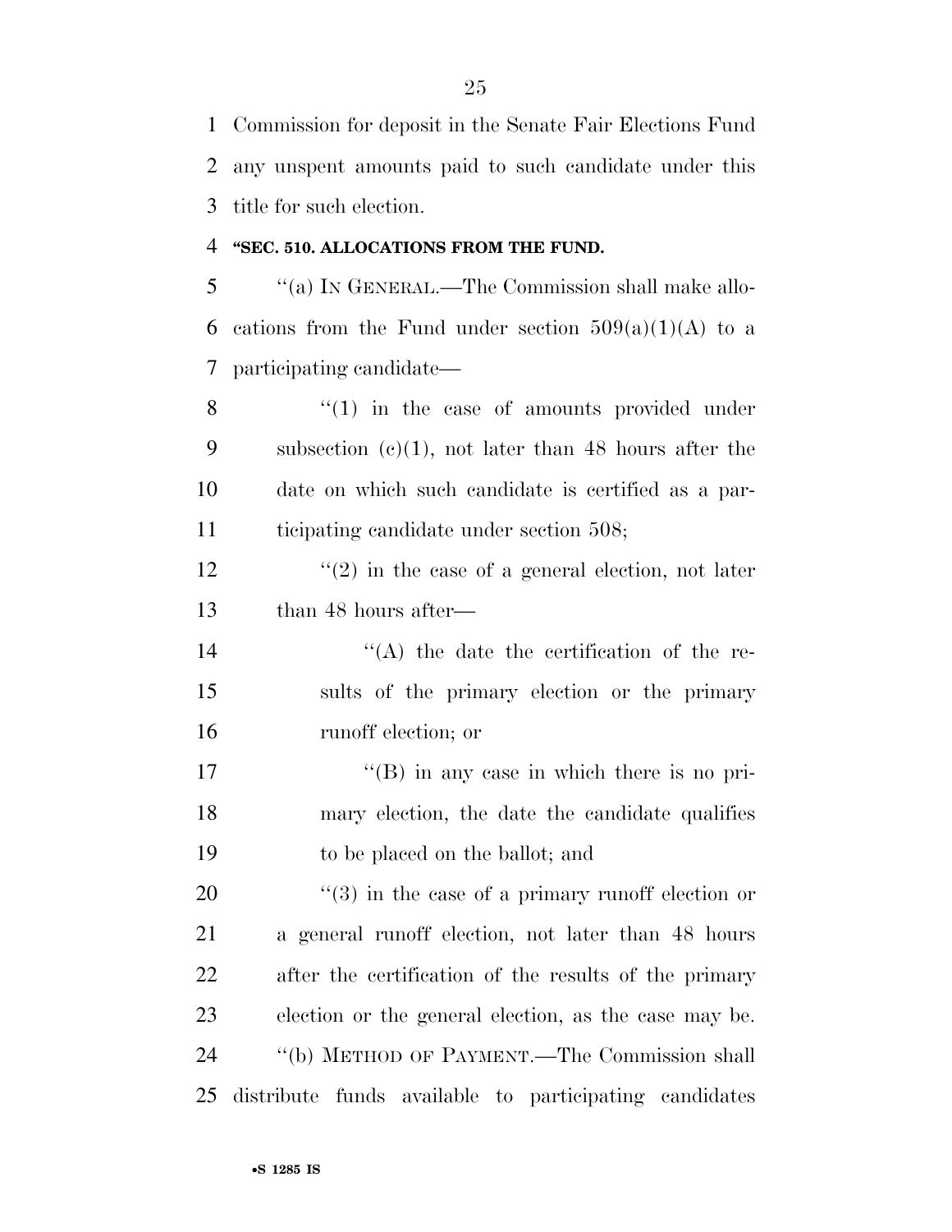Commission for deposit in the Senate Fair Elections Fund any unspent amounts paid to such candidate under this title for such election.

**"SEC. 510. ALLOCATIONS FROM THE FUND.**

"(a) IN GENERAL.—The Commission shall make allocations from the Fund under section 509(a)(1)(A) to a participating candidate—

"(1) in the case of amounts provided under subsection (c)(1), not later than 48 hours after the date on which such candidate is certified as a participating candidate under section 508;

"(2) in the case of a general election, not later than 48 hours after—

"(A) the date the certification of the results of the primary election or the primary runoff election; or

"(B) in any case in which there is no primary election, the date the candidate qualifies to be placed on the ballot; and

"(3) in the case of a primary runoff election or a general runoff election, not later than 48 hours after the certification of the results of the primary election or the general election, as the case may be.

"(b) METHOD OF PAYMENT.—The Commission shall distribute funds available to participating candidates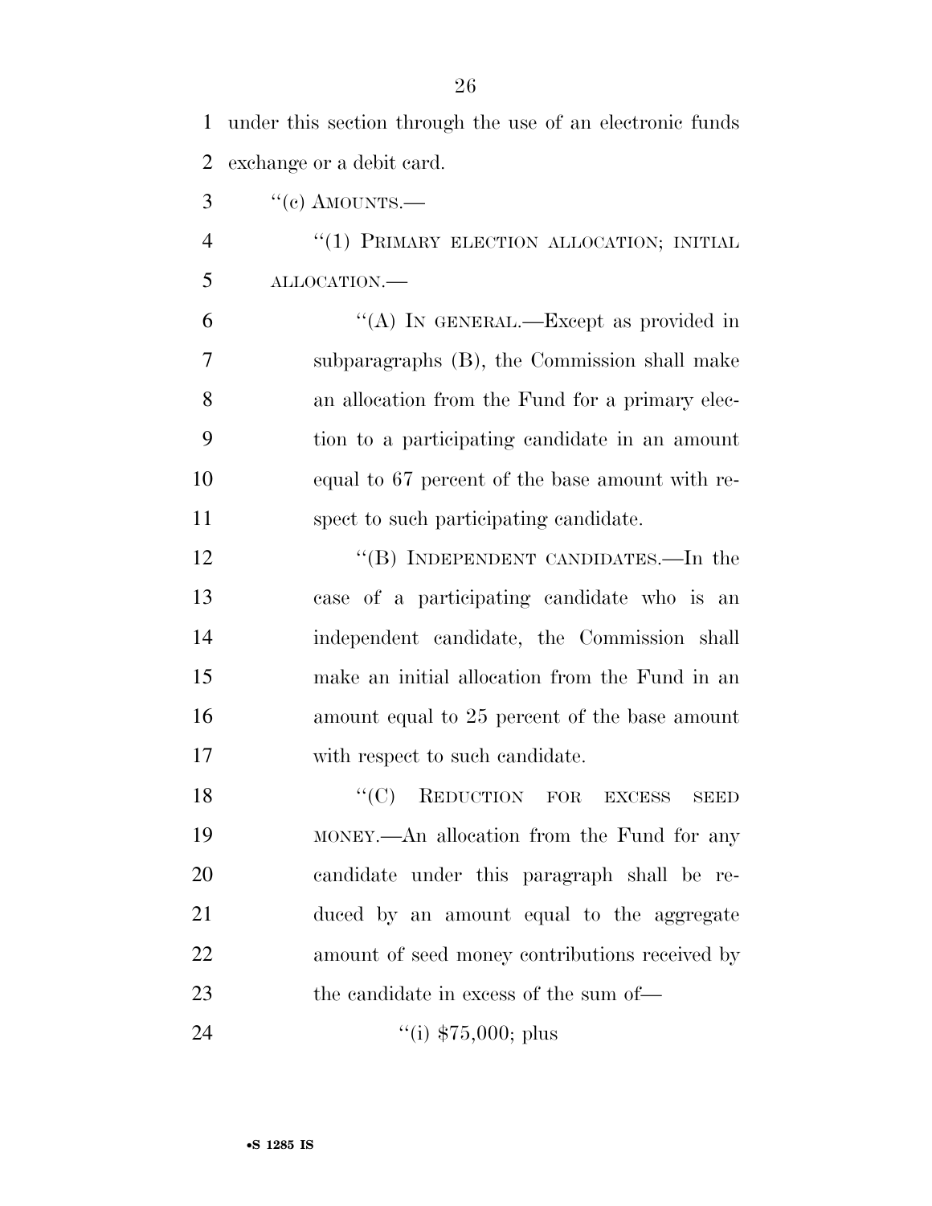under this section through the use of an electronic funds exchange or a debit card.

"(c) AMOUNTS.—

"(1) PRIMARY ELECTION ALLOCATION; INITIAL ALLOCATION.—

"(A) IN GENERAL.—Except as provided in subparagraphs (B), the Commission shall make an allocation from the Fund for a primary election to a participating candidate in an amount equal to 67 percent of the base amount with respect to such participating candidate.

"(B) INDEPENDENT CANDIDATES.—In the case of a participating candidate who is an independent candidate, the Commission shall make an initial allocation from the Fund in an amount equal to 25 percent of the base amount with respect to such candidate.

"(C) REDUCTION FOR EXCESS SEED MONEY.—An allocation from the Fund for any candidate under this paragraph shall be reduced by an amount equal to the aggregate amount of seed money contributions received by the candidate in excess of the sum of—

"(i) $75,000; plus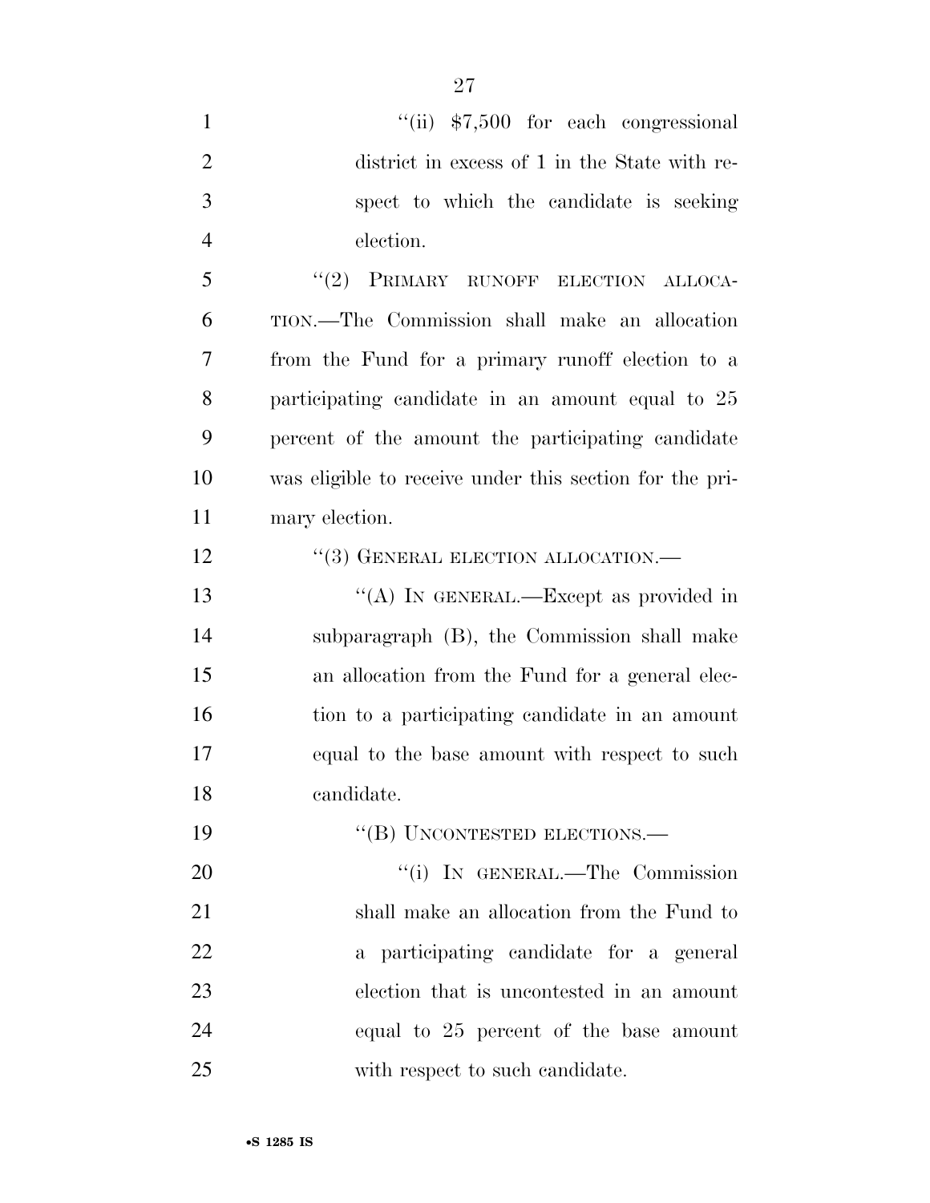"(ii) $7,500 for each congressional district in excess of 1 in the State with respect to which the candidate is seeking election.

"(2) PRIMARY RUNOFF ELECTION ALLOCATION.—The Commission shall make an allocation from the Fund for a primary runoff election to a participating candidate in an amount equal to 25 percent of the amount the participating candidate was eligible to receive under this section for the primary election.

"(3) GENERAL ELECTION ALLOCATION.—

"(A) IN GENERAL.—Except as provided in subparagraph (B), the Commission shall make an allocation from the Fund for a general election to a participating candidate in an amount equal to the base amount with respect to such candidate.

"(B) UNCONTESTED ELECTIONS.—

"(i) IN GENERAL.—The Commission shall make an allocation from the Fund to a participating candidate for a general election that is uncontested in an amount equal to 25 percent of the base amount with respect to such candidate.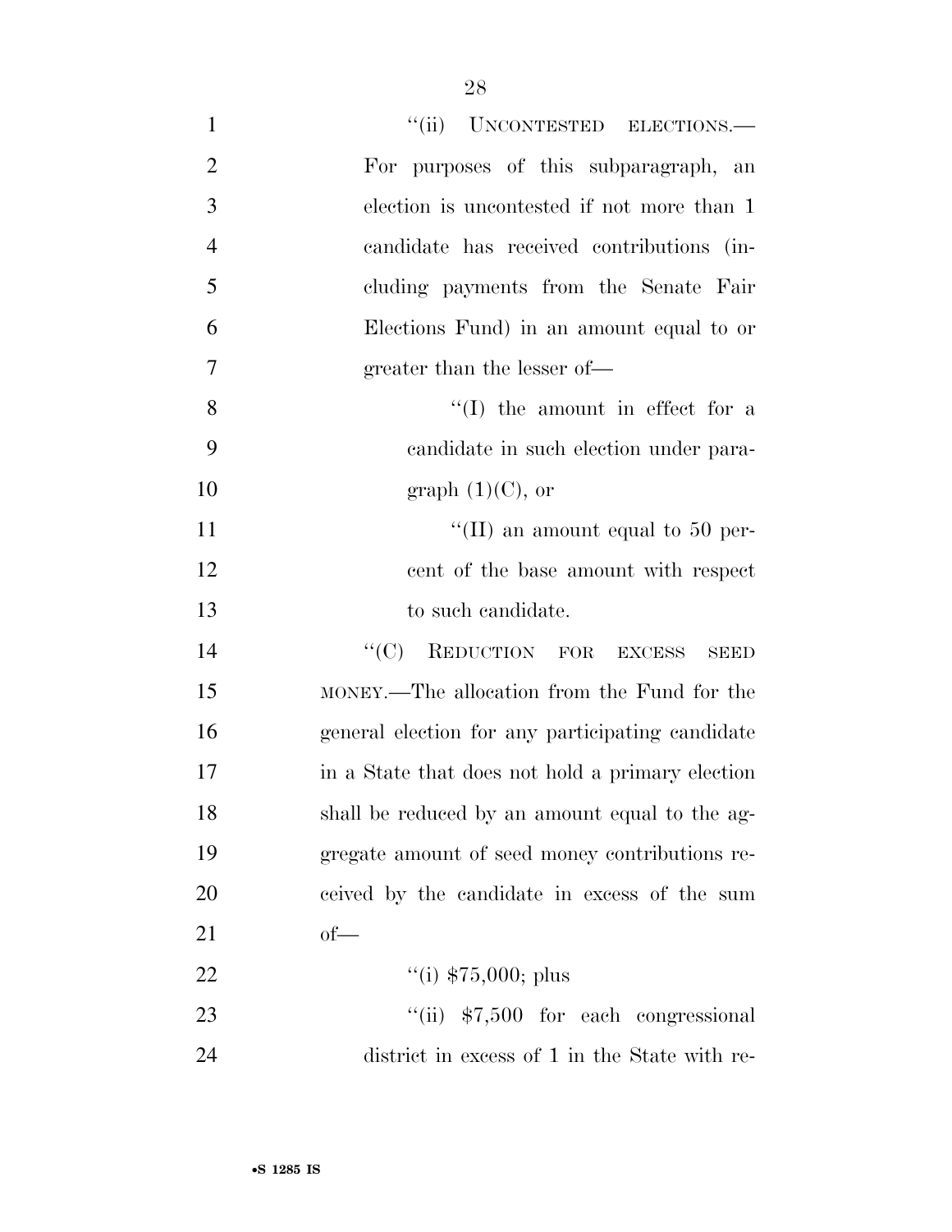"(ii) UNCONTESTED ELECTIONS.—For purposes of this subparagraph, an election is uncontested if not more than 1 candidate has received contributions (including payments from the Senate Fair Elections Fund) in an amount equal to or greater than the lesser of—

"(I) the amount in effect for a candidate in such election under paragraph (1)(C), or

"(II) an amount equal to 50 percent of the base amount with respect to such candidate.

"(C) REDUCTION FOR EXCESS SEED MONEY.—The allocation from the Fund for the general election for any participating candidate in a State that does not hold a primary election shall be reduced by an amount equal to the aggregate amount of seed money contributions received by the candidate in excess of the sum of—

"(i) $75,000; plus

"(ii) $7,500 for each congressional district in excess of 1 in the State with re-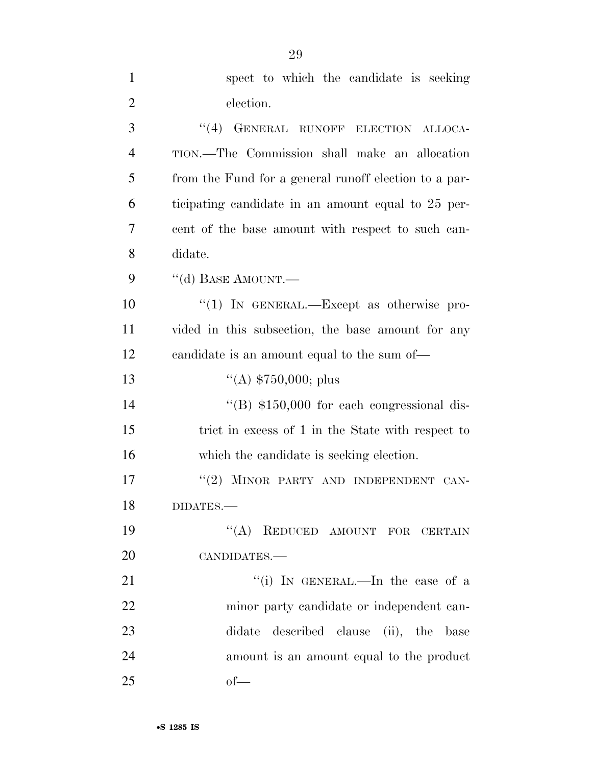spect to which the candidate is seeking election.

"(4) GENERAL RUNOFF ELECTION ALLOCATION.—The Commission shall make an allocation from the Fund for a general runoff election to a participating candidate in an amount equal to 25 percent of the base amount with respect to such candidate.

"(d) BASE AMOUNT.—

"(1) IN GENERAL.—Except as otherwise provided in this subsection, the base amount for any candidate is an amount equal to the sum of—

"(A) $750,000; plus

"(B) $150,000 for each congressional district in excess of 1 in the State with respect to which the candidate is seeking election.

"(2) MINOR PARTY AND INDEPENDENT CANDIDATES.—

"(A) REDUCED AMOUNT FOR CERTAIN CANDIDATES.—

"(i) IN GENERAL.—In the case of a minor party candidate or independent candidate described clause (ii), the base amount is an amount equal to the product of—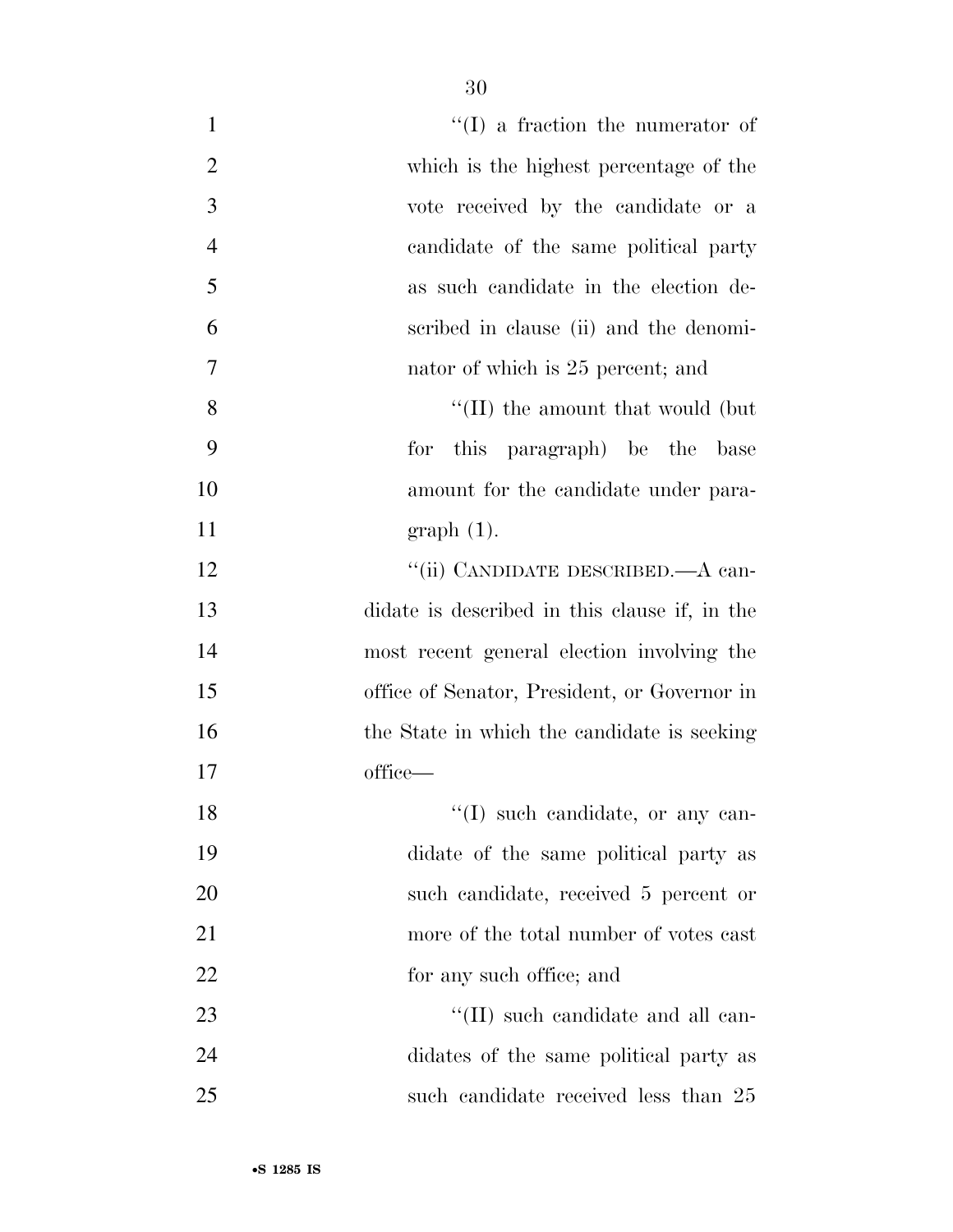"(I) a fraction the numerator of which is the highest percentage of the vote received by the candidate or a candidate of the same political party as such candidate in the election described in clause (ii) and the denominator of which is 25 percent; and

"(II) the amount that would (but for this paragraph) be the base amount for the candidate under paragraph (1).

"(ii) CANDIDATE DESCRIBED.—A candidate is described in this clause if, in the most recent general election involving the office of Senator, President, or Governor in the State in which the candidate is seeking office—

"(I) such candidate, or any candidate of the same political party as such candidate, received 5 percent or more of the total number of votes cast for any such office; and

"(II) such candidate and all candidates of the same political party as such candidate received less than 25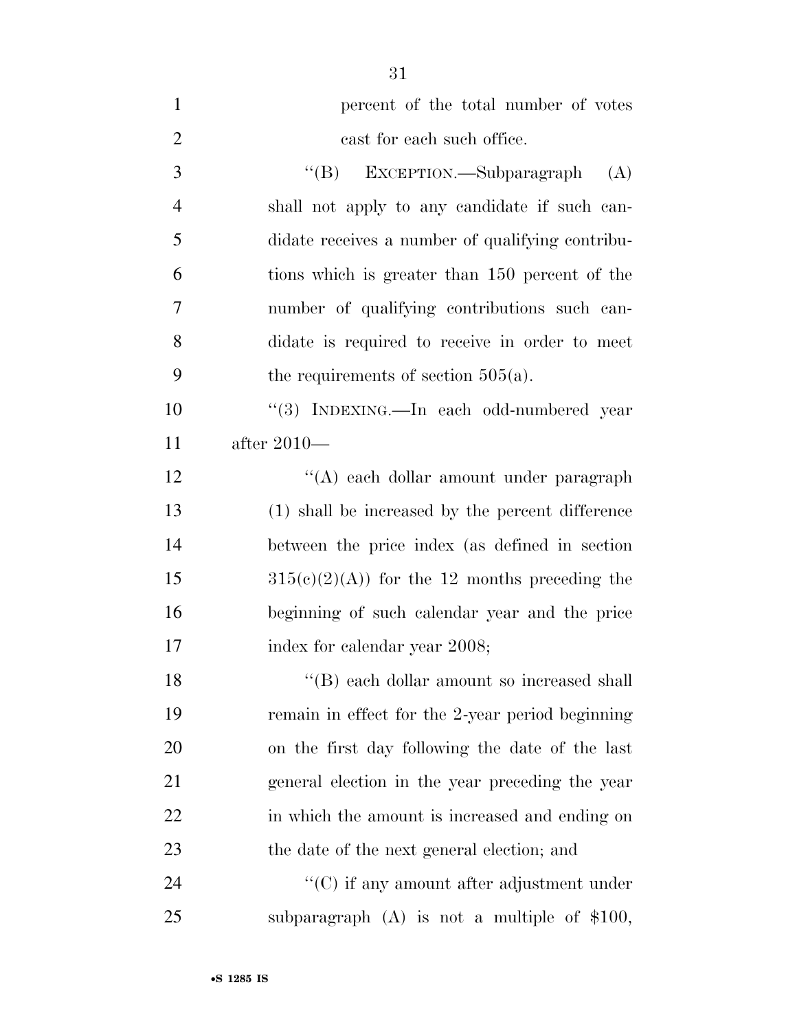percent of the total number of votes cast for each such office.

''(B) EXCEPTION.—Subparagraph (A) shall not apply to any candidate if such candidate receives a number of qualifying contributions which is greater than 150 percent of the number of qualifying contributions such candidate is required to receive in order to meet the requirements of section 505(a).

''(3) INDEXING.—In each odd-numbered year after 2010—

''(A) each dollar amount under paragraph (1) shall be increased by the percent difference between the price index (as defined in section 315(c)(2)(A)) for the 12 months preceding the beginning of such calendar year and the price index for calendar year 2008;

''(B) each dollar amount so increased shall remain in effect for the 2-year period beginning on the first day following the date of the last general election in the year preceding the year in which the amount is increased and ending on the date of the next general election; and

''(C) if any amount after adjustment under subparagraph (A) is not a multiple of $100,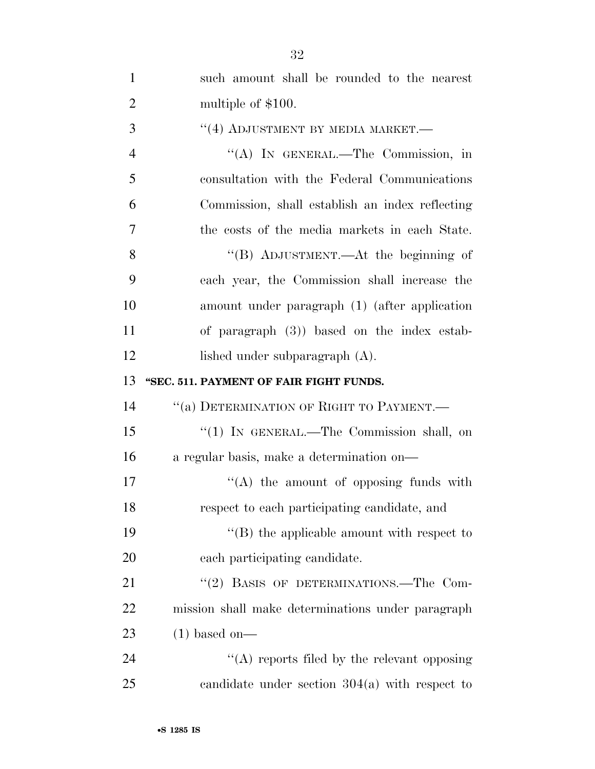such amount shall be rounded to the nearest multiple of $100.

''(4) ADJUSTMENT BY MEDIA MARKET.—

''(A) IN GENERAL.—The Commission, in consultation with the Federal Communications Commission, shall establish an index reflecting the costs of the media markets in each State.

''(B) ADJUSTMENT.—At the beginning of each year, the Commission shall increase the amount under paragraph (1) (after application of paragraph (3)) based on the index established under subparagraph (A).

**''SEC. 511. PAYMENT OF FAIR FIGHT FUNDS.**

''(a) DETERMINATION OF RIGHT TO PAYMENT.—

''(1) IN GENERAL.—The Commission shall, on a regular basis, make a determination on—

''(A) the amount of opposing funds with respect to each participating candidate, and

''(B) the applicable amount with respect to each participating candidate.

''(2) BASIS OF DETERMINATIONS.—The Commission shall make determinations under paragraph (1) based on—

''(A) reports filed by the relevant opposing candidate under section 304(a) with respect to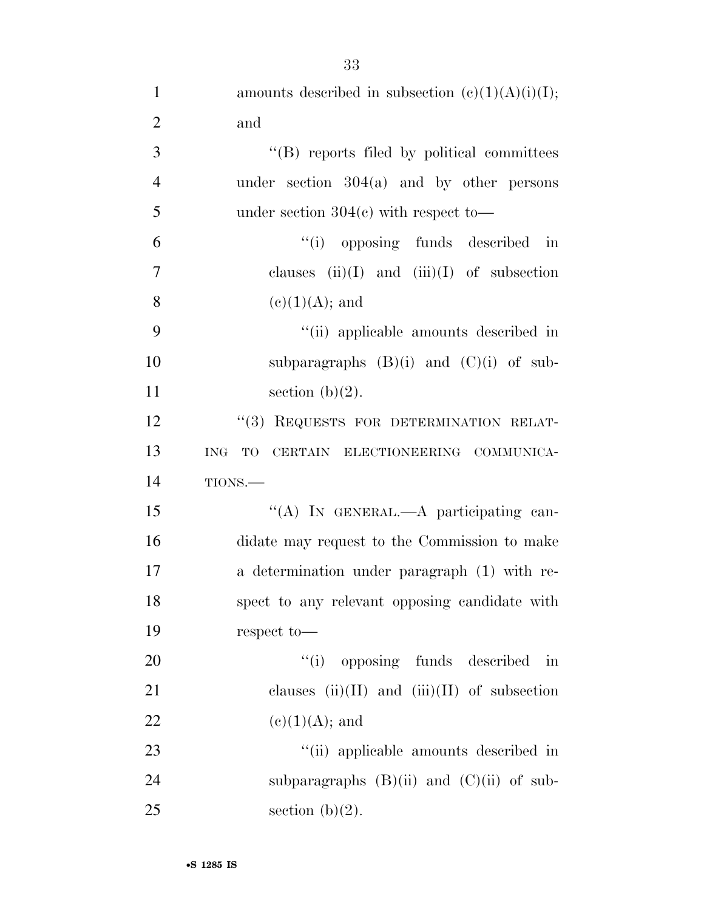amounts described in subsection (c)(1)(A)(i)(I); and

''(B) reports filed by political committees under section 304(a) and by other persons under section 304(c) with respect to—

''(i) opposing funds described in clauses (ii)(I) and (iii)(I) of subsection (c)(1)(A); and

''(ii) applicable amounts described in subparagraphs (B)(i) and (C)(i) of subsection (b)(2).

''(3) REQUESTS FOR DETERMINATION RELATING TO CERTAIN ELECTIONEERING COMMUNICATIONS.—

''(A) IN GENERAL.—A participating candidate may request to the Commission to make a determination under paragraph (1) with respect to any relevant opposing candidate with respect to—

''(i) opposing funds described in clauses (ii)(II) and (iii)(II) of subsection (c)(1)(A); and

''(ii) applicable amounts described in subparagraphs (B)(ii) and (C)(ii) of subsection (b)(2).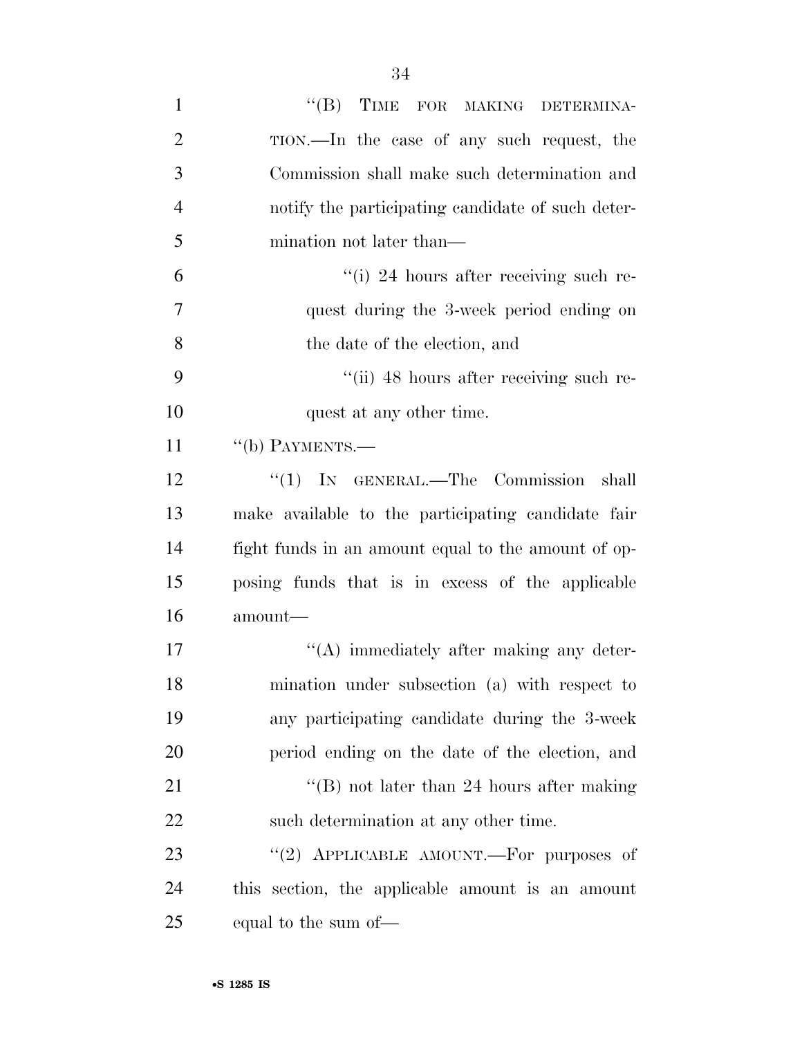"(B) TIME FOR MAKING DETERMINATION.—In the case of any such request, the Commission shall make such determination and notify the participating candidate of such determination not later than—

"(i) 24 hours after receiving such request during the 3-week period ending on the date of the election, and

"(ii) 48 hours after receiving such request at any other time.

"(b) PAYMENTS.—

"(1) IN GENERAL.—The Commission shall make available to the participating candidate fair fight funds in an amount equal to the amount of opposing funds that is in excess of the applicable amount—

"(A) immediately after making any determination under subsection (a) with respect to any participating candidate during the 3-week period ending on the date of the election, and

"(B) not later than 24 hours after making such determination at any other time.

"(2) APPLICABLE AMOUNT.—For purposes of this section, the applicable amount is an amount equal to the sum of—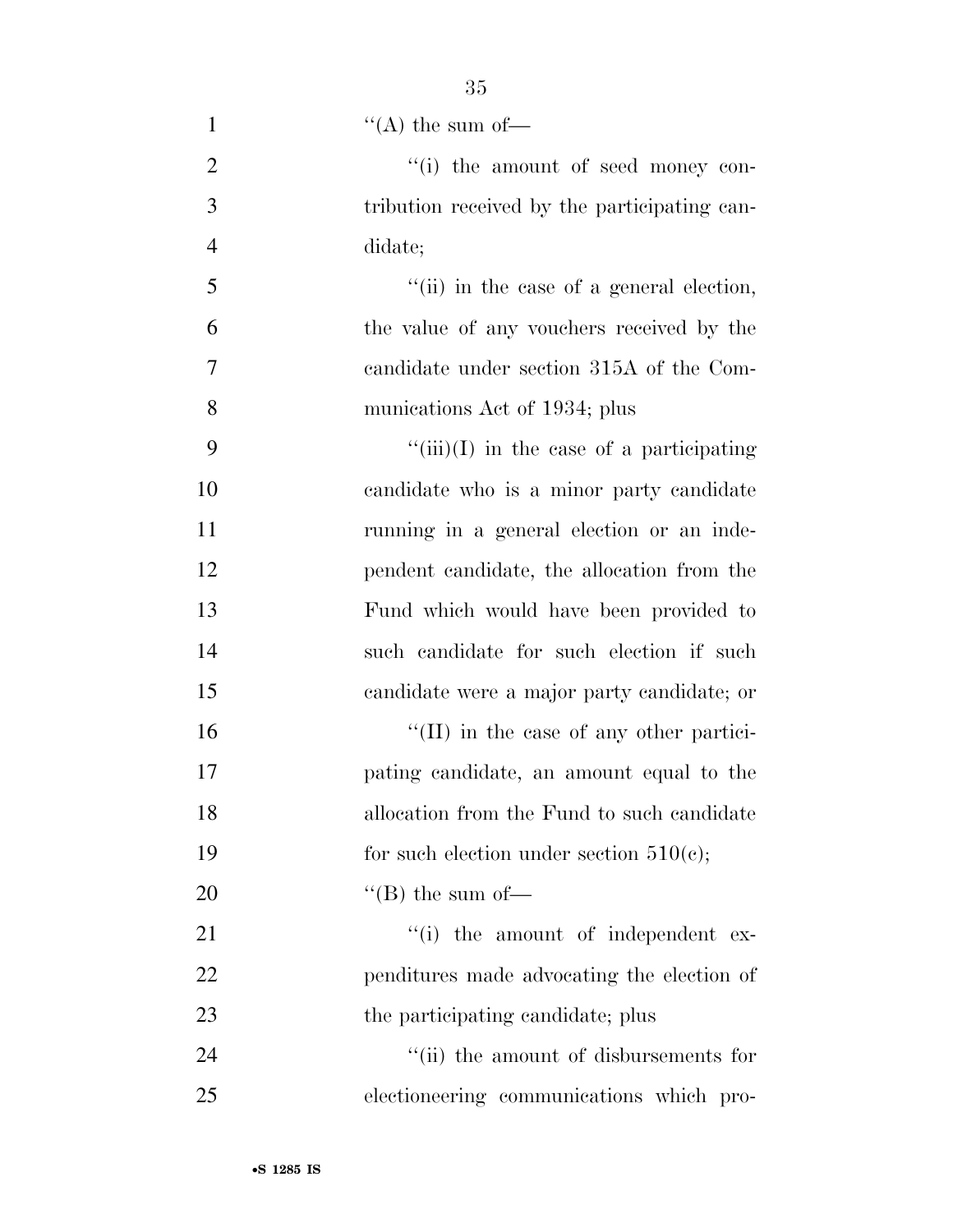''(A) the sum of—

''(i) the amount of seed money contribution received by the participating candidate;

''(ii) in the case of a general election, the value of any vouchers received by the candidate under section 315A of the Communications Act of 1934; plus

''(iii)(I) in the case of a participating candidate who is a minor party candidate running in a general election or an independent candidate, the allocation from the Fund which would have been provided to such candidate for such election if such candidate were a major party candidate; or

''(II) in the case of any other participating candidate, an amount equal to the allocation from the Fund to such candidate for such election under section 510(c);

''(B) the sum of—

''(i) the amount of independent expenditures made advocating the election of the participating candidate; plus

''(ii) the amount of disbursements for electioneering communications which pro-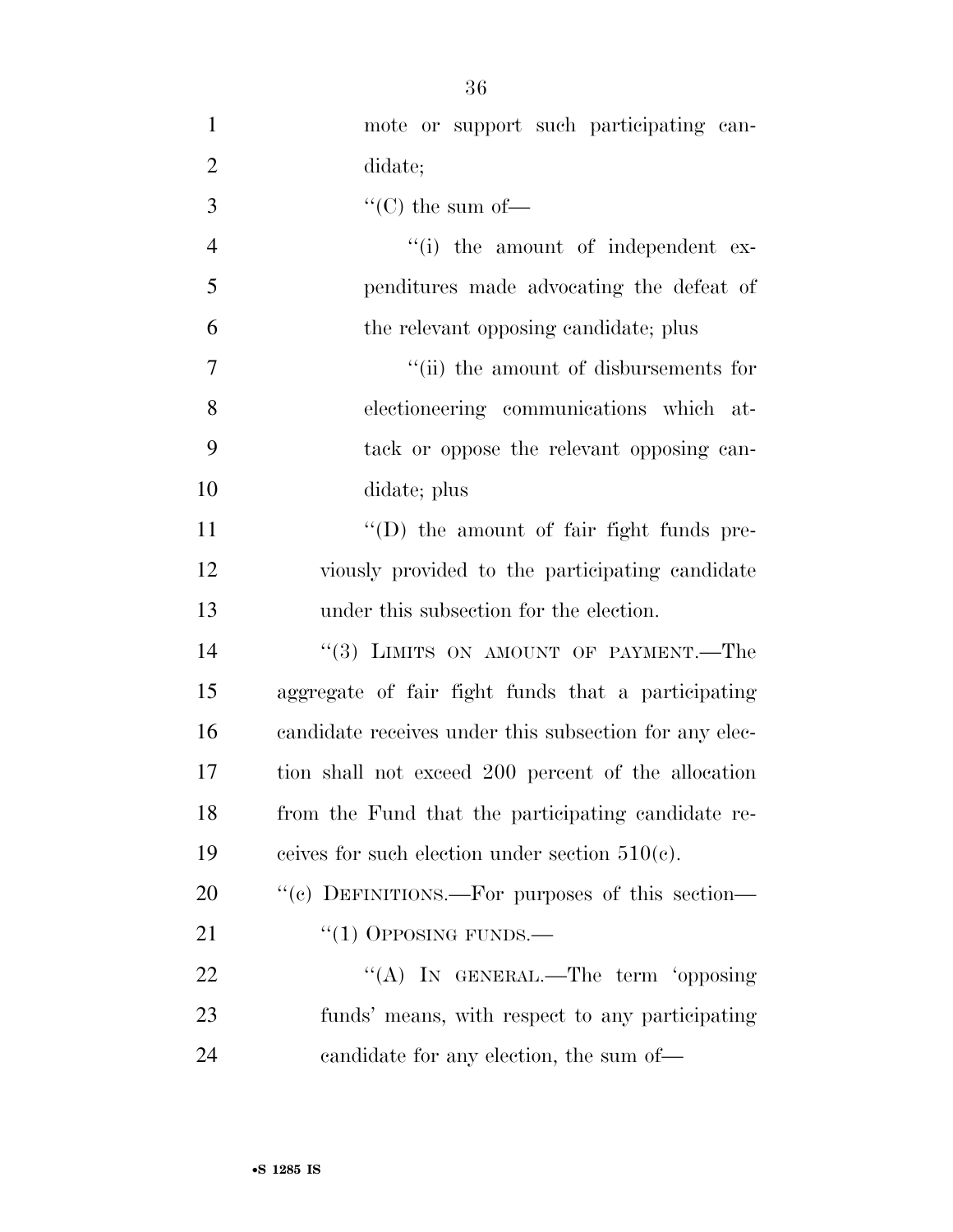mote or support such participating candidate;

''(C) the sum of—

''(i) the amount of independent expenditures made advocating the defeat of the relevant opposing candidate; plus

''(ii) the amount of disbursements for electioneering communications which attack or oppose the relevant opposing candidate; plus

''(D) the amount of fair fight funds previously provided to the participating candidate under this subsection for the election.

''(3) LIMITS ON AMOUNT OF PAYMENT.—The aggregate of fair fight funds that a participating candidate receives under this subsection for any election shall not exceed 200 percent of the allocation from the Fund that the participating candidate receives for such election under section 510(c).

''(c) DEFINITIONS.—For purposes of this section—

''(1) OPPOSING FUNDS.—

''(A) IN GENERAL.—The term 'opposing funds' means, with respect to any participating candidate for any election, the sum of—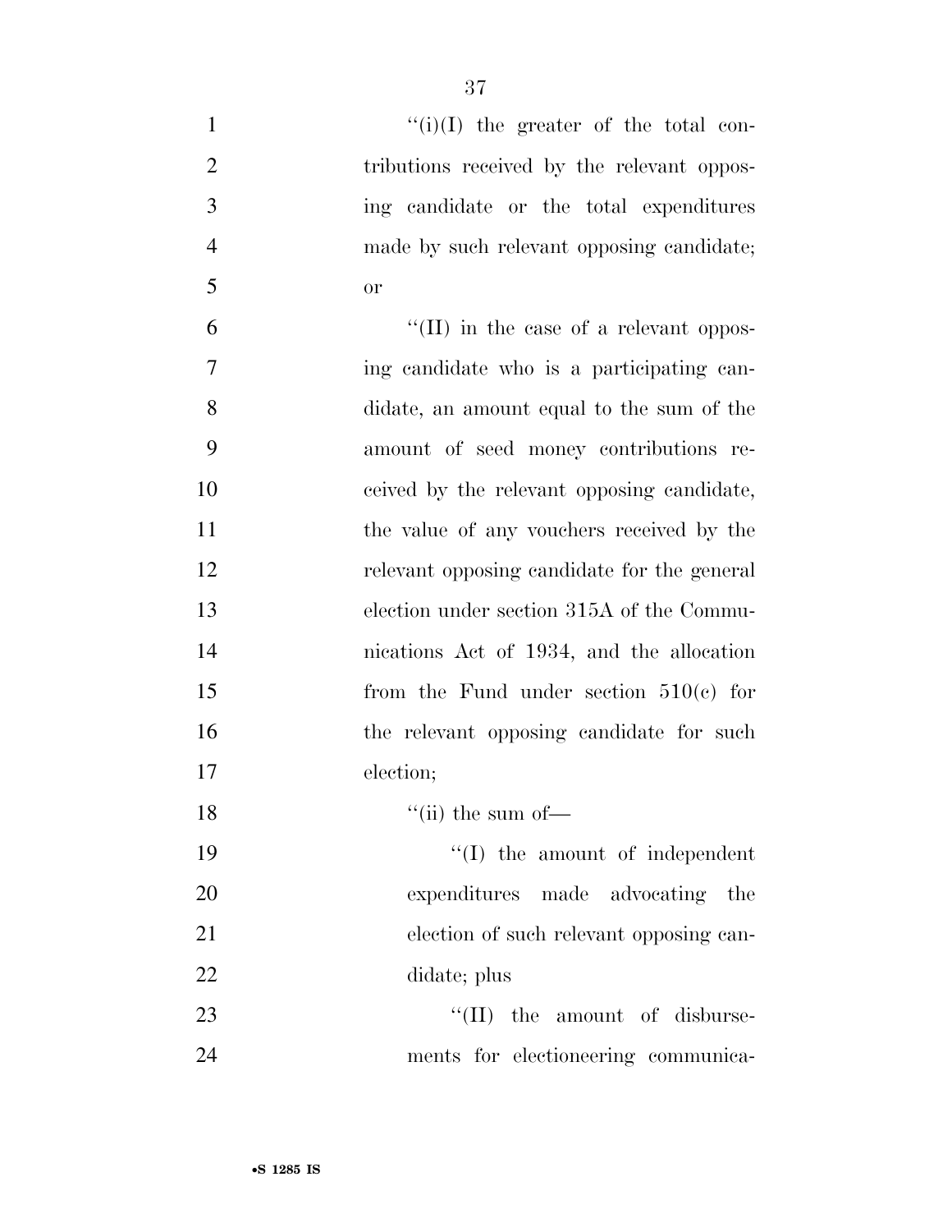"(i)(I) the greater of the total contributions received by the relevant opposing candidate or the total expenditures made by such relevant opposing candidate; or

"(II) in the case of a relevant opposing candidate who is a participating candidate, an amount equal to the sum of the amount of seed money contributions received by the relevant opposing candidate, the value of any vouchers received by the relevant opposing candidate for the general election under section 315A of the Communications Act of 1934, and the allocation from the Fund under section 510(c) for the relevant opposing candidate for such election;

"(ii) the sum of—

"(I) the amount of independent expenditures made advocating the election of such relevant opposing candidate; plus

"(II) the amount of disbursements for electioneering communica-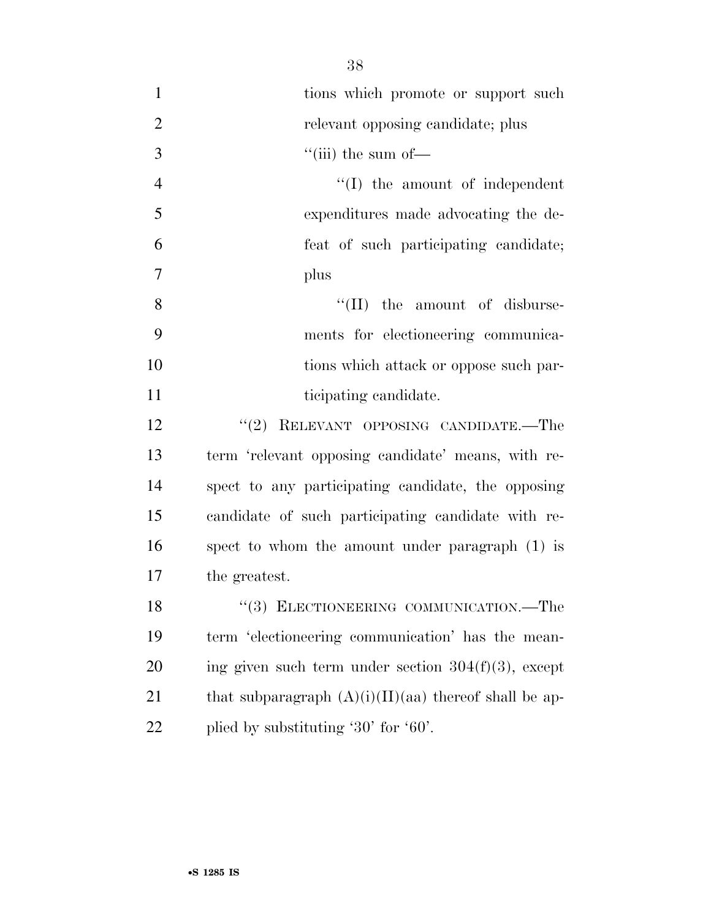tions which promote or support such relevant opposing candidate; plus

"(iii) the sum of—

"(I) the amount of independent expenditures made advocating the defeat of such participating candidate; plus

"(II) the amount of disbursements for electioneering communications which attack or oppose such participating candidate.

"(2) RELEVANT OPPOSING CANDIDATE.—The term 'relevant opposing candidate' means, with respect to any participating candidate, the opposing candidate of such participating candidate with respect to whom the amount under paragraph (1) is the greatest.

"(3) ELECTIONEERING COMMUNICATION.—The term 'electioneering communication' has the meaning given such term under section 304(f)(3), except that subparagraph (A)(i)(II)(aa) thereof shall be applied by substituting '30' for '60'.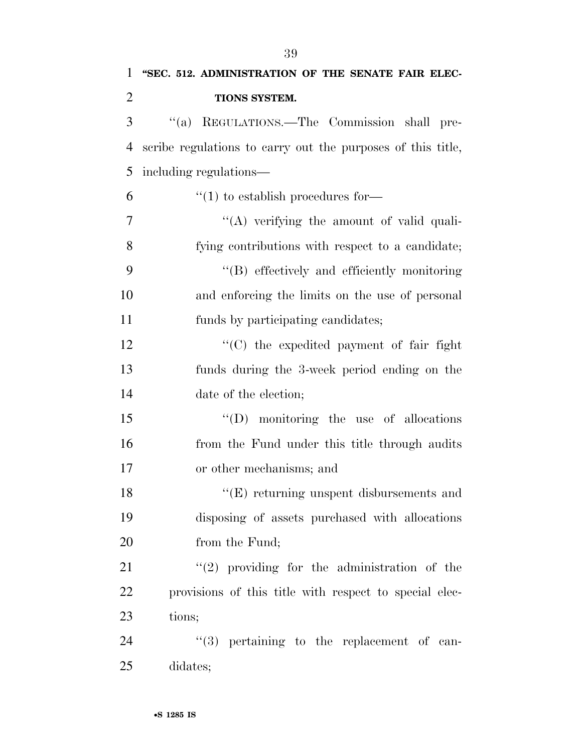**"SEC. 512. ADMINISTRATION OF THE SENATE FAIR ELECTIONS SYSTEM.**

"(a) REGULATIONS.—The Commission shall prescribe regulations to carry out the purposes of this title, including regulations—

"(1) to establish procedures for—

"(A) verifying the amount of valid qualifying contributions with respect to a candidate;

"(B) effectively and efficiently monitoring and enforcing the limits on the use of personal funds by participating candidates;

"(C) the expedited payment of fair fight funds during the 3-week period ending on the date of the election;

"(D) monitoring the use of allocations from the Fund under this title through audits or other mechanisms; and

"(E) returning unspent disbursements and disposing of assets purchased with allocations from the Fund;

"(2) providing for the administration of the provisions of this title with respect to special elections;

"(3) pertaining to the replacement of candidates;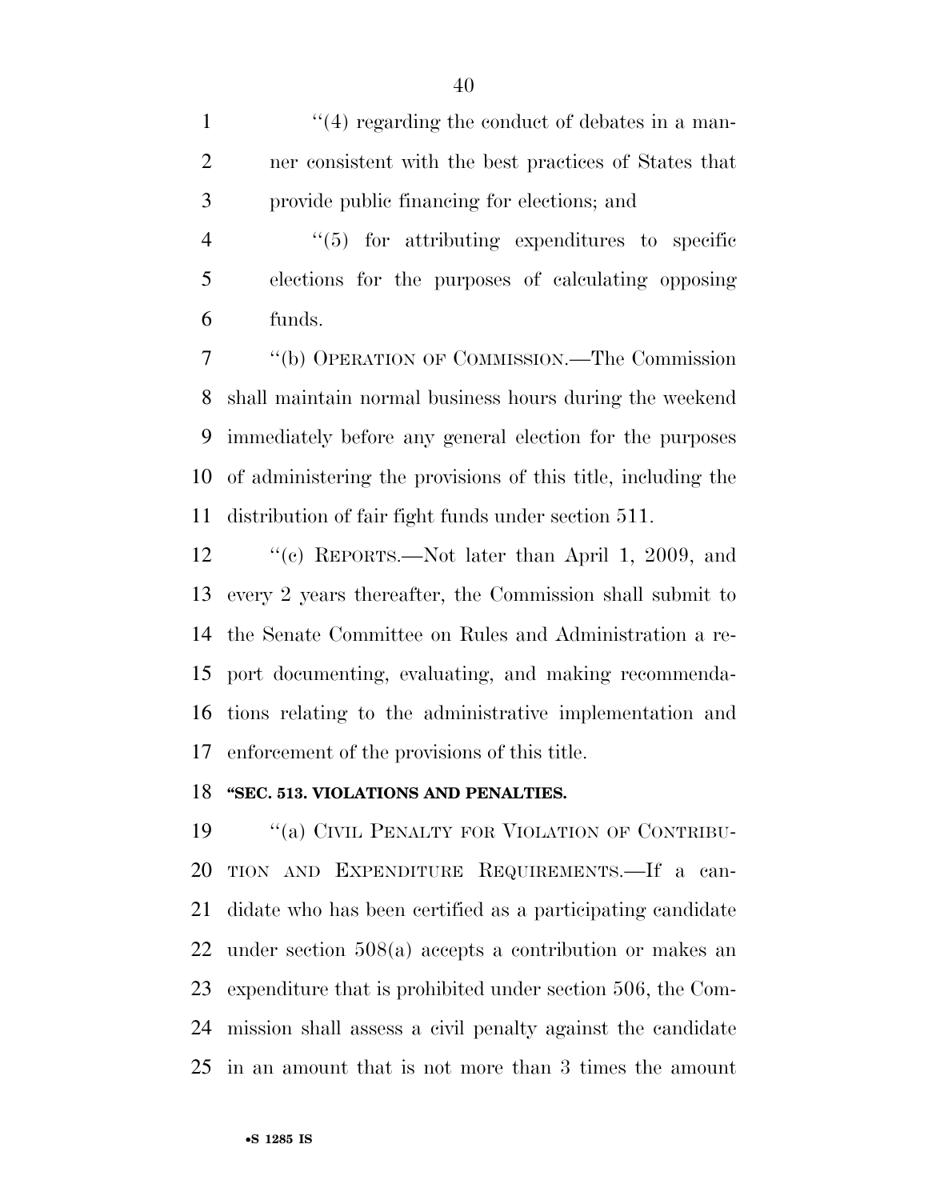"(4) regarding the conduct of debates in a manner consistent with the best practices of States that provide public financing for elections; and

"(5) for attributing expenditures to specific elections for the purposes of calculating opposing funds.

"(b) OPERATION OF COMMISSION.—The Commission shall maintain normal business hours during the weekend immediately before any general election for the purposes of administering the provisions of this title, including the distribution of fair fight funds under section 511.

"(c) REPORTS.—Not later than April 1, 2009, and every 2 years thereafter, the Commission shall submit to the Senate Committee on Rules and Administration a report documenting, evaluating, and making recommendations relating to the administrative implementation and enforcement of the provisions of this title.

**"SEC. 513. VIOLATIONS AND PENALTIES.**

"(a) CIVIL PENALTY FOR VIOLATION OF CONTRIBUTION AND EXPENDITURE REQUIREMENTS.—If a candidate who has been certified as a participating candidate under section 508(a) accepts a contribution or makes an expenditure that is prohibited under section 506, the Commission shall assess a civil penalty against the candidate in an amount that is not more than 3 times the amount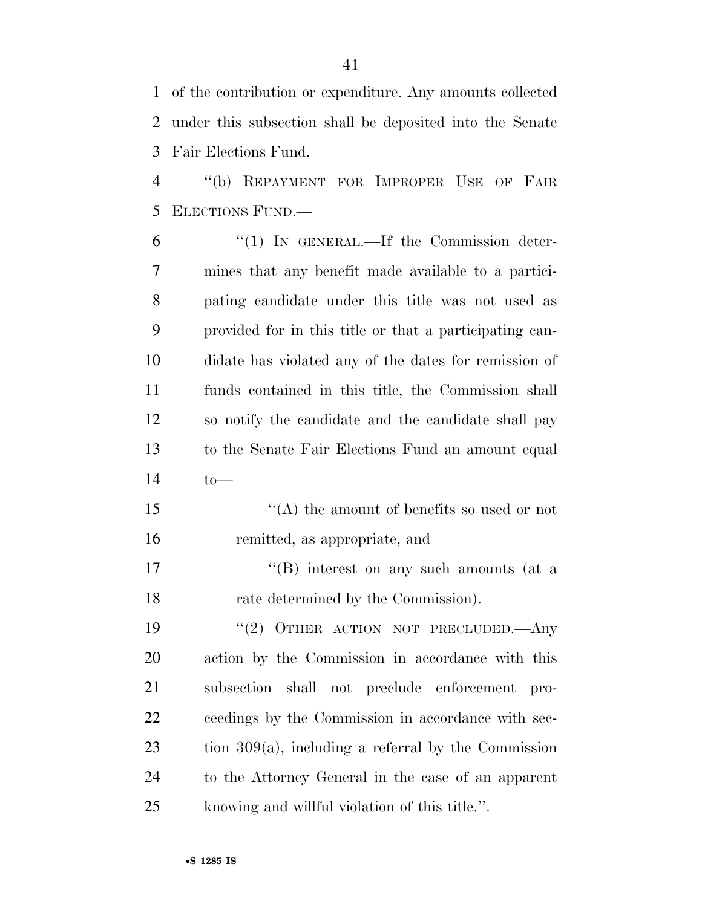of the contribution or expenditure. Any amounts collected under this subsection shall be deposited into the Senate Fair Elections Fund.

"(b) REPAYMENT FOR IMPROPER USE OF FAIR ELECTIONS FUND.—

"(1) IN GENERAL.—If the Commission determines that any benefit made available to a participating candidate under this title was not used as provided for in this title or that a participating candidate has violated any of the dates for remission of funds contained in this title, the Commission shall so notify the candidate and the candidate shall pay to the Senate Fair Elections Fund an amount equal to—

"(A) the amount of benefits so used or not remitted, as appropriate, and

"(B) interest on any such amounts (at a rate determined by the Commission).

"(2) OTHER ACTION NOT PRECLUDED.—Any action by the Commission in accordance with this subsection shall not preclude enforcement proceedings by the Commission in accordance with section 309(a), including a referral by the Commission to the Attorney General in the case of an apparent knowing and willful violation of this title.".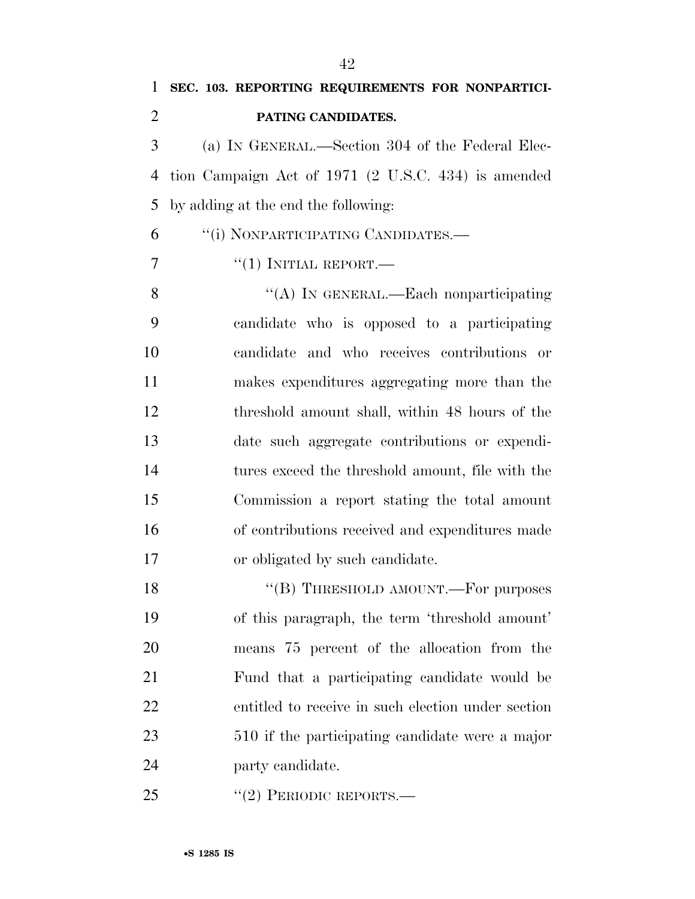**SEC. 103. REPORTING REQUIREMENTS FOR NONPARTICIPATING CANDIDATES.**

(a) IN GENERAL.—Section 304 of the Federal Election Campaign Act of 1971 (2 U.S.C. 434) is amended by adding at the end the following:

"(i) NONPARTICIPATING CANDIDATES.—

"(1) INITIAL REPORT.—

"(A) IN GENERAL.—Each nonparticipating candidate who is opposed to a participating candidate and who receives contributions or makes expenditures aggregating more than the threshold amount shall, within 48 hours of the date such aggregate contributions or expenditures exceed the threshold amount, file with the Commission a report stating the total amount of contributions received and expenditures made or obligated by such candidate.

"(B) THRESHOLD AMOUNT.—For purposes of this paragraph, the term 'threshold amount' means 75 percent of the allocation from the Fund that a participating candidate would be entitled to receive in such election under section 510 if the participating candidate were a major party candidate.

"(2) PERIODIC REPORTS.—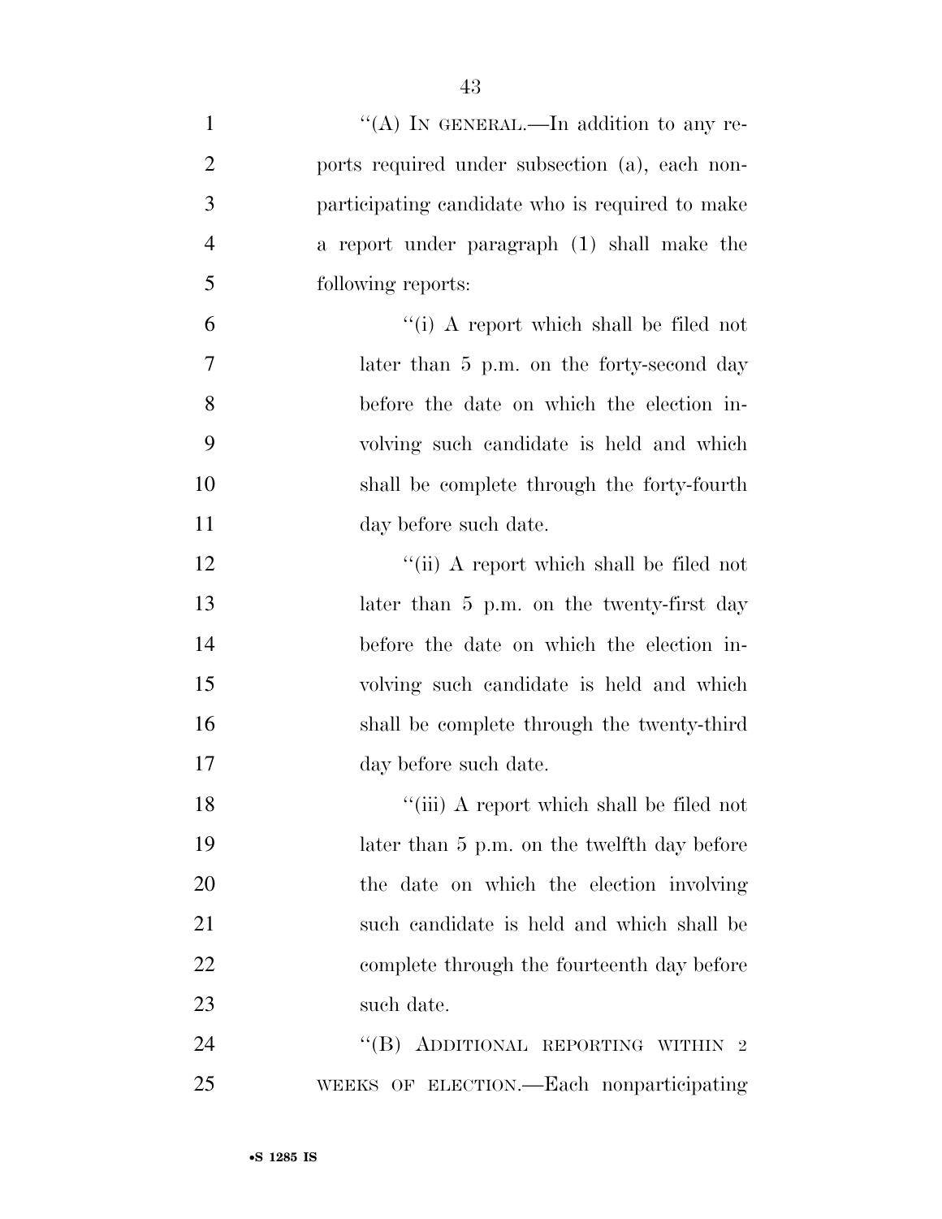''(A) IN GENERAL.—In addition to any reports required under subsection (a), each nonparticipating candidate who is required to make a report under paragraph (1) shall make the following reports:

''(i) A report which shall be filed not later than 5 p.m. on the forty-second day before the date on which the election involving such candidate is held and which shall be complete through the forty-fourth day before such date.

''(ii) A report which shall be filed not later than 5 p.m. on the twenty-first day before the date on which the election involving such candidate is held and which shall be complete through the twenty-third day before such date.

''(iii) A report which shall be filed not later than 5 p.m. on the twelfth day before the date on which the election involving such candidate is held and which shall be complete through the fourteenth day before such date.

''(B) ADDITIONAL REPORTING WITHIN 2 WEEKS OF ELECTION.—Each nonparticipating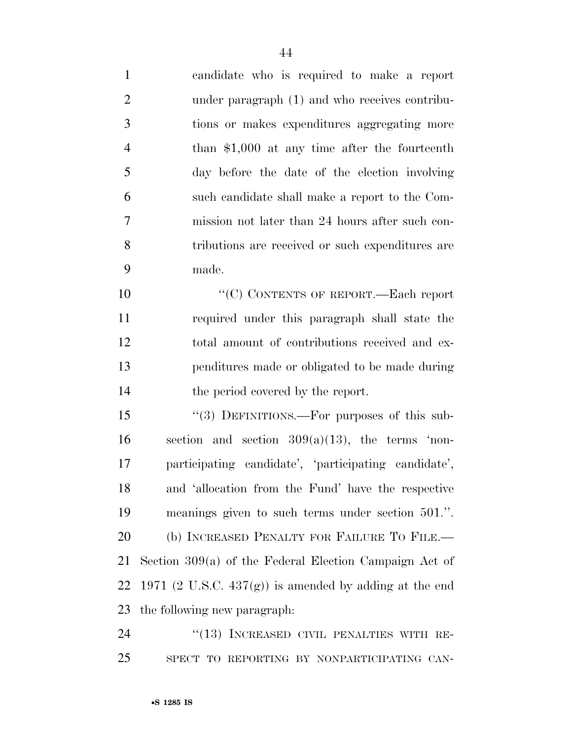candidate who is required to make a report under paragraph (1) and who receives contributions or makes expenditures aggregating more than $1,000 at any time after the fourteenth day before the date of the election involving such candidate shall make a report to the Commission not later than 24 hours after such contributions are received or such expenditures are made.

"(C) CONTENTS OF REPORT.—Each report required under this paragraph shall state the total amount of contributions received and expenditures made or obligated to be made during the period covered by the report.

"(3) DEFINITIONS.—For purposes of this subsection and section 309(a)(13), the terms 'nonparticipating candidate', 'participating candidate', and 'allocation from the Fund' have the respective meanings given to such terms under section 501.".

(b) INCREASED PENALTY FOR FAILURE TO FILE.—Section 309(a) of the Federal Election Campaign Act of 1971 (2 U.S.C. 437(g)) is amended by adding at the end the following new paragraph:

"(13) INCREASED CIVIL PENALTIES WITH RESPECT TO REPORTING BY NONPARTICIPATING CAN-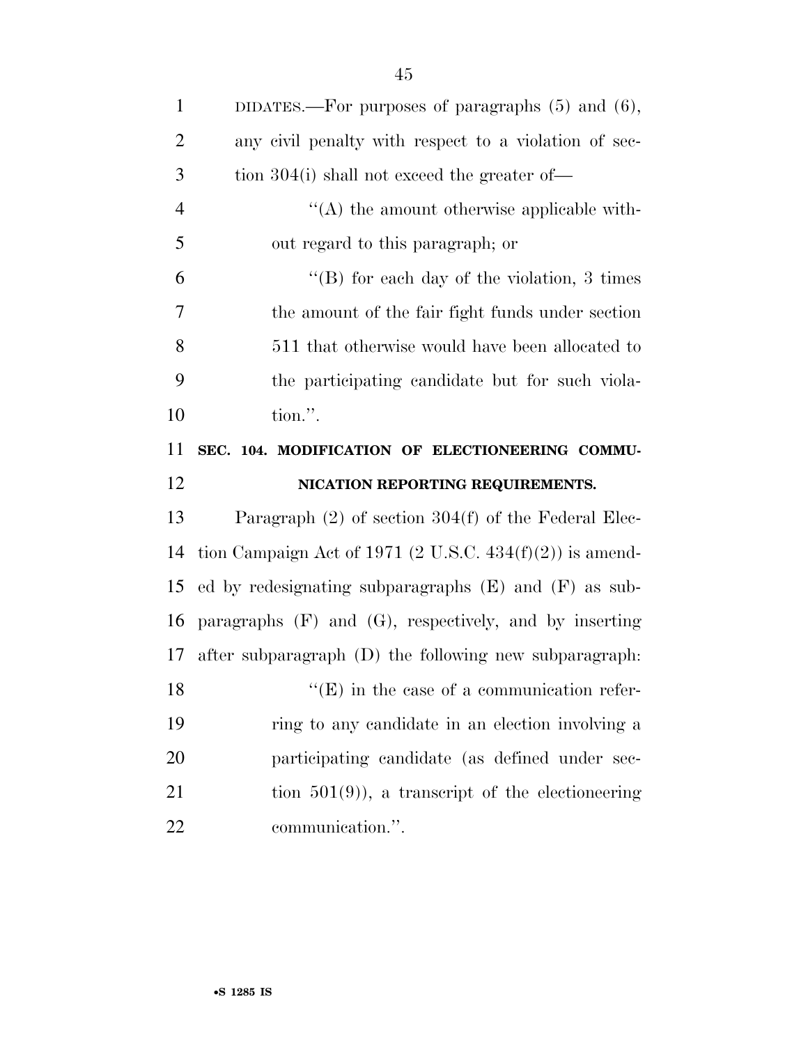DIDATES.—For purposes of paragraphs (5) and (6), any civil penalty with respect to a violation of section 304(i) shall not exceed the greater of—

''(A) the amount otherwise applicable without regard to this paragraph; or

''(B) for each day of the violation, 3 times the amount of the fair fight funds under section 511 that otherwise would have been allocated to the participating candidate but for such violation.''.

### SEC. 104. MODIFICATION OF ELECTIONEERING COMMUNICATION REPORTING REQUIREMENTS.

Paragraph (2) of section 304(f) of the Federal Election Campaign Act of 1971 (2 U.S.C. 434(f)(2)) is amended by redesignating subparagraphs (E) and (F) as subparagraphs (F) and (G), respectively, and by inserting after subparagraph (D) the following new subparagraph:

''(E) in the case of a communication referring to any candidate in an election involving a participating candidate (as defined under section 501(9)), a transcript of the electioneering communication.''.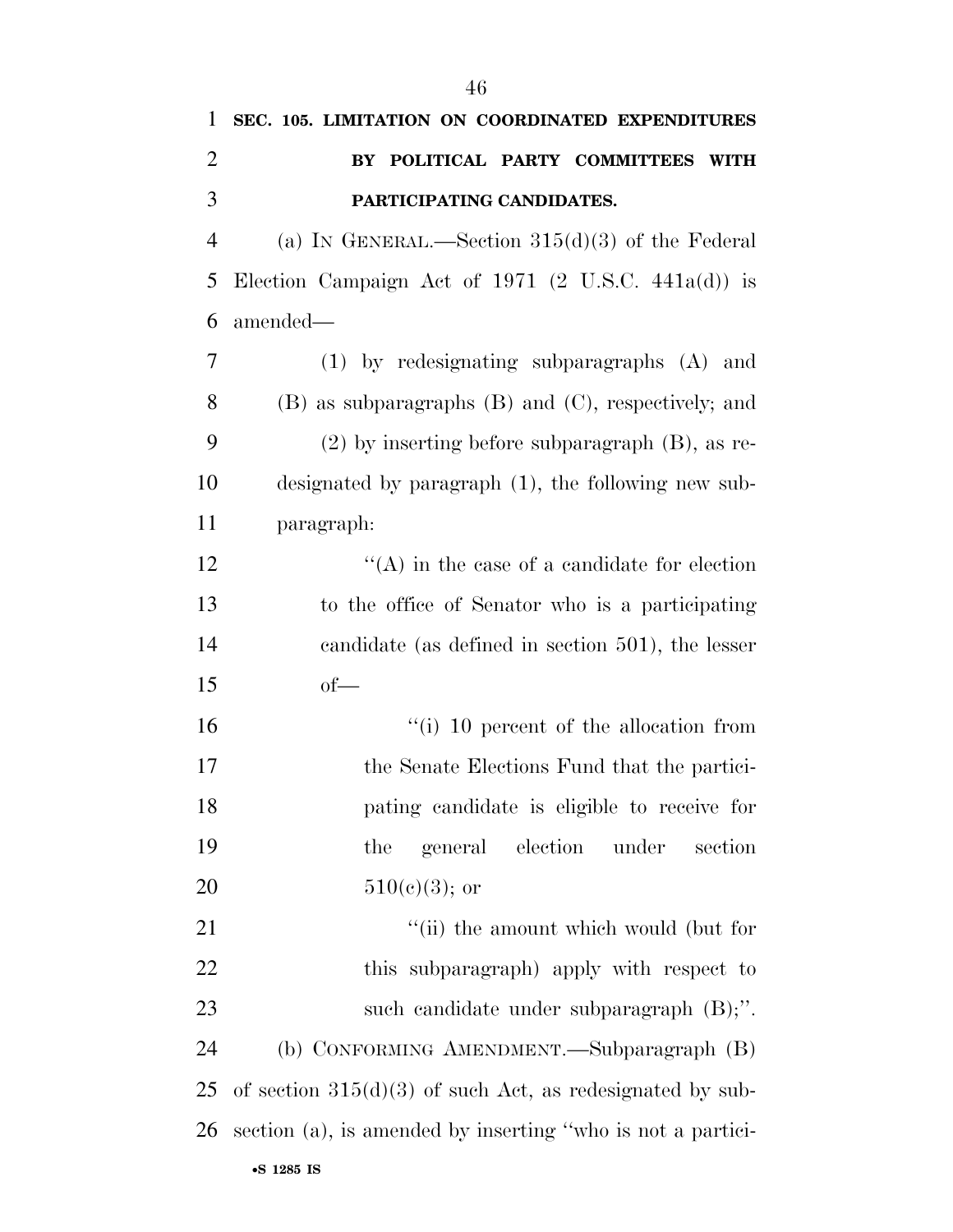**SEC. 105. LIMITATION ON COORDINATED EXPENDITURES BY POLITICAL PARTY COMMITTEES WITH PARTICIPATING CANDIDATES.**

(a) IN GENERAL.—Section 315(d)(3) of the Federal Election Campaign Act of 1971 (2 U.S.C. 441a(d)) is amended—

(1) by redesignating subparagraphs (A) and (B) as subparagraphs (B) and (C), respectively; and

(2) by inserting before subparagraph (B), as redesignated by paragraph (1), the following new subparagraph:

''(A) in the case of a candidate for election to the office of Senator who is a participating candidate (as defined in section 501), the lesser of—

''(i) 10 percent of the allocation from the Senate Elections Fund that the participating candidate is eligible to receive for the general election under section 510(c)(3); or

''(ii) the amount which would (but for this subparagraph) apply with respect to such candidate under subparagraph (B);''.

(b) CONFORMING AMENDMENT.—Subparagraph (B) of section 315(d)(3) of such Act, as redesignated by subsection (a), is amended by inserting ''who is not a partici-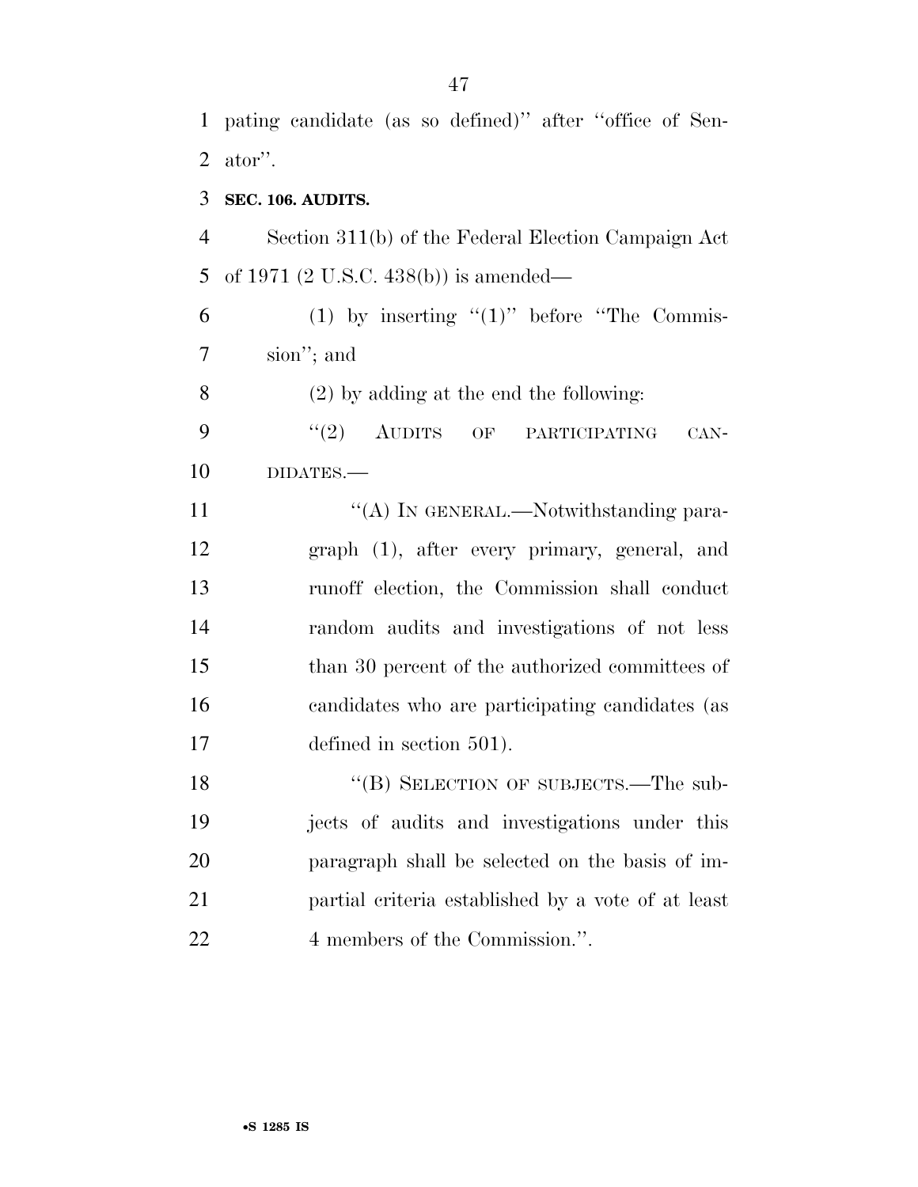pating candidate (as so defined)'' after ''office of Senator''.

**SEC. 106. AUDITS.**

Section 311(b) of the Federal Election Campaign Act of 1971 (2 U.S.C. 438(b)) is amended—

(1) by inserting ''(1)'' before ''The Commission''; and

(2) by adding at the end the following:

''(2) AUDITS OF PARTICIPATING CANDIDATES.—

''(A) IN GENERAL.—Notwithstanding paragraph (1), after every primary, general, and runoff election, the Commission shall conduct random audits and investigations of not less than 30 percent of the authorized committees of candidates who are participating candidates (as defined in section 501).

''(B) SELECTION OF SUBJECTS.—The subjects of audits and investigations under this paragraph shall be selected on the basis of impartial criteria established by a vote of at least 4 members of the Commission.''.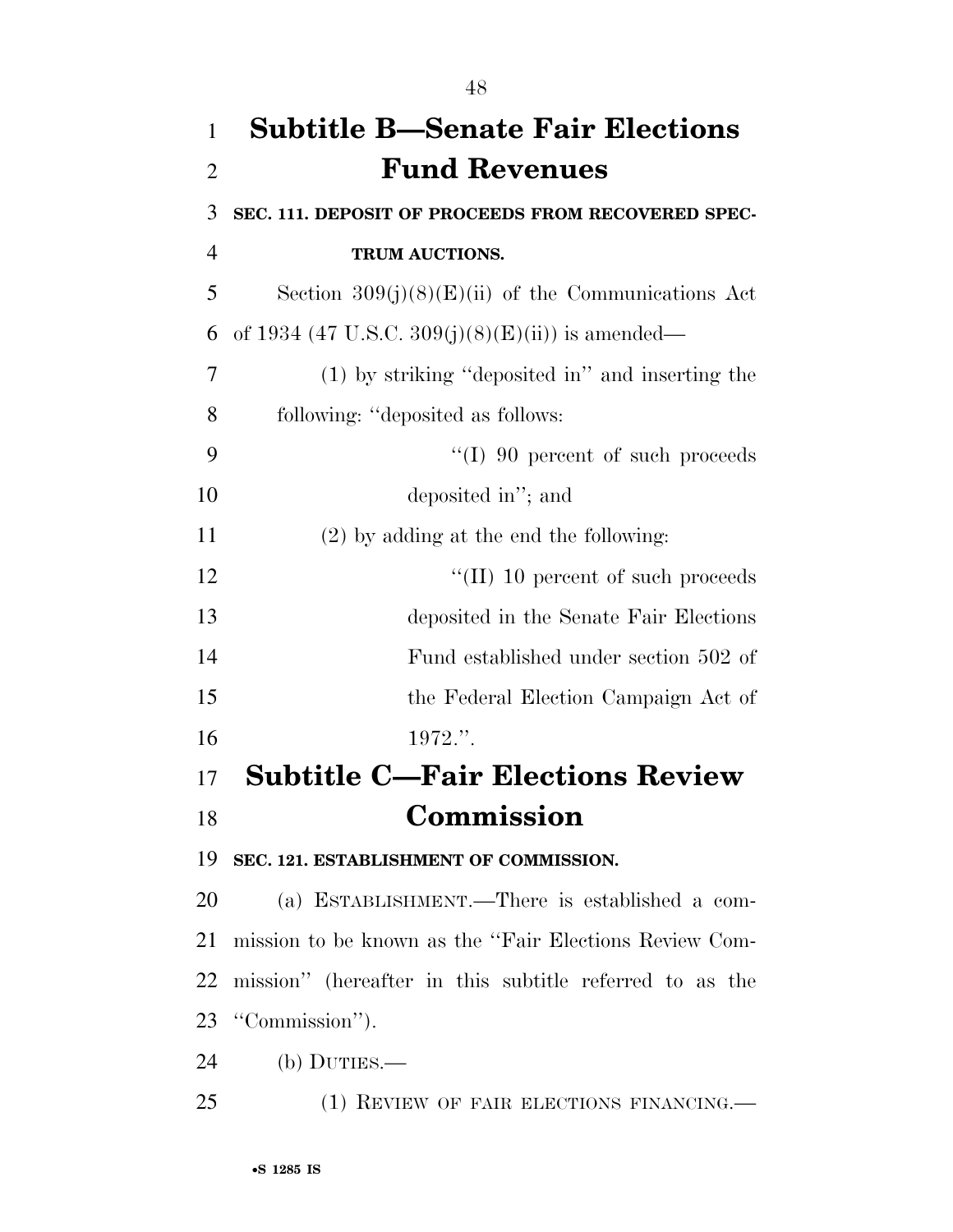## Subtitle B—Senate Fair Elections Fund Revenues

**SEC. 111. DEPOSIT OF PROCEEDS FROM RECOVERED SPECTRUM AUCTIONS.**

Section 309(j)(8)(E)(ii) of the Communications Act of 1934 (47 U.S.C. 309(j)(8)(E)(ii)) is amended—

(1) by striking ''deposited in'' and inserting the following: ''deposited as follows:

''(I) 90 percent of such proceeds deposited in''; and

(2) by adding at the end the following:

''(II) 10 percent of such proceeds deposited in the Senate Fair Elections Fund established under section 502 of the Federal Election Campaign Act of 1972.''.

## Subtitle C—Fair Elections Review Commission

**SEC. 121. ESTABLISHMENT OF COMMISSION.**

(a) ESTABLISHMENT.—There is established a commission to be known as the ''Fair Elections Review Commission'' (hereafter in this subtitle referred to as the ''Commission'').

(b) DUTIES.—

(1) REVIEW OF FAIR ELECTIONS FINANCING.—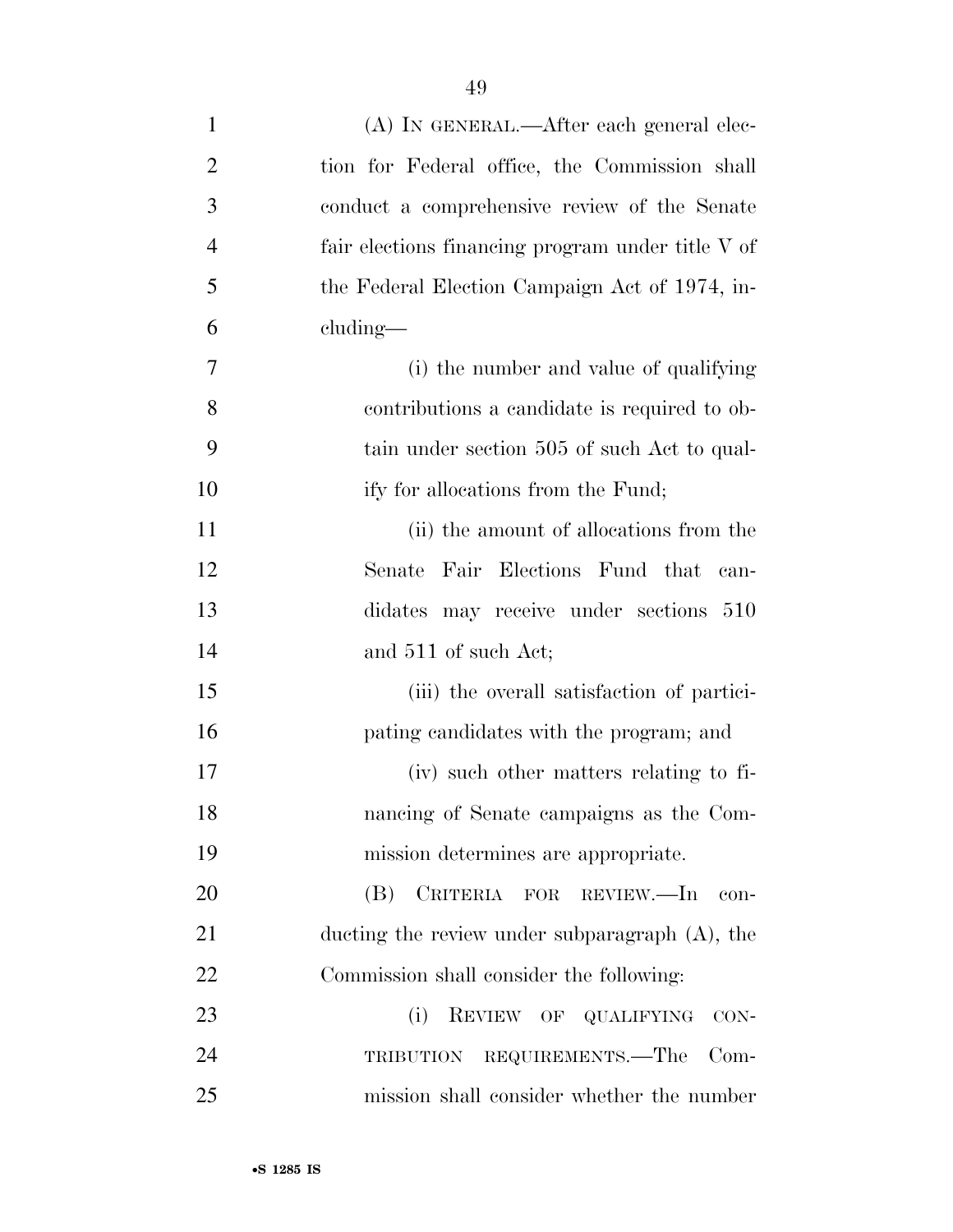(A) IN GENERAL.—After each general election for Federal office, the Commission shall conduct a comprehensive review of the Senate fair elections financing program under title V of the Federal Election Campaign Act of 1974, including—

(i) the number and value of qualifying contributions a candidate is required to obtain under section 505 of such Act to qualify for allocations from the Fund;

(ii) the amount of allocations from the Senate Fair Elections Fund that candidates may receive under sections 510 and 511 of such Act;

(iii) the overall satisfaction of participating candidates with the program; and

(iv) such other matters relating to financing of Senate campaigns as the Commission determines are appropriate.

(B) CRITERIA FOR REVIEW.—In conducting the review under subparagraph (A), the Commission shall consider the following:

(i) REVIEW OF QUALIFYING CONTRIBUTION REQUIREMENTS.—The Commission shall consider whether the number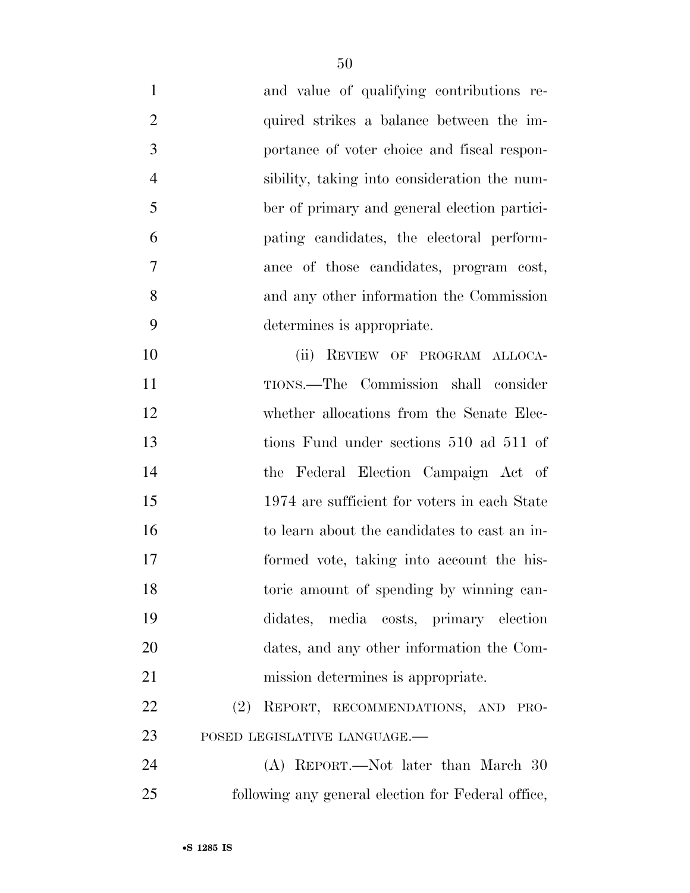and value of qualifying contributions required strikes a balance between the importance of voter choice and fiscal responsibility, taking into consideration the number of primary and general election participating candidates, the electoral performance of those candidates, program cost, and any other information the Commission determines is appropriate.

(ii) REVIEW OF PROGRAM ALLOCATIONS.—The Commission shall consider whether allocations from the Senate Elections Fund under sections 510 ad 511 of the Federal Election Campaign Act of 1974 are sufficient for voters in each State to learn about the candidates to cast an informed vote, taking into account the historic amount of spending by winning candidates, media costs, primary election dates, and any other information the Commission determines is appropriate.

(2) REPORT, RECOMMENDATIONS, AND PROPOSED LEGISLATIVE LANGUAGE.—

(A) REPORT.—Not later than March 30 following any general election for Federal office,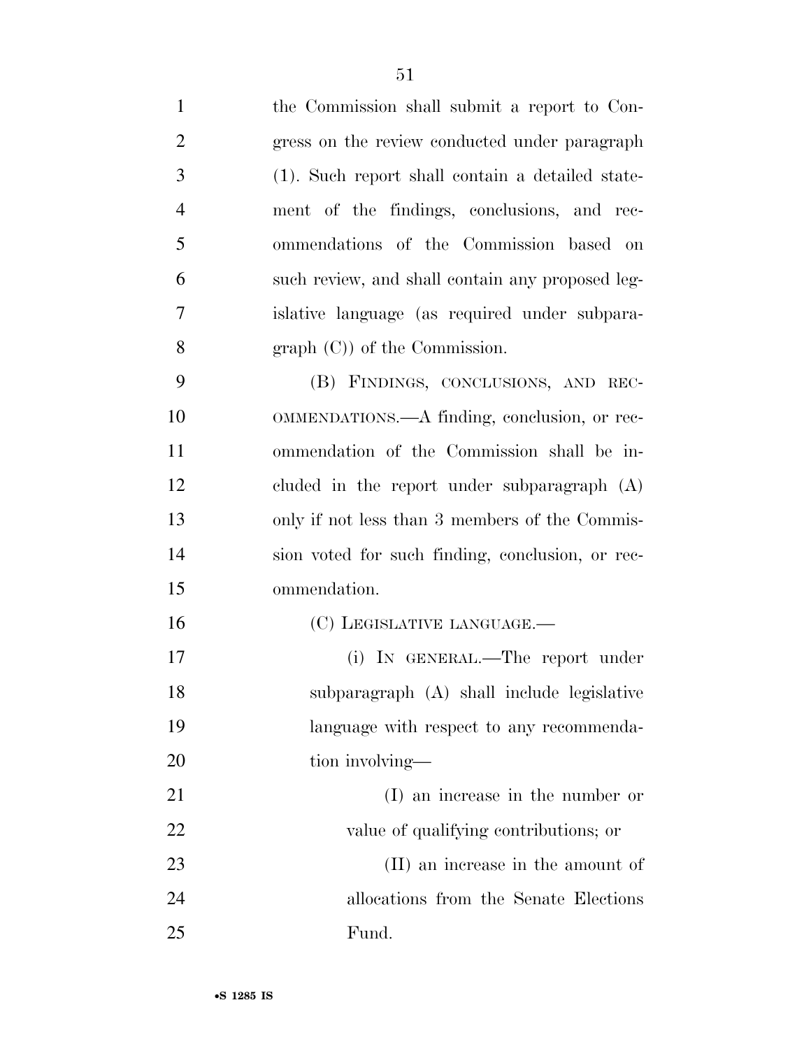the Commission shall submit a report to Congress on the review conducted under paragraph (1). Such report shall contain a detailed statement of the findings, conclusions, and recommendations of the Commission based on such review, and shall contain any proposed legislative language (as required under subparagraph (C)) of the Commission.

(B) FINDINGS, CONCLUSIONS, AND RECOMMENDATIONS.—A finding, conclusion, or recommendation of the Commission shall be included in the report under subparagraph (A) only if not less than 3 members of the Commission voted for such finding, conclusion, or recommendation.

(C) LEGISLATIVE LANGUAGE.—

(i) IN GENERAL.—The report under subparagraph (A) shall include legislative language with respect to any recommendation involving—

(I) an increase in the number or value of qualifying contributions; or

(II) an increase in the amount of allocations from the Senate Elections Fund.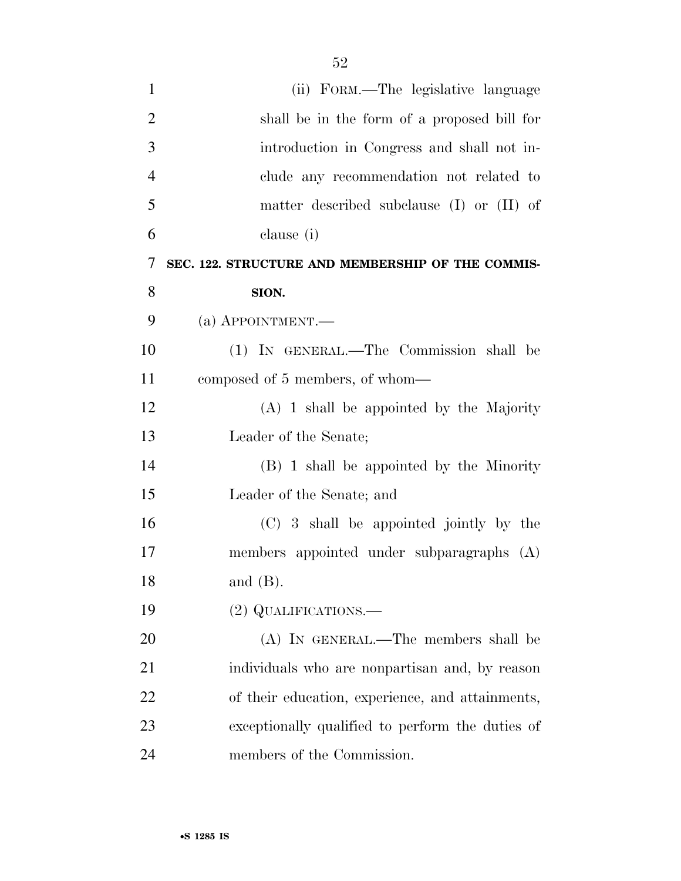(ii) FORM.—The legislative language shall be in the form of a proposed bill for introduction in Congress and shall not include any recommendation not related to matter described subclause (I) or (II) of clause (i)

### SEC. 122. STRUCTURE AND MEMBERSHIP OF THE COMMISSION.

(a) APPOINTMENT.—

(1) IN GENERAL.—The Commission shall be composed of 5 members, of whom—

(A) 1 shall be appointed by the Majority Leader of the Senate;

(B) 1 shall be appointed by the Minority Leader of the Senate; and

(C) 3 shall be appointed jointly by the members appointed under subparagraphs (A) and (B).

(2) QUALIFICATIONS.—

(A) IN GENERAL.—The members shall be individuals who are nonpartisan and, by reason of their education, experience, and attainments, exceptionally qualified to perform the duties of members of the Commission.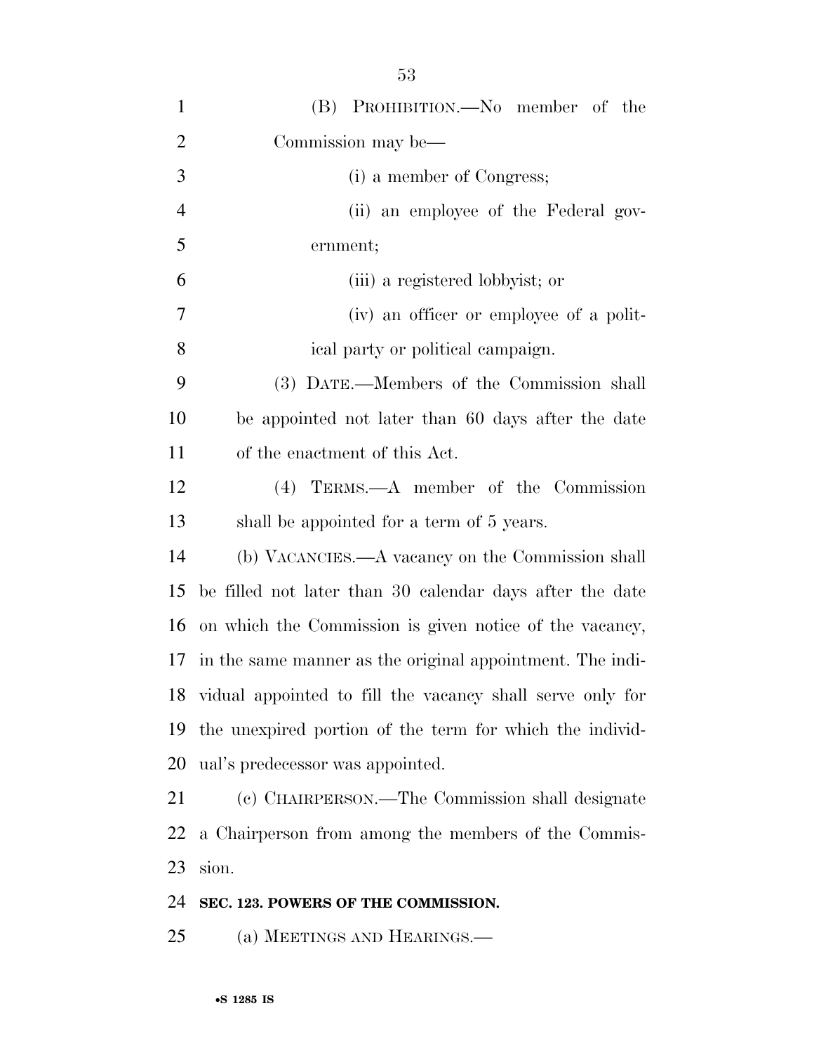(B) PROHIBITION.—No member of the Commission may be—

(i) a member of Congress;

(ii) an employee of the Federal government;

(iii) a registered lobbyist; or

(iv) an officer or employee of a political party or political campaign.

(3) DATE.—Members of the Commission shall be appointed not later than 60 days after the date of the enactment of this Act.

(4) TERMS.—A member of the Commission shall be appointed for a term of 5 years.

(b) VACANCIES.—A vacancy on the Commission shall be filled not later than 30 calendar days after the date on which the Commission is given notice of the vacancy, in the same manner as the original appointment. The individual appointed to fill the vacancy shall serve only for the unexpired portion of the term for which the individual's predecessor was appointed.

(c) CHAIRPERSON.—The Commission shall designate a Chairperson from among the members of the Commission.

**SEC. 123. POWERS OF THE COMMISSION.**

(a) MEETINGS AND HEARINGS.—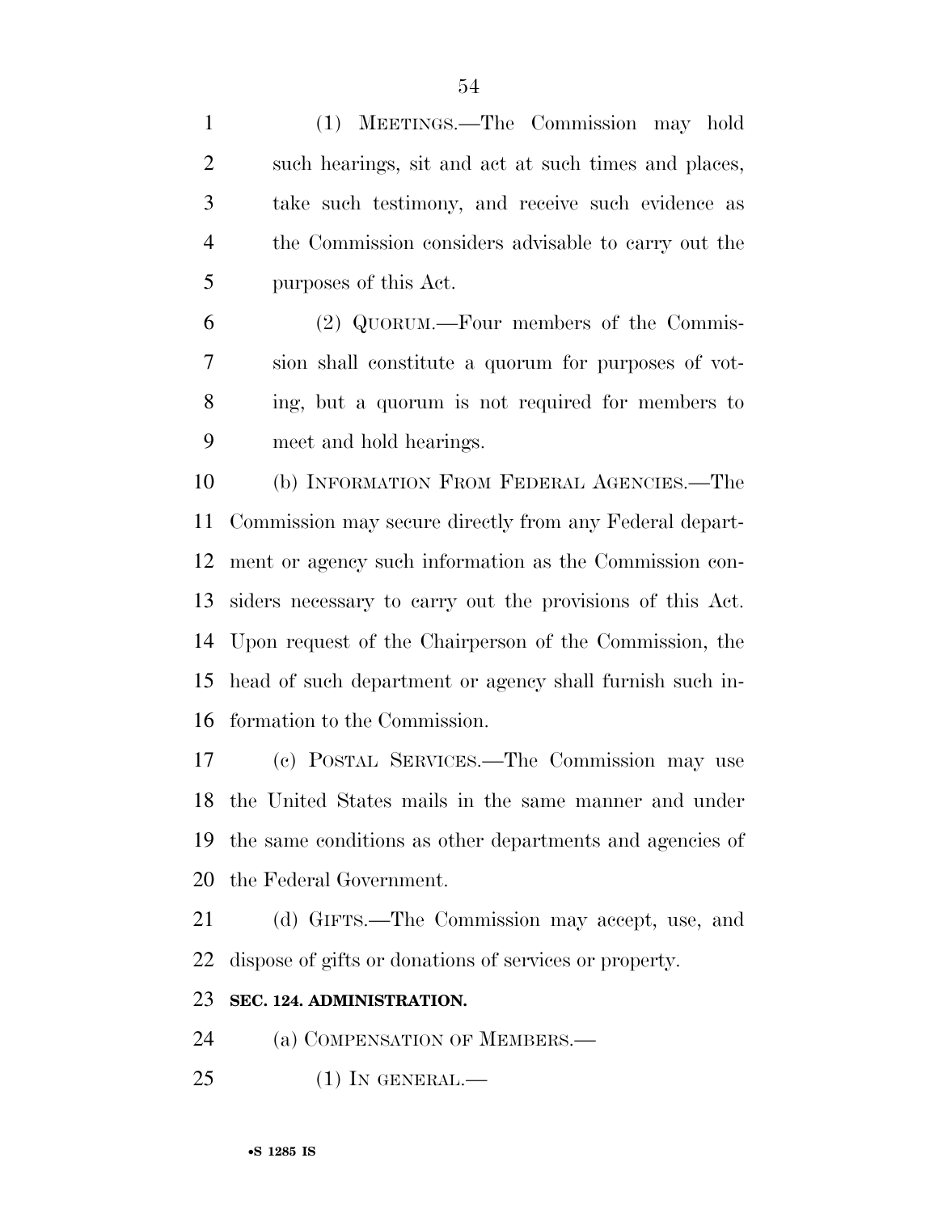(1) MEETINGS.—The Commission may hold such hearings, sit and act at such times and places, take such testimony, and receive such evidence as the Commission considers advisable to carry out the purposes of this Act.

(2) QUORUM.—Four members of the Commission shall constitute a quorum for purposes of voting, but a quorum is not required for members to meet and hold hearings.

(b) INFORMATION FROM FEDERAL AGENCIES.—The Commission may secure directly from any Federal department or agency such information as the Commission considers necessary to carry out the provisions of this Act. Upon request of the Chairperson of the Commission, the head of such department or agency shall furnish such information to the Commission.

(c) POSTAL SERVICES.—The Commission may use the United States mails in the same manner and under the same conditions as other departments and agencies of the Federal Government.

(d) GIFTS.—The Commission may accept, use, and dispose of gifts or donations of services or property.

**SEC. 124. ADMINISTRATION.**

(a) COMPENSATION OF MEMBERS.—

(1) IN GENERAL.—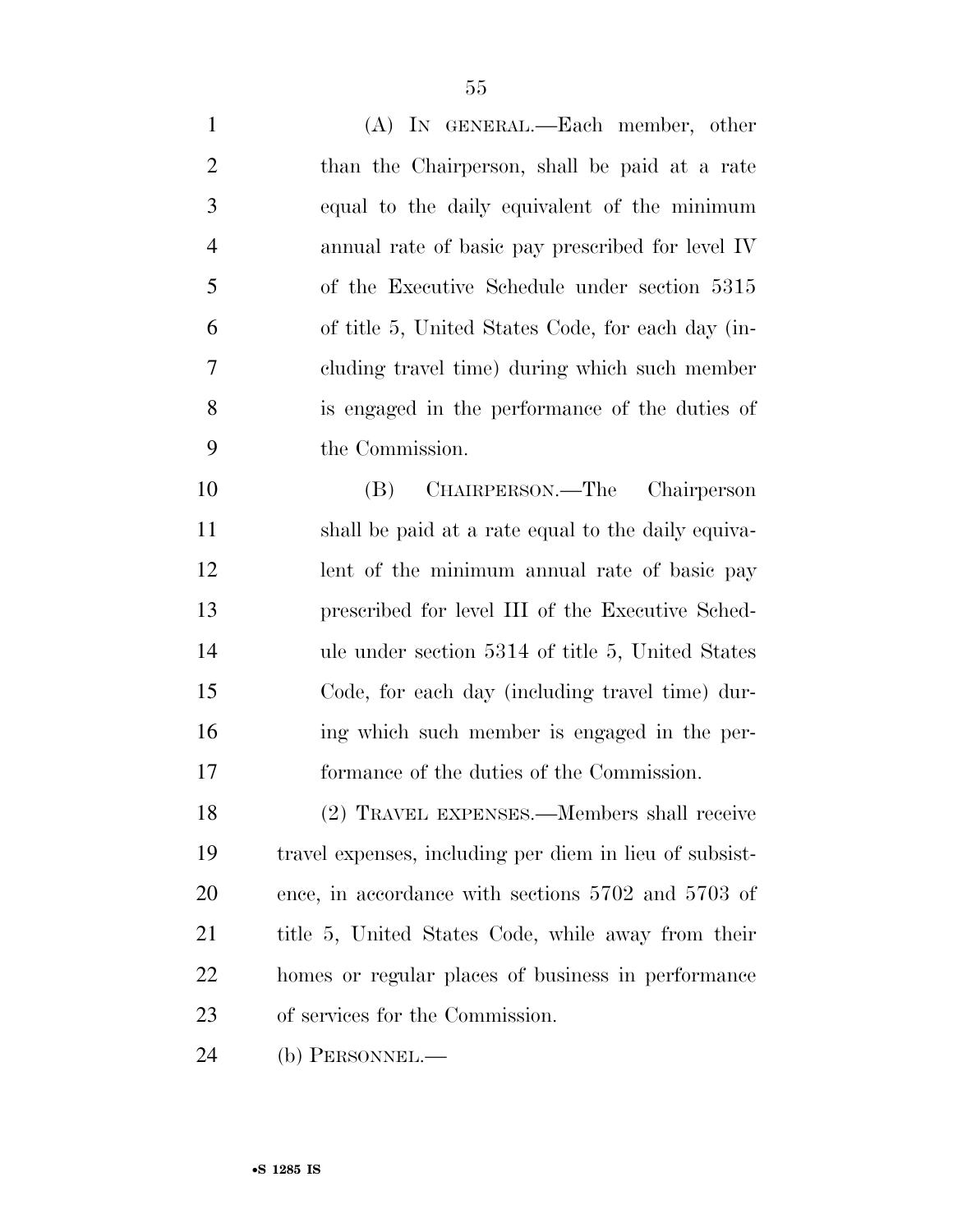(A) IN GENERAL.—Each member, other than the Chairperson, shall be paid at a rate equal to the daily equivalent of the minimum annual rate of basic pay prescribed for level IV of the Executive Schedule under section 5315 of title 5, United States Code, for each day (including travel time) during which such member is engaged in the performance of the duties of the Commission.

(B) CHAIRPERSON.—The Chairperson shall be paid at a rate equal to the daily equivalent of the minimum annual rate of basic pay prescribed for level III of the Executive Schedule under section 5314 of title 5, United States Code, for each day (including travel time) during which such member is engaged in the performance of the duties of the Commission.

(2) TRAVEL EXPENSES.—Members shall receive travel expenses, including per diem in lieu of subsistence, in accordance with sections 5702 and 5703 of title 5, United States Code, while away from their homes or regular places of business in performance of services for the Commission.

(b) PERSONNEL.—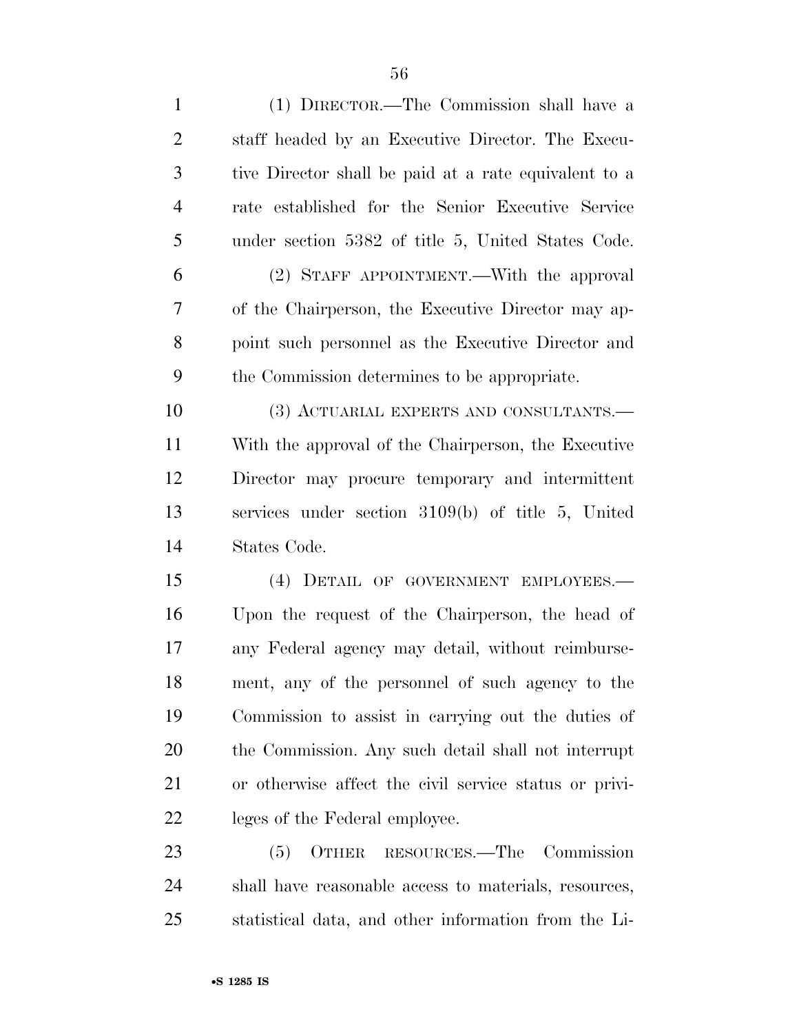(1) DIRECTOR.—The Commission shall have a staff headed by an Executive Director. The Executive Director shall be paid at a rate equivalent to a rate established for the Senior Executive Service under section 5382 of title 5, United States Code.

(2) STAFF APPOINTMENT.—With the approval of the Chairperson, the Executive Director may appoint such personnel as the Executive Director and the Commission determines to be appropriate.

(3) ACTUARIAL EXPERTS AND CONSULTANTS.—With the approval of the Chairperson, the Executive Director may procure temporary and intermittent services under section 3109(b) of title 5, United States Code.

(4) DETAIL OF GOVERNMENT EMPLOYEES.—Upon the request of the Chairperson, the head of any Federal agency may detail, without reimbursement, any of the personnel of such agency to the Commission to assist in carrying out the duties of the Commission. Any such detail shall not interrupt or otherwise affect the civil service status or privileges of the Federal employee.

(5) OTHER RESOURCES.—The Commission shall have reasonable access to materials, resources, statistical data, and other information from the Li-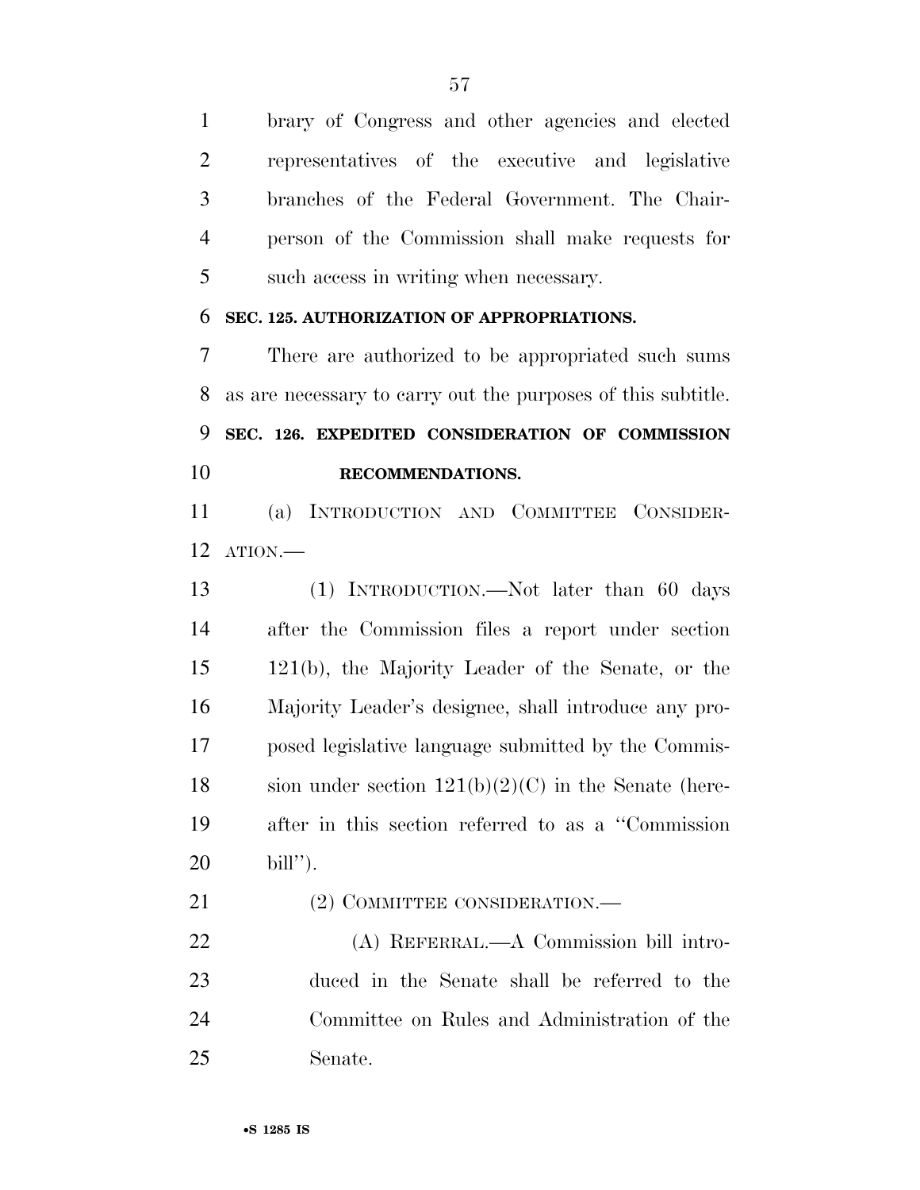brary of Congress and other agencies and elected representatives of the executive and legislative branches of the Federal Government. The Chairperson of the Commission shall make requests for such access in writing when necessary.

**SEC. 125. AUTHORIZATION OF APPROPRIATIONS.**

There are authorized to be appropriated such sums as are necessary to carry out the purposes of this subtitle.

**SEC. 126. EXPEDITED CONSIDERATION OF COMMISSION RECOMMENDATIONS.**

(a) INTRODUCTION AND COMMITTEE CONSIDERATION.—

(1) INTRODUCTION.—Not later than 60 days after the Commission files a report under section 121(b), the Majority Leader of the Senate, or the Majority Leader's designee, shall introduce any proposed legislative language submitted by the Commission under section 121(b)(2)(C) in the Senate (hereafter in this section referred to as a ''Commission bill'').

(2) COMMITTEE CONSIDERATION.—

(A) REFERRAL.—A Commission bill introduced in the Senate shall be referred to the Committee on Rules and Administration of the Senate.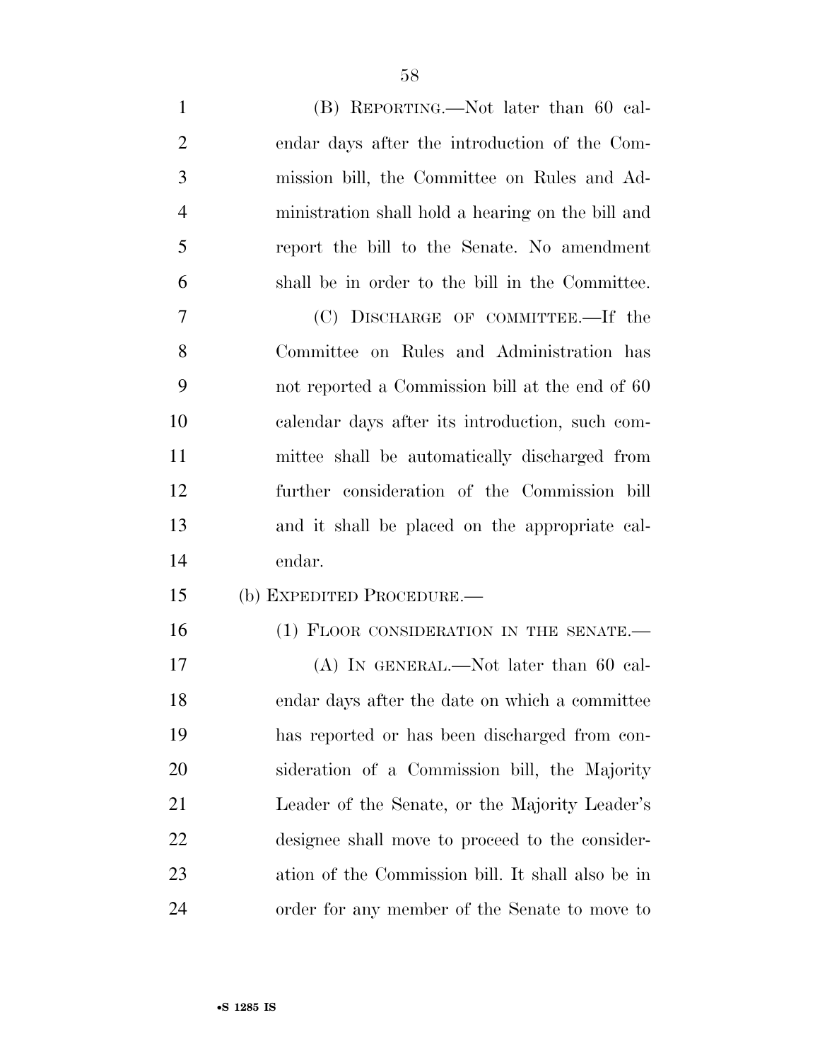(B) REPORTING.—Not later than 60 calendar days after the introduction of the Commission bill, the Committee on Rules and Administration shall hold a hearing on the bill and report the bill to the Senate. No amendment shall be in order to the bill in the Committee.

(C) DISCHARGE OF COMMITTEE.—If the Committee on Rules and Administration has not reported a Commission bill at the end of 60 calendar days after its introduction, such committee shall be automatically discharged from further consideration of the Commission bill and it shall be placed on the appropriate calendar.

(b) EXPEDITED PROCEDURE.—

(1) FLOOR CONSIDERATION IN THE SENATE.—

(A) IN GENERAL.—Not later than 60 calendar days after the date on which a committee has reported or has been discharged from consideration of a Commission bill, the Majority Leader of the Senate, or the Majority Leader's designee shall move to proceed to the consideration of the Commission bill. It shall also be in order for any member of the Senate to move to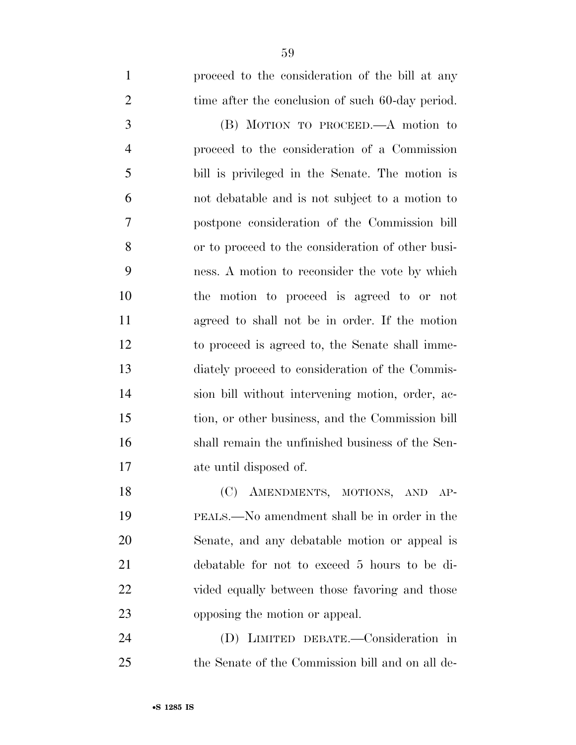proceed to the consideration of the bill at any time after the conclusion of such 60-day period.

(B) MOTION TO PROCEED.—A motion to proceed to the consideration of a Commission bill is privileged in the Senate. The motion is not debatable and is not subject to a motion to postpone consideration of the Commission bill or to proceed to the consideration of other business. A motion to reconsider the vote by which the motion to proceed is agreed to or not agreed to shall not be in order. If the motion to proceed is agreed to, the Senate shall immediately proceed to consideration of the Commission bill without intervening motion, order, action, or other business, and the Commission bill shall remain the unfinished business of the Senate until disposed of.

(C) AMENDMENTS, MOTIONS, AND APPEALS.—No amendment shall be in order in the Senate, and any debatable motion or appeal is debatable for not to exceed 5 hours to be divided equally between those favoring and those opposing the motion or appeal.

(D) LIMITED DEBATE.—Consideration in the Senate of the Commission bill and on all de-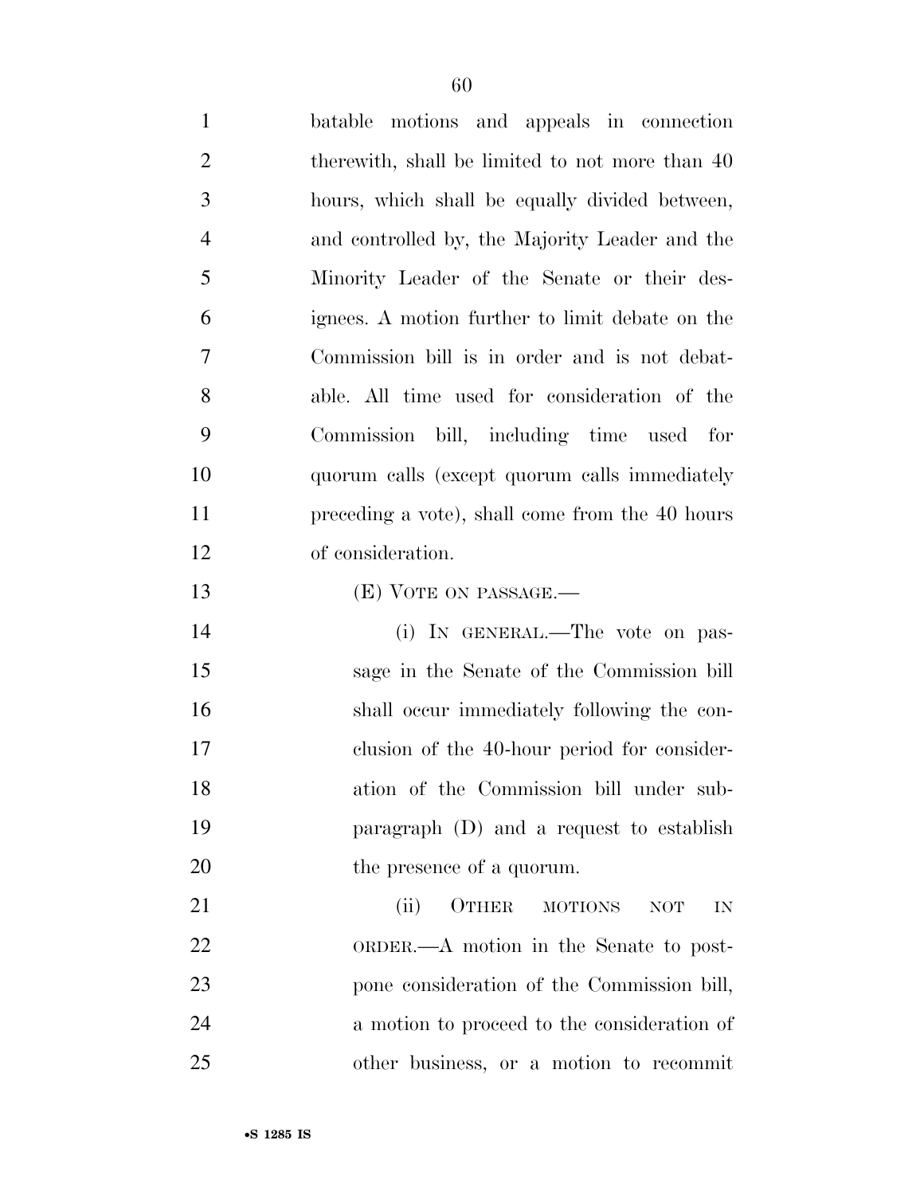batable motions and appeals in connection therewith, shall be limited to not more than 40 hours, which shall be equally divided between, and controlled by, the Majority Leader and the Minority Leader of the Senate or their designees. A motion further to limit debate on the Commission bill is in order and is not debatable. All time used for consideration of the Commission bill, including time used for quorum calls (except quorum calls immediately preceding a vote), shall come from the 40 hours of consideration.

(E) VOTE ON PASSAGE.—

(i) IN GENERAL.—The vote on passage in the Senate of the Commission bill shall occur immediately following the conclusion of the 40-hour period for consideration of the Commission bill under subparagraph (D) and a request to establish the presence of a quorum.

(ii) OTHER MOTIONS NOT IN ORDER.—A motion in the Senate to postpone consideration of the Commission bill, a motion to proceed to the consideration of other business, or a motion to recommit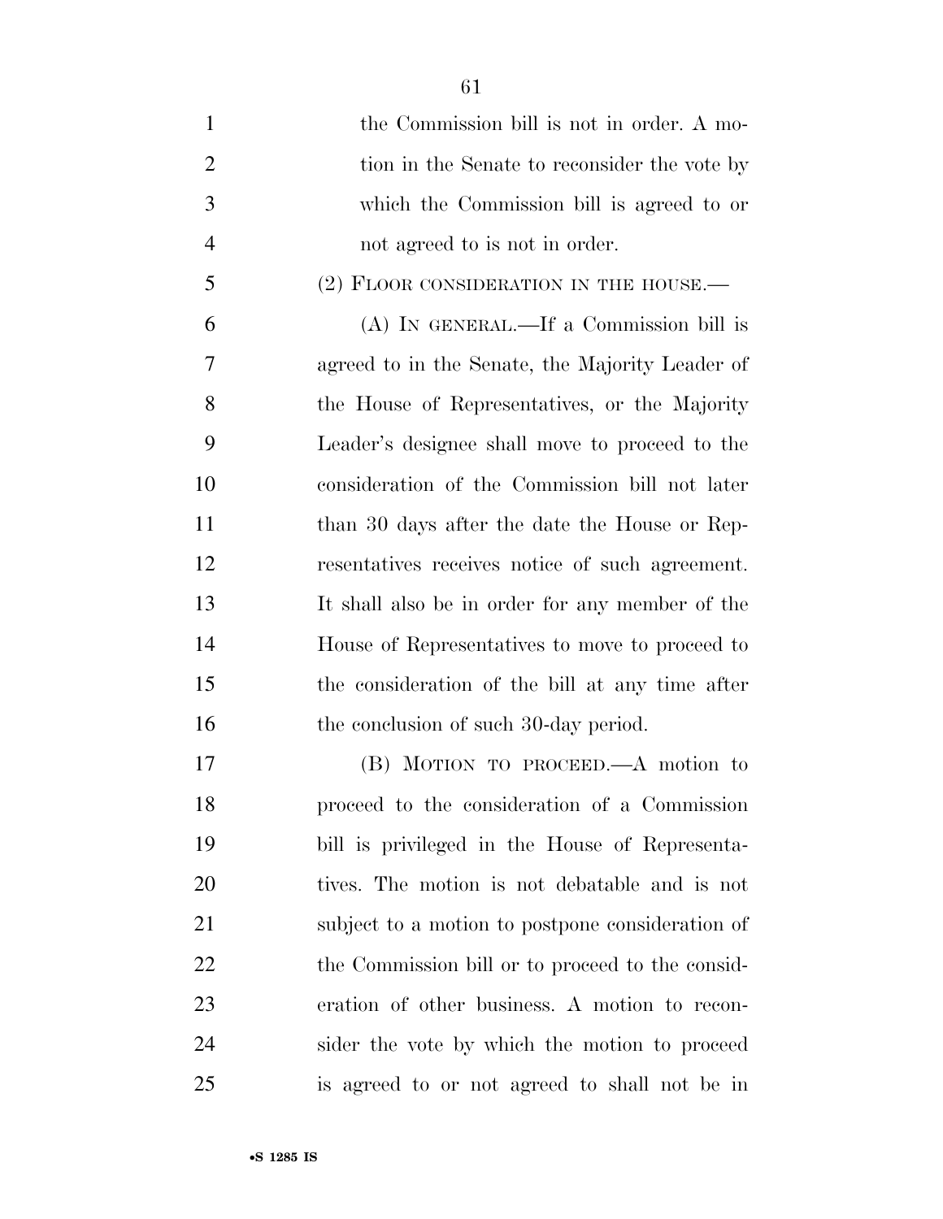the Commission bill is not in order. A motion in the Senate to reconsider the vote by which the Commission bill is agreed to or not agreed to is not in order.

(2) FLOOR CONSIDERATION IN THE HOUSE.—

(A) IN GENERAL.—If a Commission bill is agreed to in the Senate, the Majority Leader of the House of Representatives, or the Majority Leader's designee shall move to proceed to the consideration of the Commission bill not later than 30 days after the date the House or Representatives receives notice of such agreement. It shall also be in order for any member of the House of Representatives to move to proceed to the consideration of the bill at any time after the conclusion of such 30-day period.

(B) MOTION TO PROCEED.—A motion to proceed to the consideration of a Commission bill is privileged in the House of Representatives. The motion is not debatable and is not subject to a motion to postpone consideration of the Commission bill or to proceed to the consideration of other business. A motion to reconsider the vote by which the motion to proceed is agreed to or not agreed to shall not be in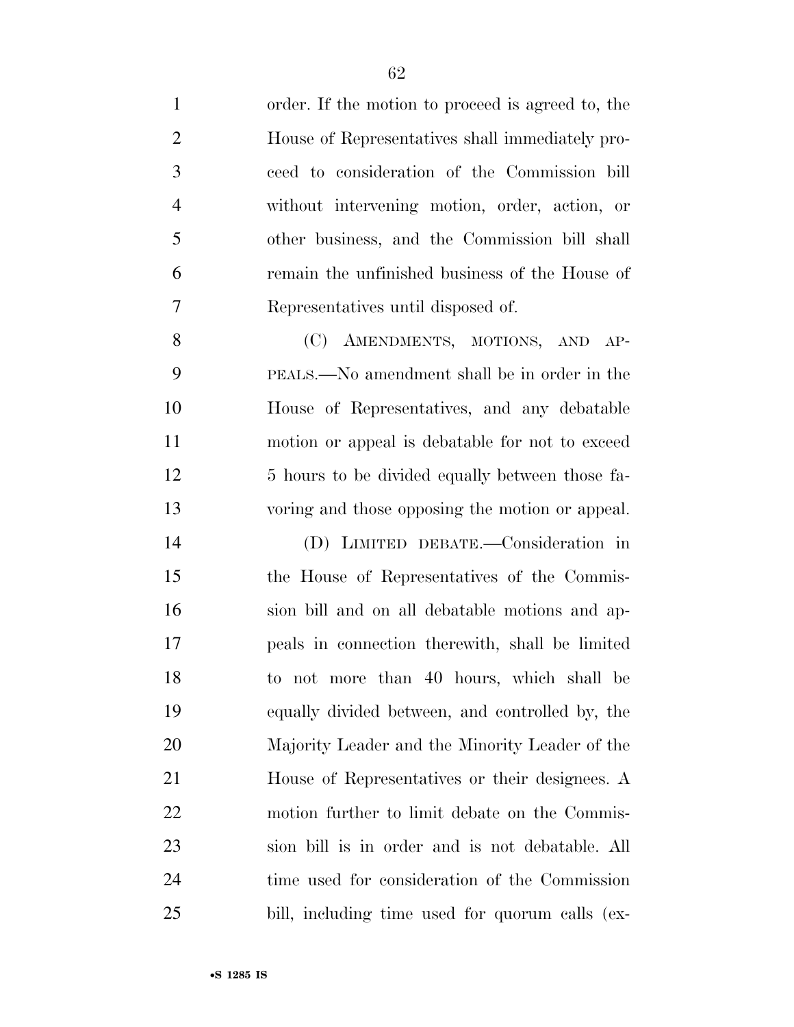order. If the motion to proceed is agreed to, the House of Representatives shall immediately proceed to consideration of the Commission bill without intervening motion, order, action, or other business, and the Commission bill shall remain the unfinished business of the House of Representatives until disposed of.

(C) AMENDMENTS, MOTIONS, AND APPEALS.—No amendment shall be in order in the House of Representatives, and any debatable motion or appeal is debatable for not to exceed 5 hours to be divided equally between those favoring and those opposing the motion or appeal.

(D) LIMITED DEBATE.—Consideration in the House of Representatives of the Commission bill and on all debatable motions and appeals in connection therewith, shall be limited to not more than 40 hours, which shall be equally divided between, and controlled by, the Majority Leader and the Minority Leader of the House of Representatives or their designees. A motion further to limit debate on the Commission bill is in order and is not debatable. All time used for consideration of the Commission bill, including time used for quorum calls (ex-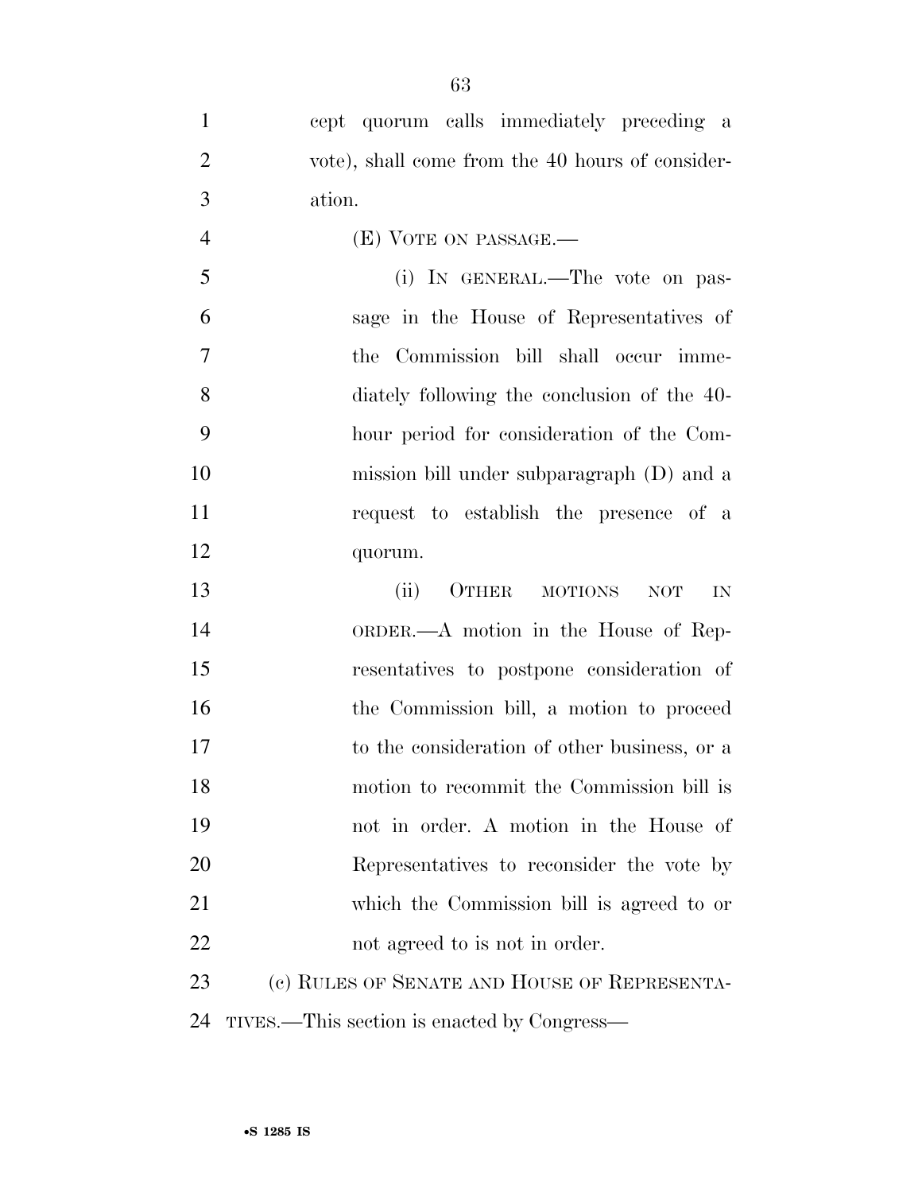cept quorum calls immediately preceding a vote), shall come from the 40 hours of consideration.

(E) VOTE ON PASSAGE.—

(i) IN GENERAL.—The vote on passage in the House of Representatives of the Commission bill shall occur immediately following the conclusion of the 40-hour period for consideration of the Commission bill under subparagraph (D) and a request to establish the presence of a quorum.

(ii) OTHER MOTIONS NOT IN ORDER.—A motion in the House of Representatives to postpone consideration of the Commission bill, a motion to proceed to the consideration of other business, or a motion to recommit the Commission bill is not in order. A motion in the House of Representatives to reconsider the vote by which the Commission bill is agreed to or not agreed to is not in order.

(c) RULES OF SENATE AND HOUSE OF REPRESENTATIVES.—This section is enacted by Congress—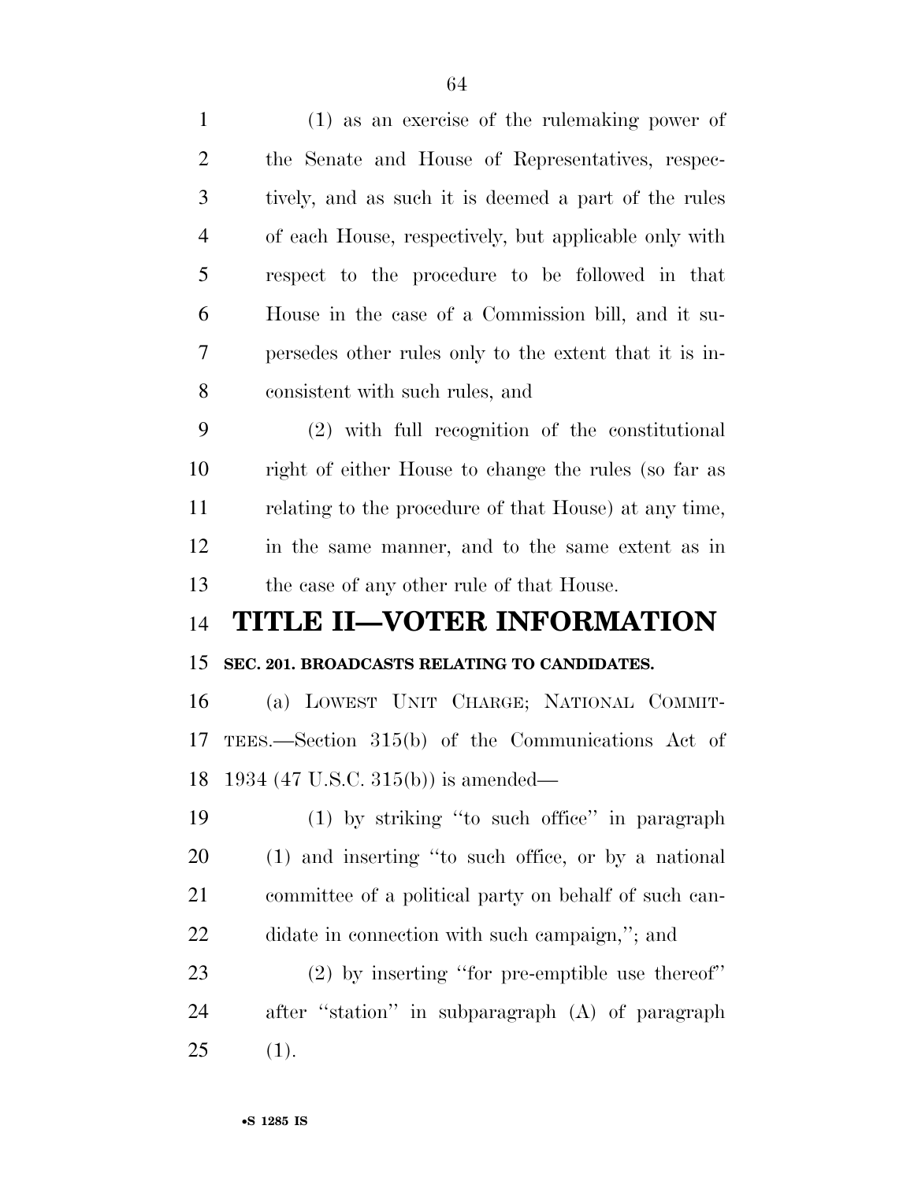(1) as an exercise of the rulemaking power of the Senate and House of Representatives, respectively, and as such it is deemed a part of the rules of each House, respectively, but applicable only with respect to the procedure to be followed in that House in the case of a Commission bill, and it supersedes other rules only to the extent that it is inconsistent with such rules, and

(2) with full recognition of the constitutional right of either House to change the rules (so far as relating to the procedure of that House) at any time, in the same manner, and to the same extent as in the case of any other rule of that House.

# TITLE II—VOTER INFORMATION

### SEC. 201. BROADCASTS RELATING TO CANDIDATES.

(a) LOWEST UNIT CHARGE; NATIONAL COMMITTEES.—Section 315(b) of the Communications Act of 1934 (47 U.S.C. 315(b)) is amended—

(1) by striking ''to such office'' in paragraph (1) and inserting ''to such office, or by a national committee of a political party on behalf of such candidate in connection with such campaign,''; and

(2) by inserting ''for pre-emptible use thereof'' after ''station'' in subparagraph (A) of paragraph (1).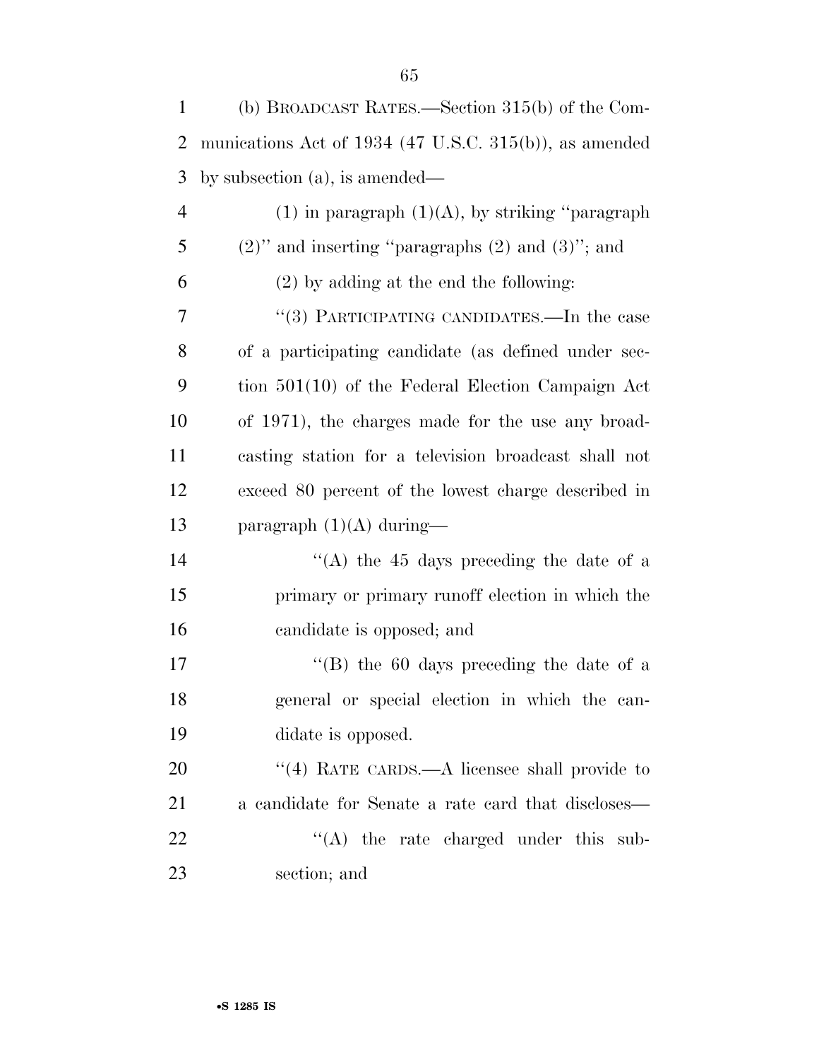(b) BROADCAST RATES.—Section 315(b) of the Communications Act of 1934 (47 U.S.C. 315(b)), as amended by subsection (a), is amended—

(1) in paragraph (1)(A), by striking ''paragraph (2)'' and inserting ''paragraphs (2) and (3)''; and

(2) by adding at the end the following:

''(3) PARTICIPATING CANDIDATES.—In the case of a participating candidate (as defined under section 501(10) of the Federal Election Campaign Act of 1971), the charges made for the use any broadcasting station for a television broadcast shall not exceed 80 percent of the lowest charge described in paragraph (1)(A) during—

''(A) the 45 days preceding the date of a primary or primary runoff election in which the candidate is opposed; and

''(B) the 60 days preceding the date of a general or special election in which the candidate is opposed.

''(4) RATE CARDS.—A licensee shall provide to a candidate for Senate a rate card that discloses—

''(A) the rate charged under this subsection; and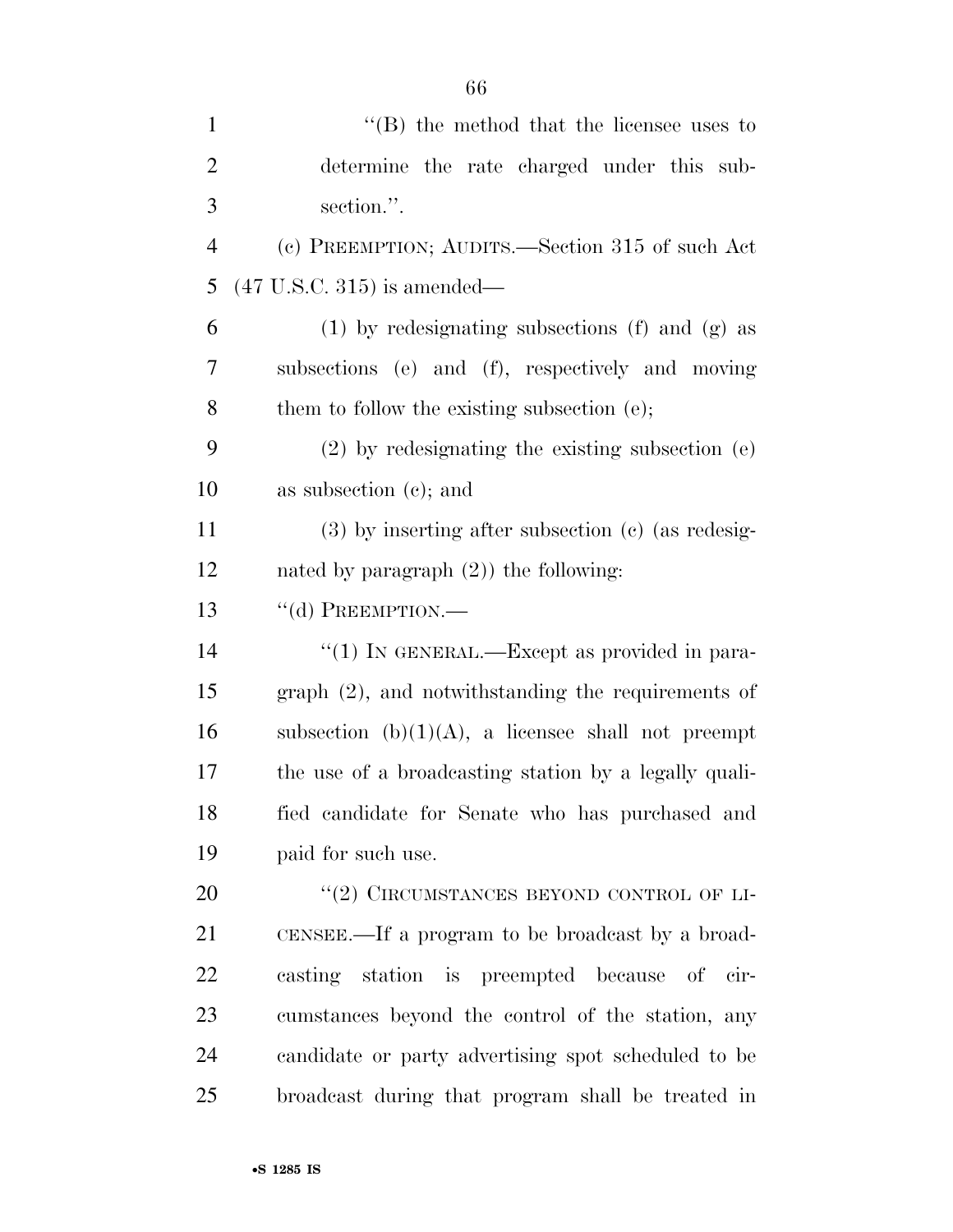''(B) the method that the licensee uses to determine the rate charged under this subsection.''.

(c) PREEMPTION; AUDITS.—Section 315 of such Act (47 U.S.C. 315) is amended—

(1) by redesignating subsections (f) and (g) as subsections (e) and (f), respectively and moving them to follow the existing subsection (e);

(2) by redesignating the existing subsection (e) as subsection (c); and

(3) by inserting after subsection (c) (as redesignated by paragraph (2)) the following:

''(d) PREEMPTION.—

''(1) IN GENERAL.—Except as provided in paragraph (2), and notwithstanding the requirements of subsection (b)(1)(A), a licensee shall not preempt the use of a broadcasting station by a legally qualified candidate for Senate who has purchased and paid for such use.

''(2) CIRCUMSTANCES BEYOND CONTROL OF LICENSEE.—If a program to be broadcast by a broadcasting station is preempted because of circumstances beyond the control of the station, any candidate or party advertising spot scheduled to be broadcast during that program shall be treated in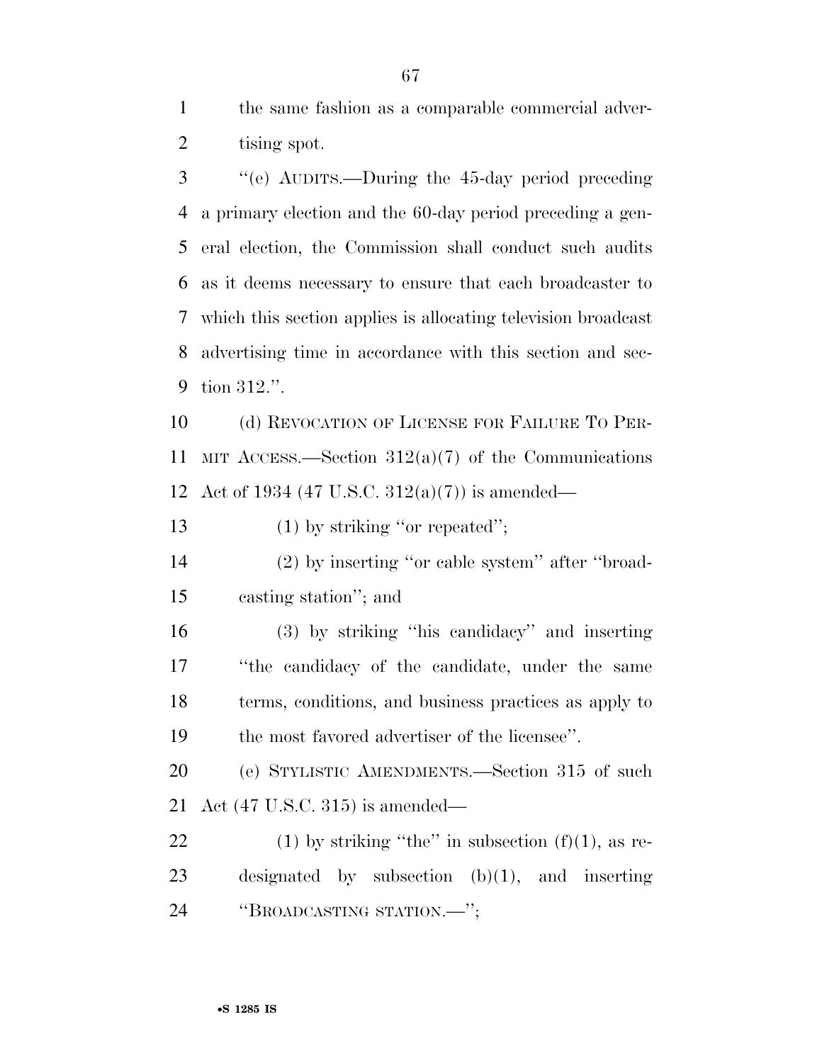the same fashion as a comparable commercial advertising spot.

''(e) AUDITS.—During the 45-day period preceding a primary election and the 60-day period preceding a general election, the Commission shall conduct such audits as it deems necessary to ensure that each broadcaster to which this section applies is allocating television broadcast advertising time in accordance with this section and section 312.''.

(d) REVOCATION OF LICENSE FOR FAILURE TO PERMIT ACCESS.—Section 312(a)(7) of the Communications Act of 1934 (47 U.S.C. 312(a)(7)) is amended—

(1) by striking ''or repeated'';

(2) by inserting ''or cable system'' after ''broadcasting station''; and

(3) by striking ''his candidacy'' and inserting ''the candidacy of the candidate, under the same terms, conditions, and business practices as apply to the most favored advertiser of the licensee''.

(e) STYLISTIC AMENDMENTS.—Section 315 of such Act (47 U.S.C. 315) is amended—

(1) by striking ''the'' in subsection (f)(1), as redesignated by subsection (b)(1), and inserting ''BROADCASTING STATION.—'';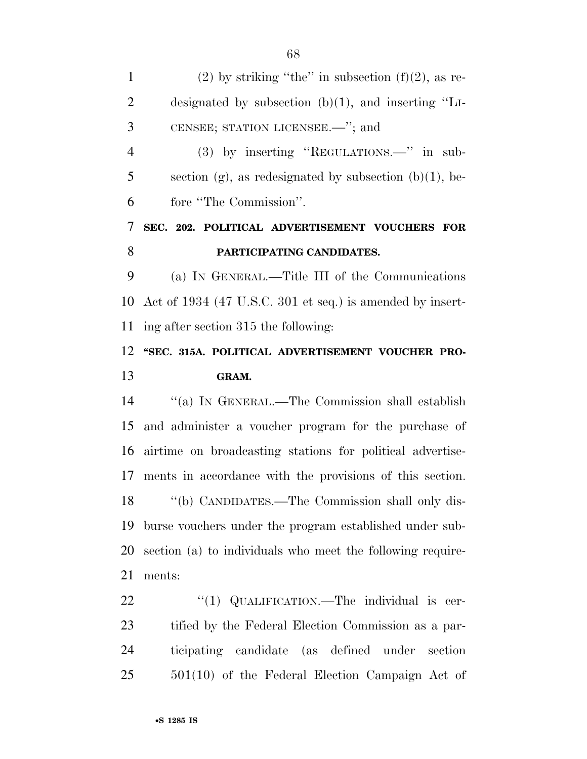(2) by striking "the" in subsection (f)(2), as redesignated by subsection (b)(1), and inserting "LICENSEE; STATION LICENSEE.—"; and

(3) by inserting "REGULATIONS.—" in subsection (g), as redesignated by subsection (b)(1), before "The Commission".

**SEC. 202. POLITICAL ADVERTISEMENT VOUCHERS FOR PARTICIPATING CANDIDATES.**

(a) IN GENERAL.—Title III of the Communications Act of 1934 (47 U.S.C. 301 et seq.) is amended by inserting after section 315 the following:

**"SEC. 315A. POLITICAL ADVERTISEMENT VOUCHER PROGRAM.**

"(a) IN GENERAL.—The Commission shall establish and administer a voucher program for the purchase of airtime on broadcasting stations for political advertisements in accordance with the provisions of this section.

"(b) CANDIDATES.—The Commission shall only disburse vouchers under the program established under subsection (a) to individuals who meet the following requirements:

"(1) QUALIFICATION.—The individual is certified by the Federal Election Commission as a participating candidate (as defined under section 501(10) of the Federal Election Campaign Act of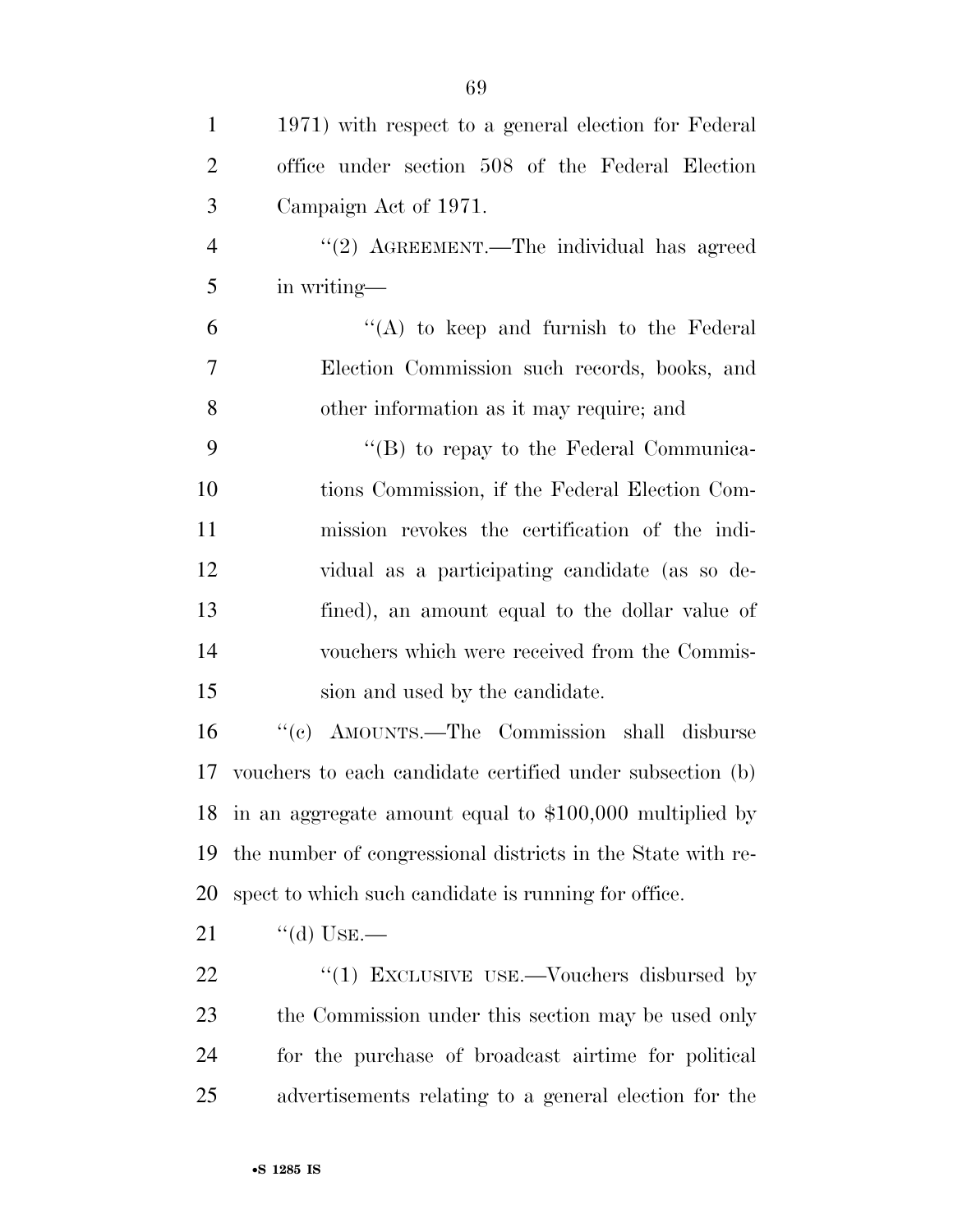1971) with respect to a general election for Federal office under section 508 of the Federal Election Campaign Act of 1971.

"(2) AGREEMENT.—The individual has agreed in writing—

"(A) to keep and furnish to the Federal Election Commission such records, books, and other information as it may require; and

"(B) to repay to the Federal Communications Commission, if the Federal Election Commission revokes the certification of the individual as a participating candidate (as so defined), an amount equal to the dollar value of vouchers which were received from the Commission and used by the candidate.

"(c) AMOUNTS.—The Commission shall disburse vouchers to each candidate certified under subsection (b) in an aggregate amount equal to $100,000 multiplied by the number of congressional districts in the State with respect to which such candidate is running for office.

"(d) USE.—

"(1) EXCLUSIVE USE.—Vouchers disbursed by the Commission under this section may be used only for the purchase of broadcast airtime for political advertisements relating to a general election for the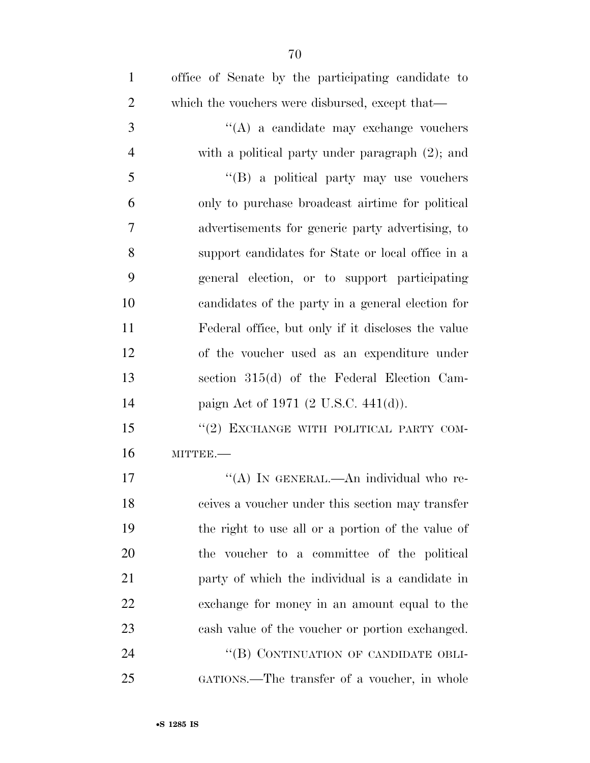office of Senate by the participating candidate to which the vouchers were disbursed, except that—

''(A) a candidate may exchange vouchers with a political party under paragraph (2); and

''(B) a political party may use vouchers only to purchase broadcast airtime for political advertisements for generic party advertising, to support candidates for State or local office in a general election, or to support participating candidates of the party in a general election for Federal office, but only if it discloses the value of the voucher used as an expenditure under section 315(d) of the Federal Election Campaign Act of 1971 (2 U.S.C. 441(d)).

''(2) EXCHANGE WITH POLITICAL PARTY COMMITTEE.—

''(A) IN GENERAL.—An individual who receives a voucher under this section may transfer the right to use all or a portion of the value of the voucher to a committee of the political party of which the individual is a candidate in exchange for money in an amount equal to the cash value of the voucher or portion exchanged.

''(B) CONTINUATION OF CANDIDATE OBLIGATIONS.—The transfer of a voucher, in whole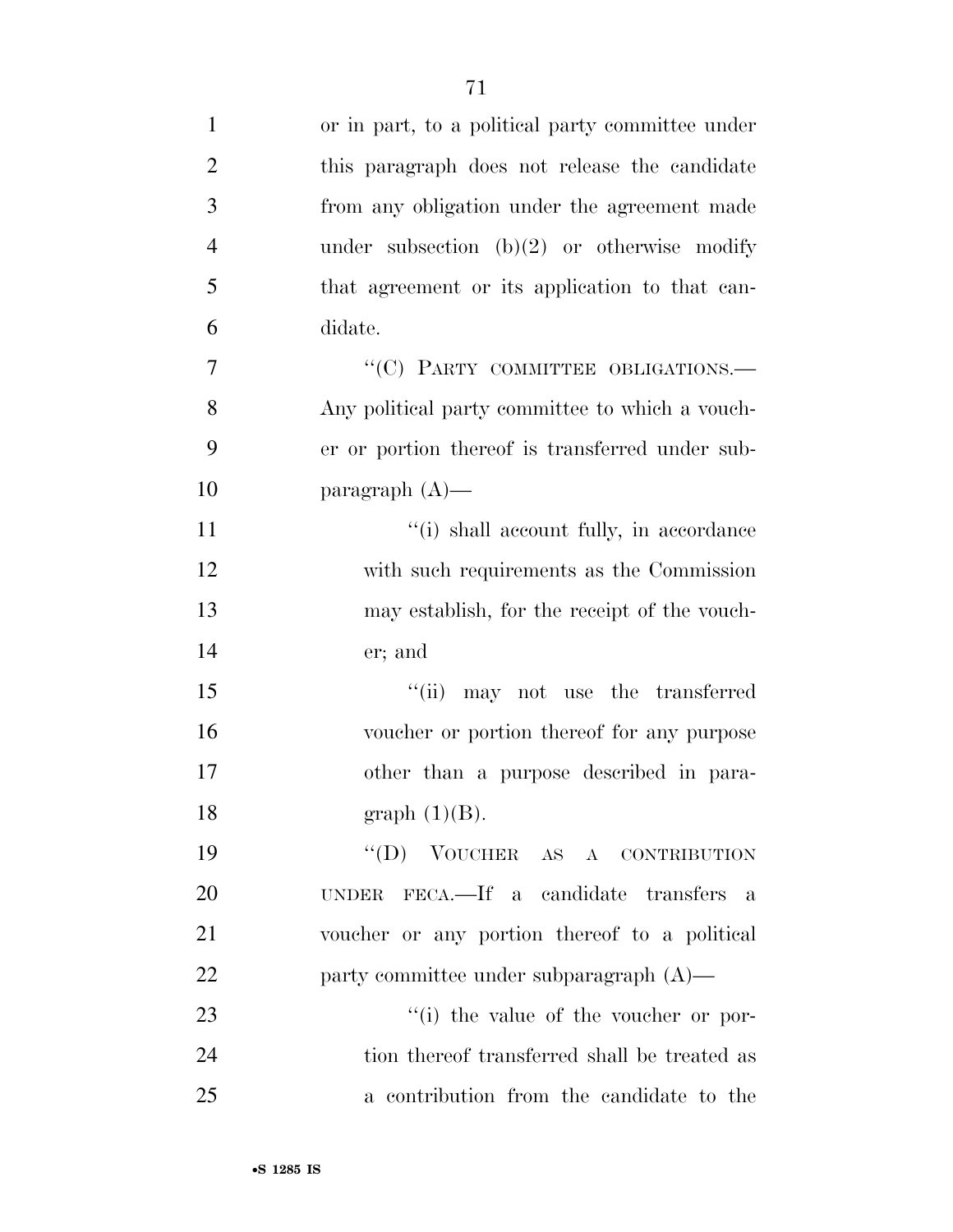or in part, to a political party committee under this paragraph does not release the candidate from any obligation under the agreement made under subsection (b)(2) or otherwise modify that agreement or its application to that candidate.

"(C) PARTY COMMITTEE OBLIGATIONS.—Any political party committee to which a voucher or portion thereof is transferred under subparagraph (A)—

"(i) shall account fully, in accordance with such requirements as the Commission may establish, for the receipt of the voucher; and

"(ii) may not use the transferred voucher or portion thereof for any purpose other than a purpose described in paragraph (1)(B).

"(D) VOUCHER AS A CONTRIBUTION UNDER FECA.—If a candidate transfers a voucher or any portion thereof to a political party committee under subparagraph (A)—

"(i) the value of the voucher or portion thereof transferred shall be treated as a contribution from the candidate to the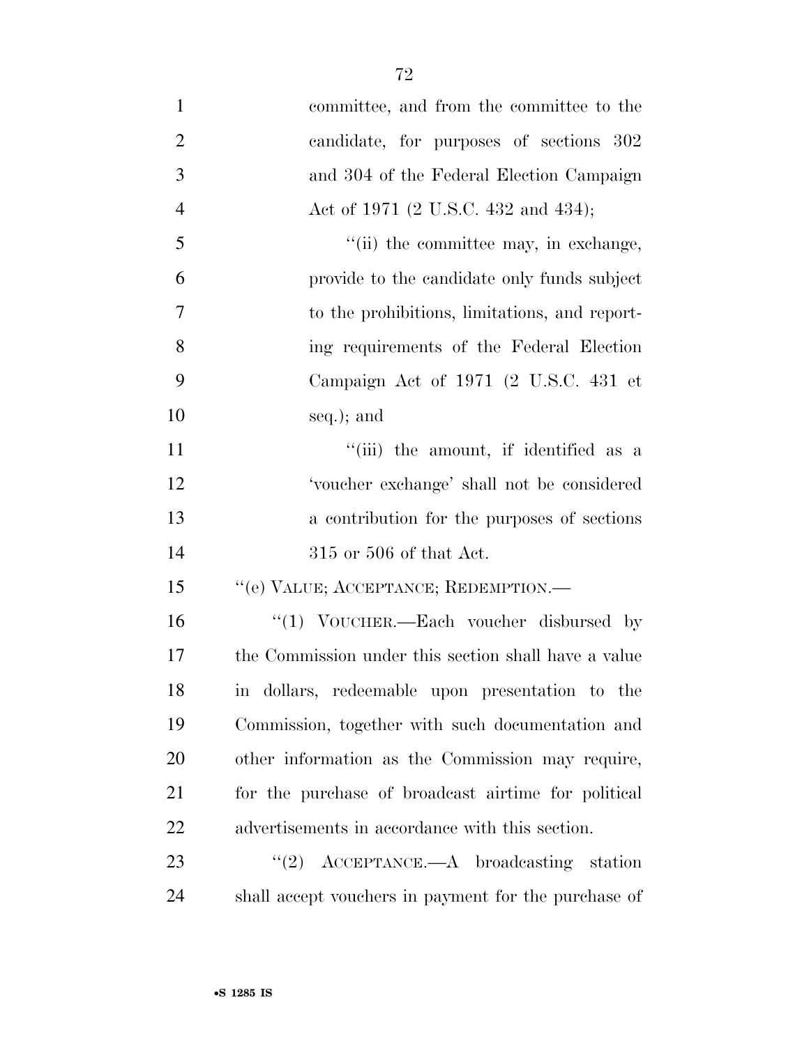committee, and from the committee to the candidate, for purposes of sections 302 and 304 of the Federal Election Campaign Act of 1971 (2 U.S.C. 432 and 434);

"(ii) the committee may, in exchange, provide to the candidate only funds subject to the prohibitions, limitations, and reporting requirements of the Federal Election Campaign Act of 1971 (2 U.S.C. 431 et seq.); and

"(iii) the amount, if identified as a 'voucher exchange' shall not be considered a contribution for the purposes of sections 315 or 506 of that Act.

"(e) VALUE; ACCEPTANCE; REDEMPTION.—

"(1) VOUCHER.—Each voucher disbursed by the Commission under this section shall have a value in dollars, redeemable upon presentation to the Commission, together with such documentation and other information as the Commission may require, for the purchase of broadcast airtime for political advertisements in accordance with this section.

"(2) ACCEPTANCE.—A broadcasting station shall accept vouchers in payment for the purchase of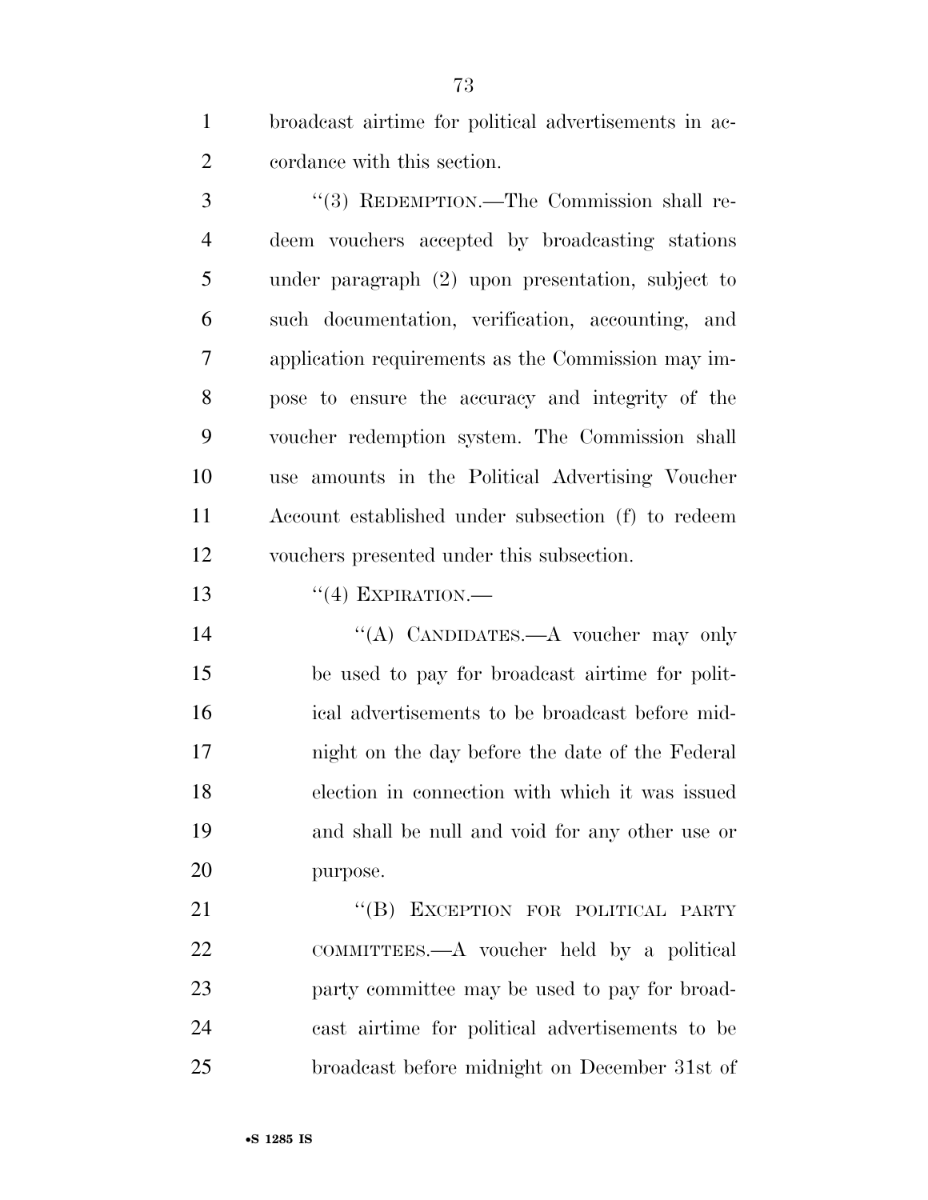broadcast airtime for political advertisements in accordance with this section.

"(3) REDEMPTION.—The Commission shall redeem vouchers accepted by broadcasting stations under paragraph (2) upon presentation, subject to such documentation, verification, accounting, and application requirements as the Commission may impose to ensure the accuracy and integrity of the voucher redemption system. The Commission shall use amounts in the Political Advertising Voucher Account established under subsection (f) to redeem vouchers presented under this subsection.

"(4) EXPIRATION.—

"(A) CANDIDATES.—A voucher may only be used to pay for broadcast airtime for political advertisements to be broadcast before midnight on the day before the date of the Federal election in connection with which it was issued and shall be null and void for any other use or purpose.

"(B) EXCEPTION FOR POLITICAL PARTY COMMITTEES.—A voucher held by a political party committee may be used to pay for broadcast airtime for political advertisements to be broadcast before midnight on December 31st of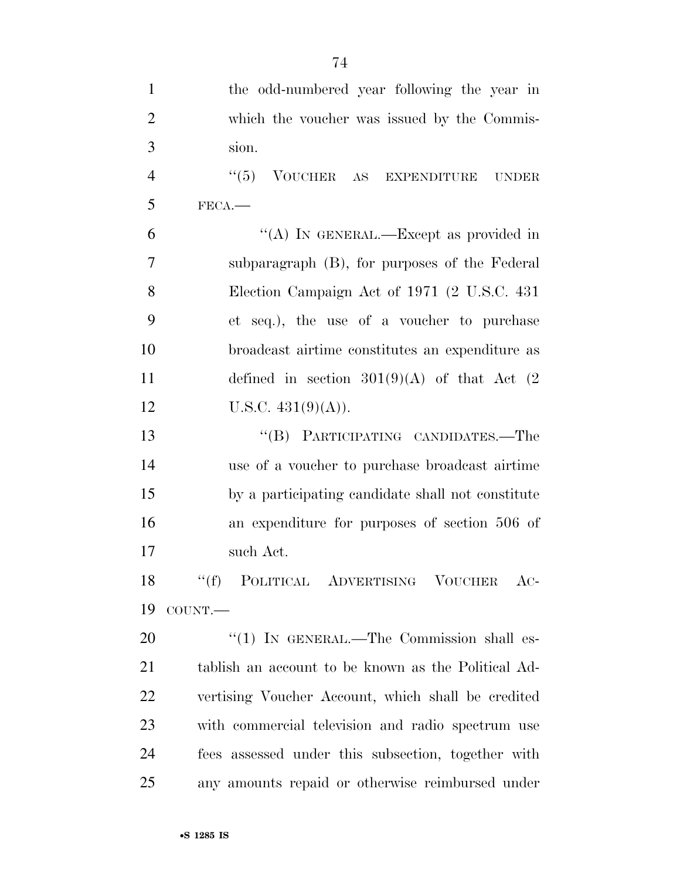the odd-numbered year following the year in which the voucher was issued by the Commission.

"(5) VOUCHER AS EXPENDITURE UNDER FECA.—

"(A) IN GENERAL.—Except as provided in subparagraph (B), for purposes of the Federal Election Campaign Act of 1971 (2 U.S.C. 431 et seq.), the use of a voucher to purchase broadcast airtime constitutes an expenditure as defined in section 301(9)(A) of that Act (2 U.S.C. 431(9)(A)).

"(B) PARTICIPATING CANDIDATES.—The use of a voucher to purchase broadcast airtime by a participating candidate shall not constitute an expenditure for purposes of section 506 of such Act.

"(f) POLITICAL ADVERTISING VOUCHER ACCOUNT.—

"(1) IN GENERAL.—The Commission shall establish an account to be known as the Political Advertising Voucher Account, which shall be credited with commercial television and radio spectrum use fees assessed under this subsection, together with any amounts repaid or otherwise reimbursed under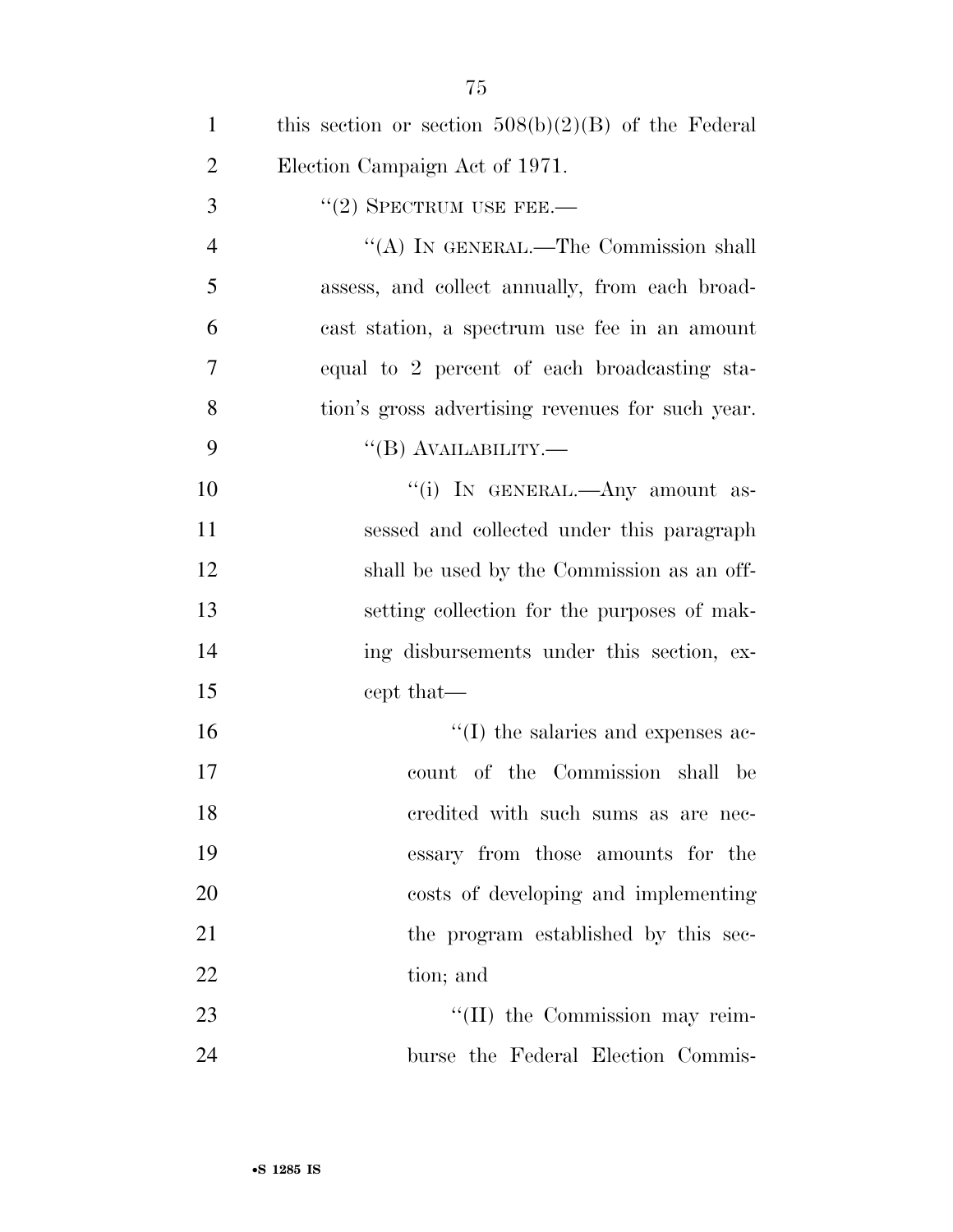this section or section 508(b)(2)(B) of the Federal Election Campaign Act of 1971.

"(2) SPECTRUM USE FEE.—

"(A) IN GENERAL.—The Commission shall assess, and collect annually, from each broadcast station, a spectrum use fee in an amount equal to 2 percent of each broadcasting station's gross advertising revenues for such year.

"(B) AVAILABILITY.—

"(i) IN GENERAL.—Any amount assessed and collected under this paragraph shall be used by the Commission as an offsetting collection for the purposes of making disbursements under this section, except that—

"(I) the salaries and expenses account of the Commission shall be credited with such sums as are necessary from those amounts for the costs of developing and implementing the program established by this section; and

"(II) the Commission may reimburse the Federal Election Commis-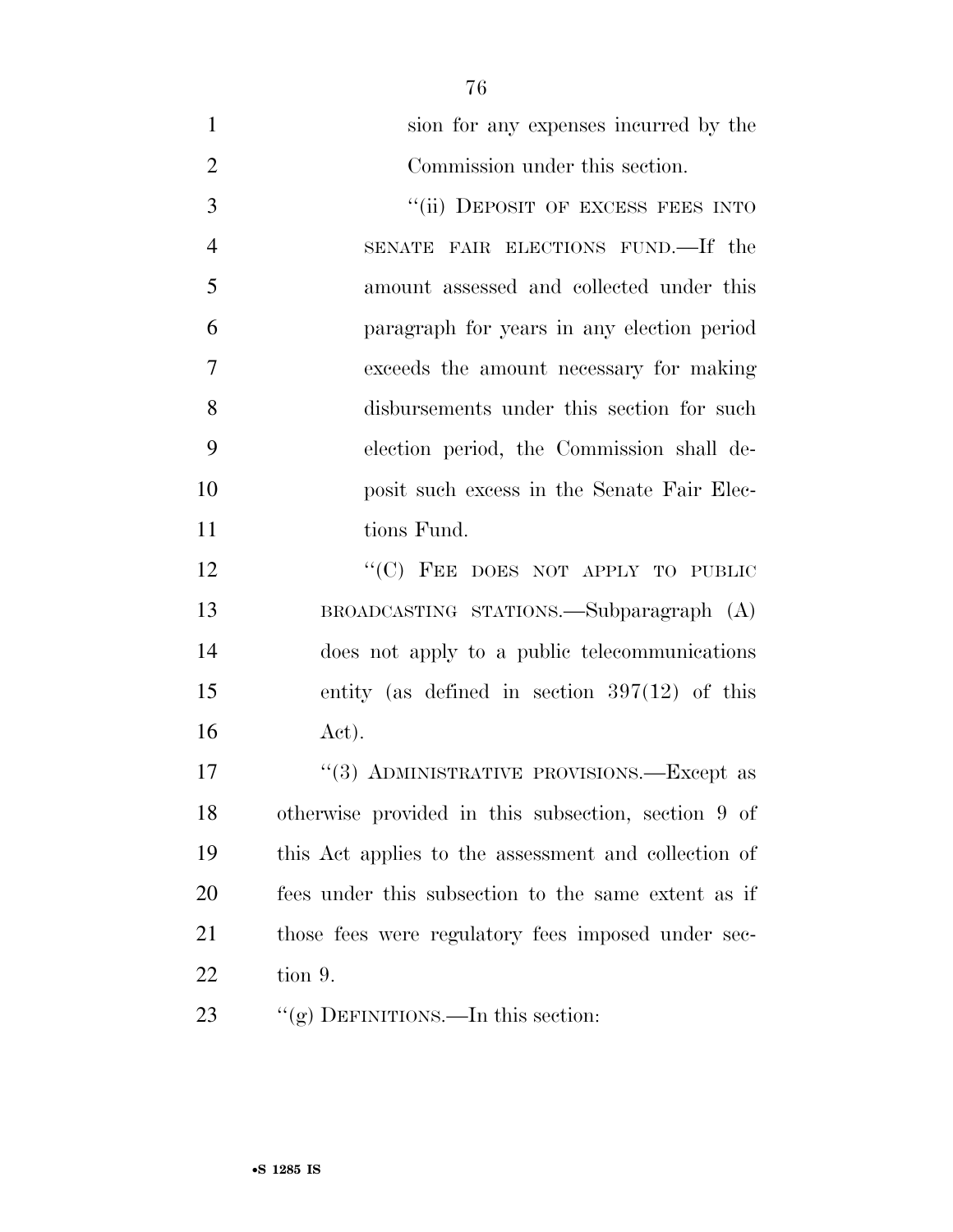sion for any expenses incurred by the Commission under this section.

"(ii) DEPOSIT OF EXCESS FEES INTO SENATE FAIR ELECTIONS FUND.—If the amount assessed and collected under this paragraph for years in any election period exceeds the amount necessary for making disbursements under this section for such election period, the Commission shall deposit such excess in the Senate Fair Elections Fund.

"(C) FEE DOES NOT APPLY TO PUBLIC BROADCASTING STATIONS.—Subparagraph (A) does not apply to a public telecommunications entity (as defined in section 397(12) of this Act).

"(3) ADMINISTRATIVE PROVISIONS.—Except as otherwise provided in this subsection, section 9 of this Act applies to the assessment and collection of fees under this subsection to the same extent as if those fees were regulatory fees imposed under section 9.

"(g) DEFINITIONS.—In this section: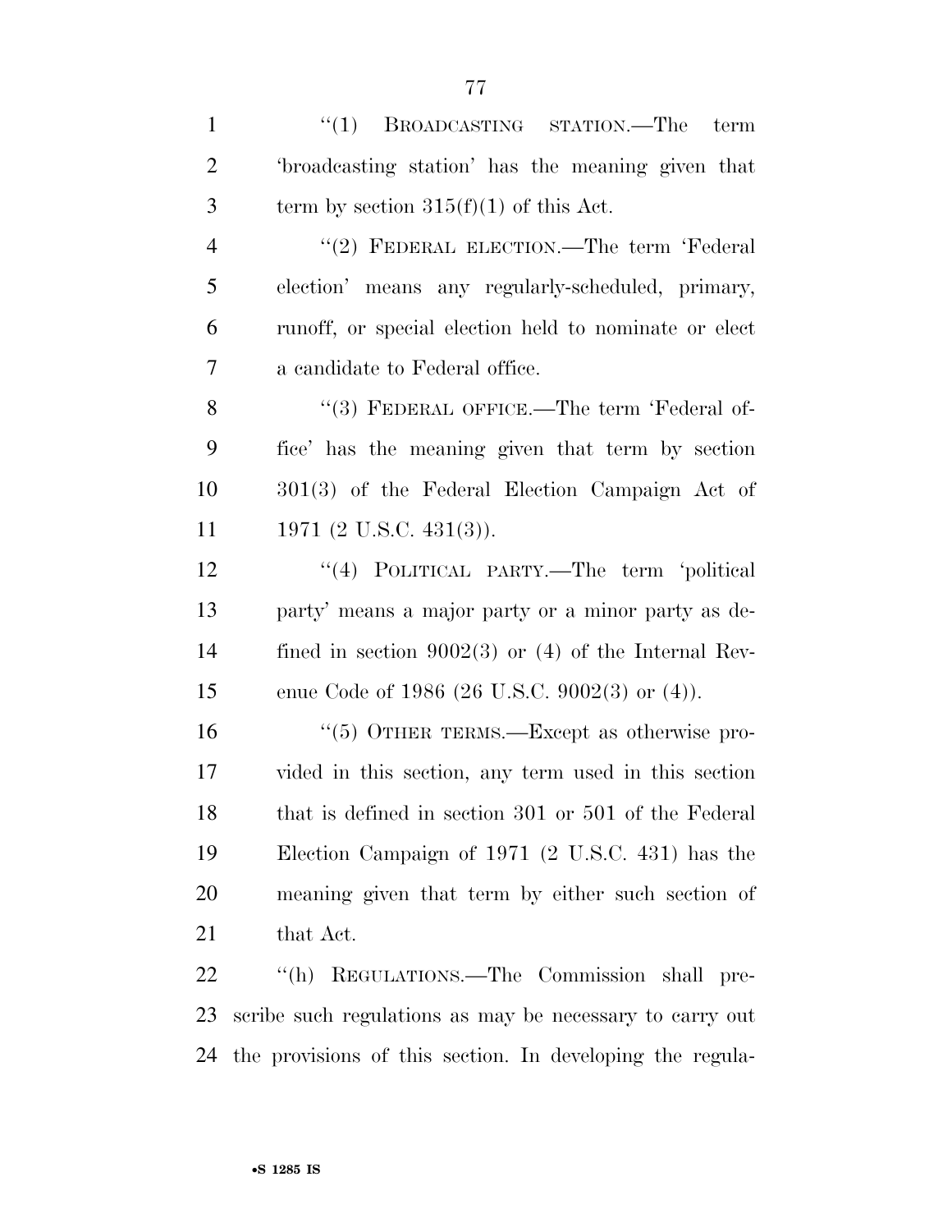"(1) BROADCASTING STATION.—The term 'broadcasting station' has the meaning given that term by section 315(f)(1) of this Act.

"(2) FEDERAL ELECTION.—The term 'Federal election' means any regularly-scheduled, primary, runoff, or special election held to nominate or elect a candidate to Federal office.

"(3) FEDERAL OFFICE.—The term 'Federal office' has the meaning given that term by section 301(3) of the Federal Election Campaign Act of 1971 (2 U.S.C. 431(3)).

"(4) POLITICAL PARTY.—The term 'political party' means a major party or a minor party as defined in section 9002(3) or (4) of the Internal Revenue Code of 1986 (26 U.S.C. 9002(3) or (4)).

"(5) OTHER TERMS.—Except as otherwise provided in this section, any term used in this section that is defined in section 301 or 501 of the Federal Election Campaign of 1971 (2 U.S.C. 431) has the meaning given that term by either such section of that Act.

"(h) REGULATIONS.—The Commission shall prescribe such regulations as may be necessary to carry out the provisions of this section. In developing the regula-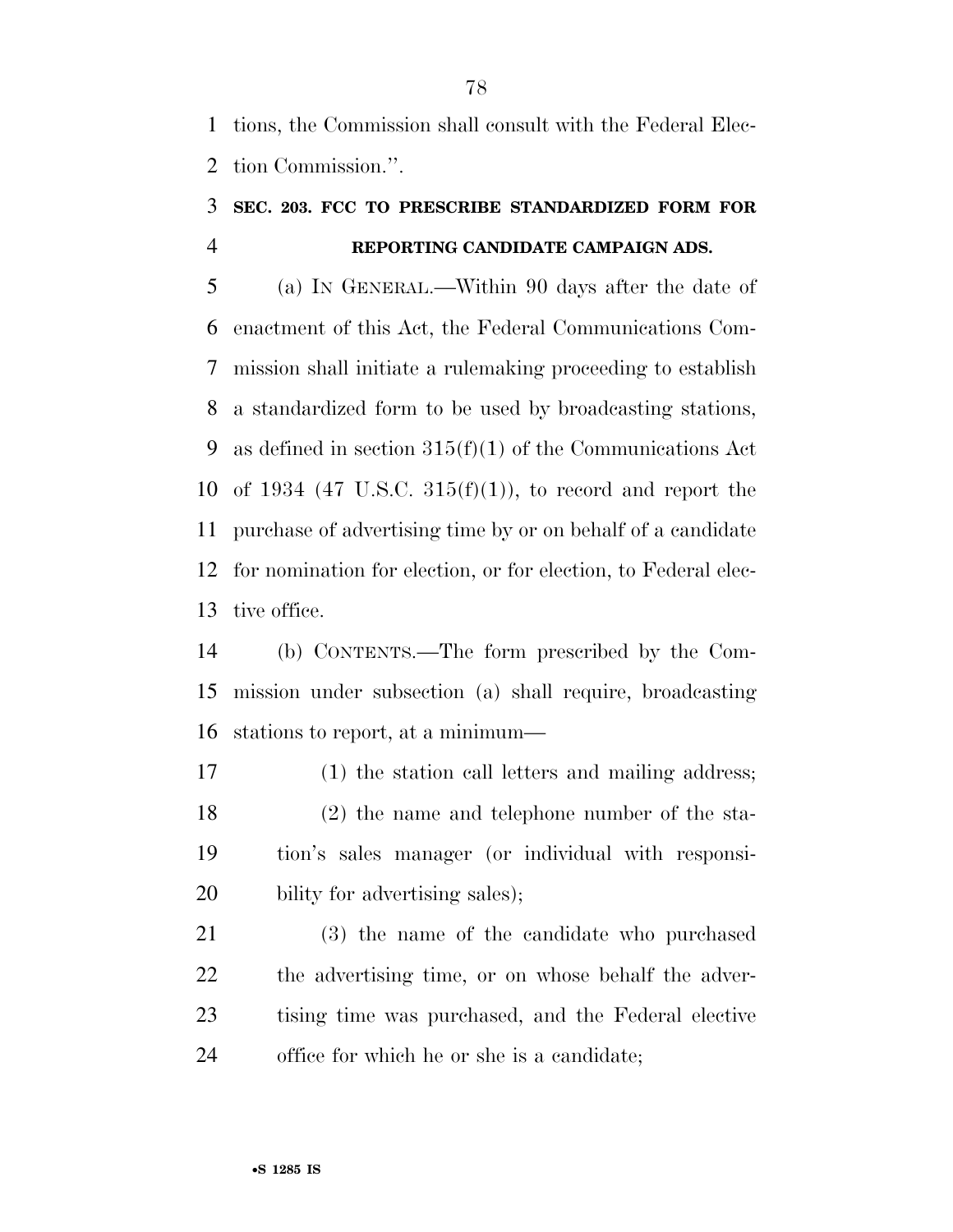tions, the Commission shall consult with the Federal Election Commission.''.

### SEC. 203. FCC TO PRESCRIBE STANDARDIZED FORM FOR REPORTING CANDIDATE CAMPAIGN ADS.

(a) IN GENERAL.—Within 90 days after the date of enactment of this Act, the Federal Communications Commission shall initiate a rulemaking proceeding to establish a standardized form to be used by broadcasting stations, as defined in section 315(f)(1) of the Communications Act of 1934 (47 U.S.C. 315(f)(1)), to record and report the purchase of advertising time by or on behalf of a candidate for nomination for election, or for election, to Federal elective office.

(b) CONTENTS.—The form prescribed by the Commission under subsection (a) shall require, broadcasting stations to report, at a minimum—

(1) the station call letters and mailing address;

(2) the name and telephone number of the station's sales manager (or individual with responsibility for advertising sales);

(3) the name of the candidate who purchased the advertising time, or on whose behalf the advertising time was purchased, and the Federal elective office for which he or she is a candidate;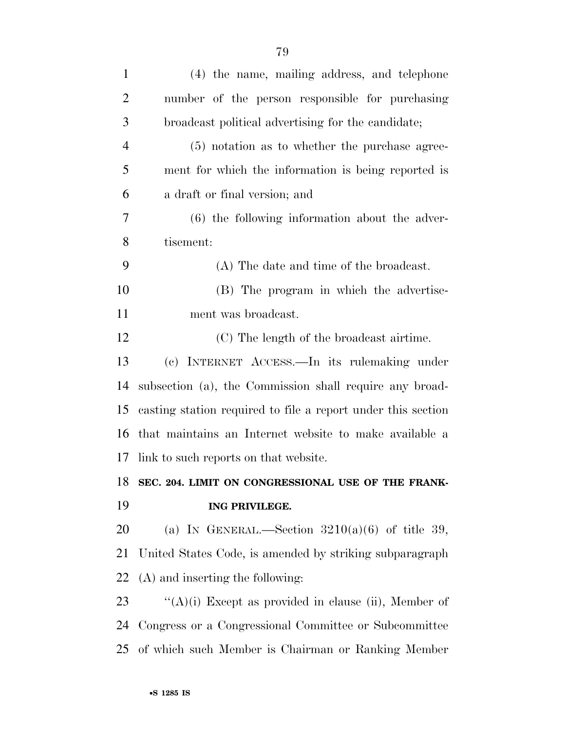(4) the name, mailing address, and telephone number of the person responsible for purchasing broadcast political advertising for the candidate;

(5) notation as to whether the purchase agreement for which the information is being reported is a draft or final version; and

(6) the following information about the advertisement:

(A) The date and time of the broadcast.

(B) The program in which the advertisement was broadcast.

(C) The length of the broadcast airtime.

(c) INTERNET ACCESS.—In its rulemaking under subsection (a), the Commission shall require any broadcasting station required to file a report under this section that maintains an Internet website to make available a link to such reports on that website.

**SEC. 204. LIMIT ON CONGRESSIONAL USE OF THE FRANKING PRIVILEGE.**

(a) IN GENERAL.—Section 3210(a)(6) of title 39, United States Code, is amended by striking subparagraph (A) and inserting the following:

"(A)(i) Except as provided in clause (ii), Member of Congress or a Congressional Committee or Subcommittee of which such Member is Chairman or Ranking Member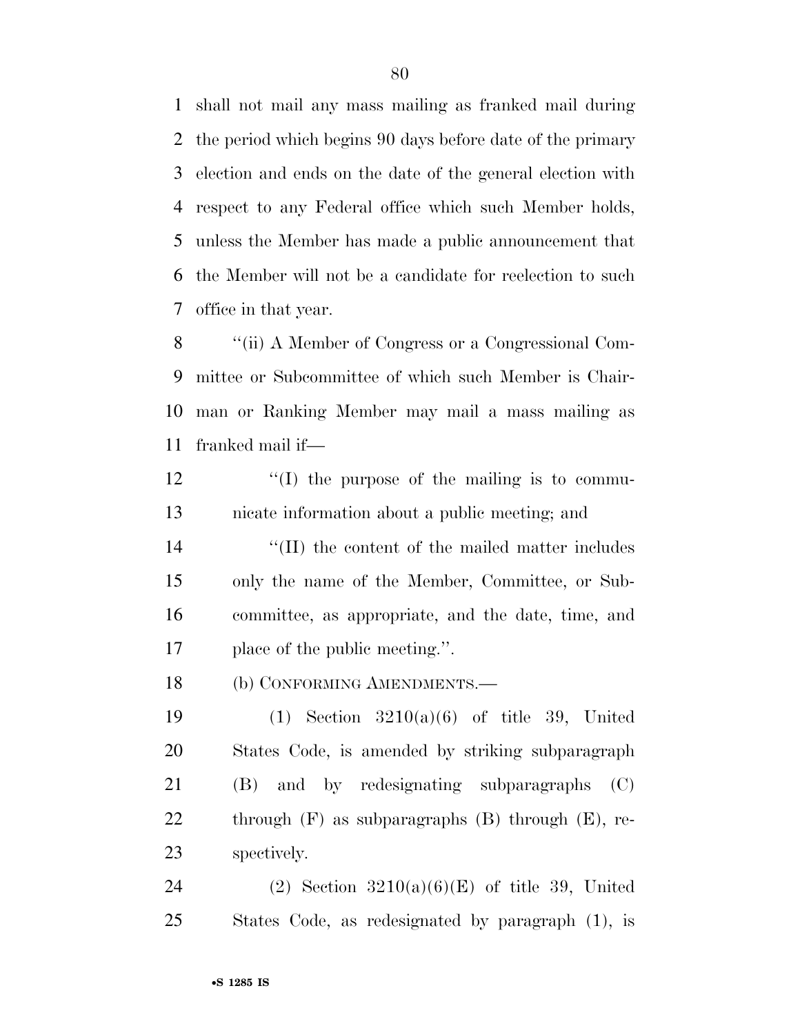shall not mail any mass mailing as franked mail during the period which begins 90 days before date of the primary election and ends on the date of the general election with respect to any Federal office which such Member holds, unless the Member has made a public announcement that the Member will not be a candidate for reelection to such office in that year.

''(ii) A Member of Congress or a Congressional Committee or Subcommittee of which such Member is Chairman or Ranking Member may mail a mass mailing as franked mail if—

''(I) the purpose of the mailing is to communicate information about a public meeting; and

''(II) the content of the mailed matter includes only the name of the Member, Committee, or Subcommittee, as appropriate, and the date, time, and place of the public meeting.''.

(b) CONFORMING AMENDMENTS.—

(1) Section 3210(a)(6) of title 39, United States Code, is amended by striking subparagraph (B) and by redesignating subparagraphs (C) through (F) as subparagraphs (B) through (E), respectively.

(2) Section 3210(a)(6)(E) of title 39, United States Code, as redesignated by paragraph (1), is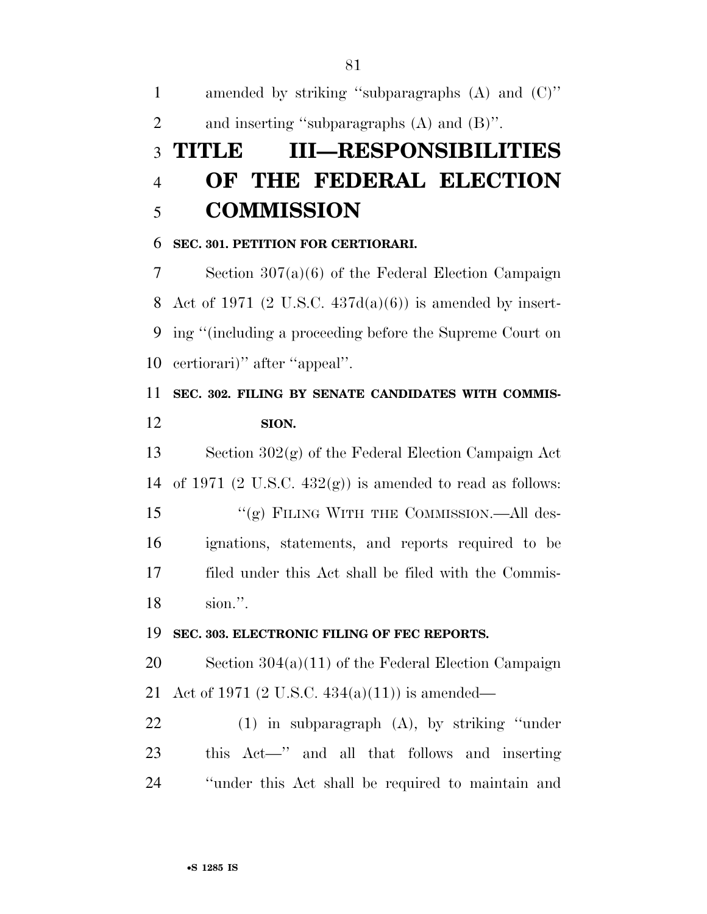amended by striking ''subparagraphs (A) and (C)'' and inserting ''subparagraphs (A) and (B)''.

# TITLE III—RESPONSIBILITIES OF THE FEDERAL ELECTION COMMISSION

**SEC. 301. PETITION FOR CERTIORARI.**

Section 307(a)(6) of the Federal Election Campaign Act of 1971 (2 U.S.C. 437d(a)(6)) is amended by inserting ''(including a proceeding before the Supreme Court on certiorari)'' after ''appeal''.

**SEC. 302. FILING BY SENATE CANDIDATES WITH COMMISSION.**

Section 302(g) of the Federal Election Campaign Act of 1971 (2 U.S.C. 432(g)) is amended to read as follows:

''(g) FILING WITH THE COMMISSION.—All designations, statements, and reports required to be filed under this Act shall be filed with the Commission.''.

**SEC. 303. ELECTRONIC FILING OF FEC REPORTS.**

Section 304(a)(11) of the Federal Election Campaign Act of 1971 (2 U.S.C. 434(a)(11)) is amended—

(1) in subparagraph (A), by striking ''under this Act—'' and all that follows and inserting ''under this Act shall be required to maintain and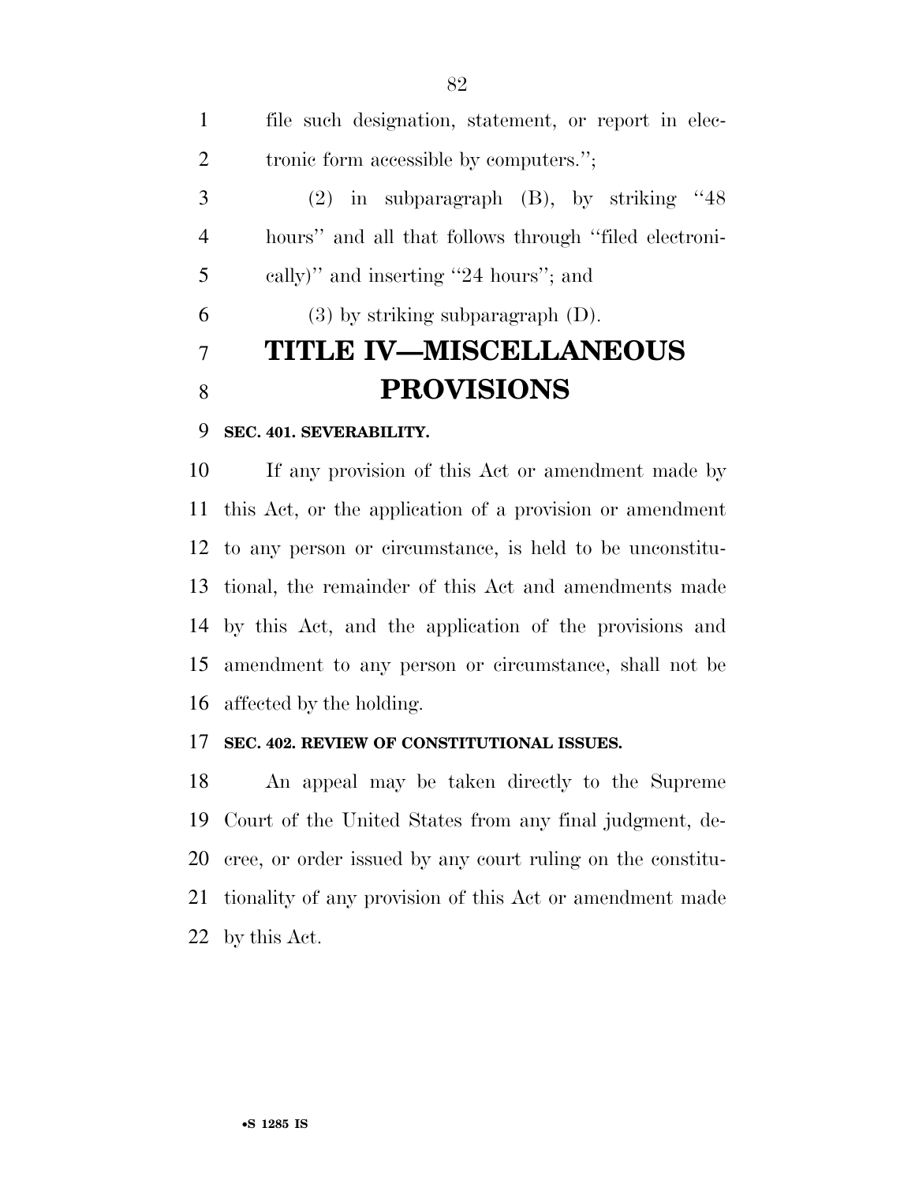file such designation, statement, or report in electronic form accessible by computers.'';

(2) in subparagraph (B), by striking ''48 hours'' and all that follows through ''filed electronically)'' and inserting ''24 hours''; and

(3) by striking subparagraph (D).

# TITLE IV—MISCELLANEOUS PROVISIONS

## SEC. 401. SEVERABILITY.

If any provision of this Act or amendment made by this Act, or the application of a provision or amendment to any person or circumstance, is held to be unconstitutional, the remainder of this Act and amendments made by this Act, and the application of the provisions and amendment to any person or circumstance, shall not be affected by the holding.

## SEC. 402. REVIEW OF CONSTITUTIONAL ISSUES.

An appeal may be taken directly to the Supreme Court of the United States from any final judgment, decree, or order issued by any court ruling on the constitutionality of any provision of this Act or amendment made by this Act.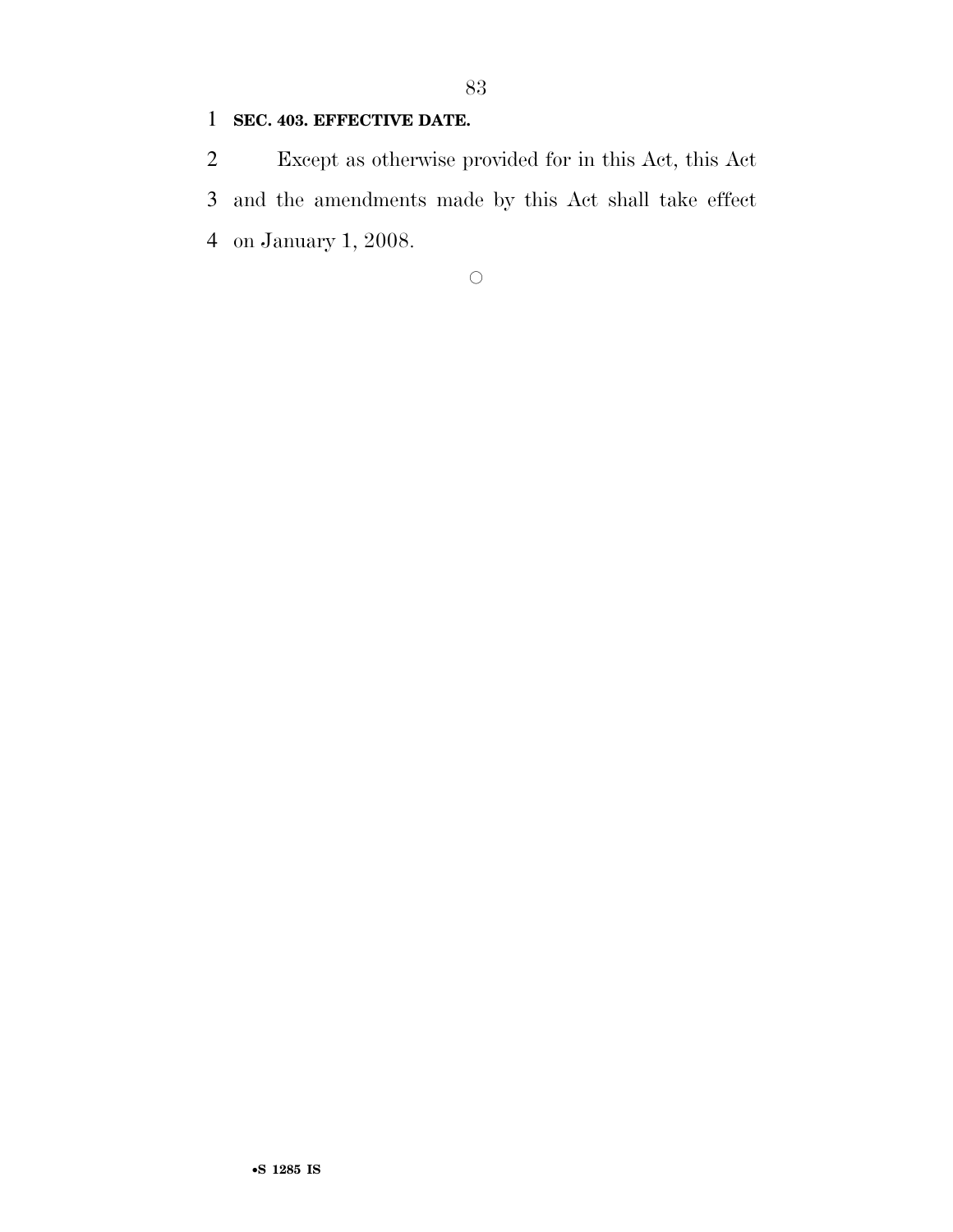**SEC. 403. EFFECTIVE DATE.**

Except as otherwise provided for in this Act, this Act and the amendments made by this Act shall take effect on January 1, 2008.